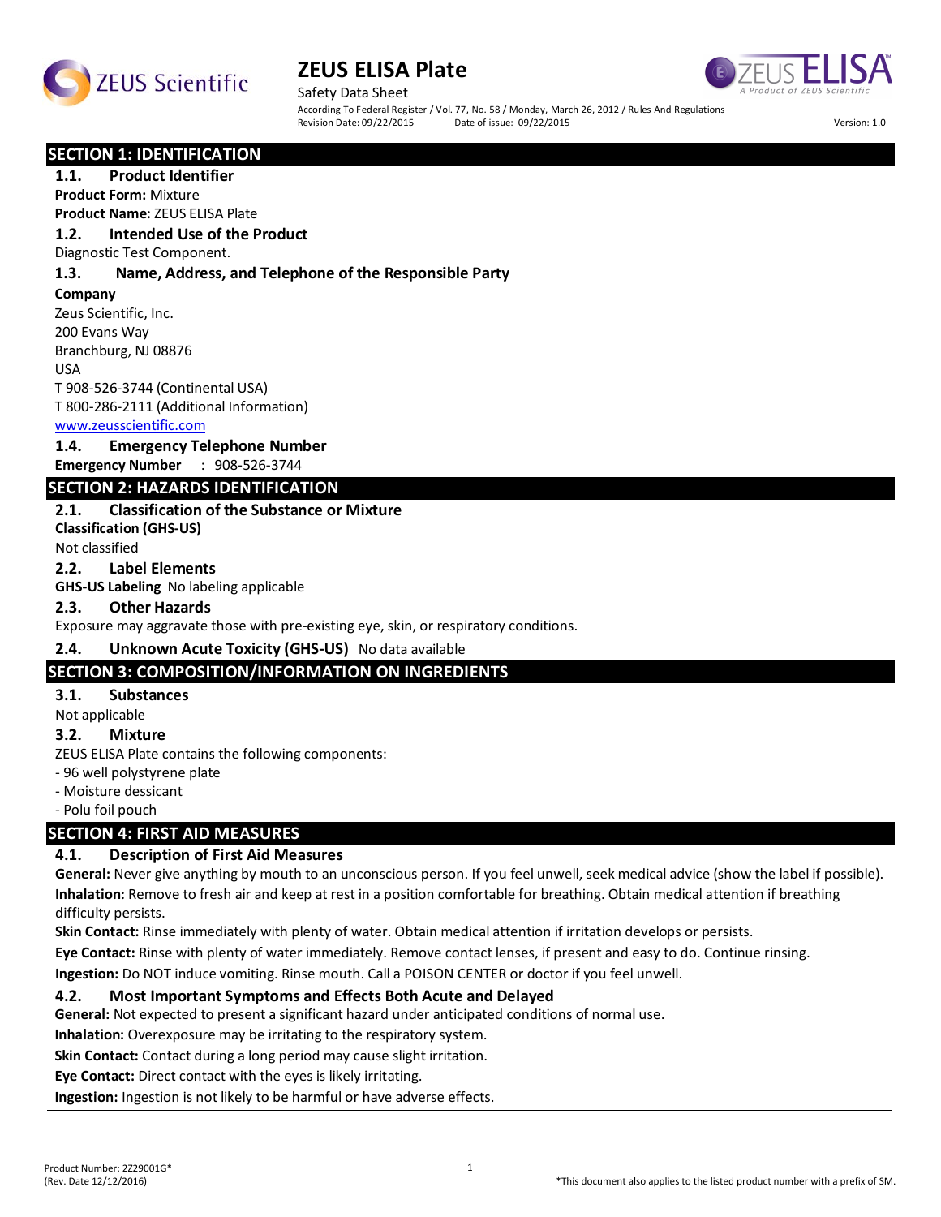# ZEUS ELISA Plate

Safety Data Sheet

According To Federal Register / Vol. 77, No. 58 / Monday, March 26, 2012 / Rules And Regulations

Revision Date: 09/22/2015 Date of issue: 09/22/2015 Version: 1.0

## SECTION 1: IDENTIFICATION

### 1.1. Product Identifier

**Product Form:** Mixture

**Product Name:** ZEUS ELISA Plate

### 1.2. Intended Use of the Product

Diagnostic Test Component.

### 1.3. Name, Address, and Telephone of the Responsible Party

**Company**

Zeus Scientific, Inc.
200 Evans Way
Branchburg, NJ 08876
USA
T 908-526-3744 (Continental USA)
T 800-286-2111 (Additional Information)
www.zeusscientific.com

### 1.4. Emergency Telephone Number

**Emergency Number** : 908-526-3744

## SECTION 2: HAZARDS IDENTIFICATION

### 2.1. Classification of the Substance or Mixture

**Classification (GHS-US)**

Not classified

### 2.2. Label Elements

**GHS-US Labeling** No labeling applicable

### 2.3. Other Hazards

Exposure may aggravate those with pre-existing eye, skin, or respiratory conditions.

### 2.4. Unknown Acute Toxicity (GHS-US) No data available

## SECTION 3: COMPOSITION/INFORMATION ON INGREDIENTS

### 3.1. Substances

Not applicable

### 3.2. Mixture

ZEUS ELISA Plate contains the following components:

- 96 well polystyrene plate
- Moisture dessicant
- Polu foil pouch

## SECTION 4: FIRST AID MEASURES

### 4.1. Description of First Aid Measures

**General:** Never give anything by mouth to an unconscious person. If you feel unwell, seek medical advice (show the label if possible).

**Inhalation:** Remove to fresh air and keep at rest in a position comfortable for breathing. Obtain medical attention if breathing difficulty persists.

**Skin Contact:** Rinse immediately with plenty of water. Obtain medical attention if irritation develops or persists.

**Eye Contact:** Rinse with plenty of water immediately. Remove contact lenses, if present and easy to do. Continue rinsing.

**Ingestion:** Do NOT induce vomiting. Rinse mouth. Call a POISON CENTER or doctor if you feel unwell.

### 4.2. Most Important Symptoms and Effects Both Acute and Delayed

**General:** Not expected to present a significant hazard under anticipated conditions of normal use.

**Inhalation:** Overexposure may be irritating to the respiratory system.

**Skin Contact:** Contact during a long period may cause slight irritation.

**Eye Contact:** Direct contact with the eyes is likely irritating.

**Ingestion:** Ingestion is not likely to be harmful or have adverse effects.

Product Number: 2Z29001G*
(Rev. Date 12/12/2016)

*This document also applies to the listed product number with a prefix of SM.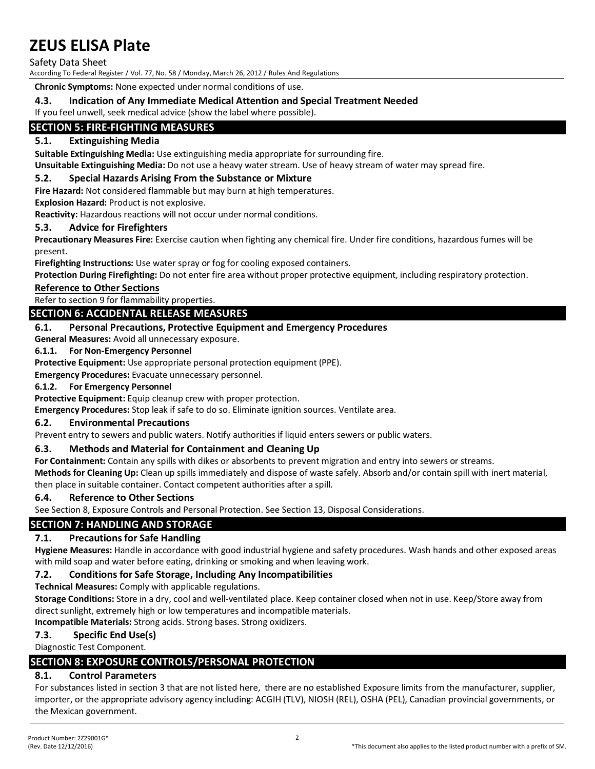**Chronic Symptoms:** None expected under normal conditions of use.

### 4.3. Indication of Any Immediate Medical Attention and Special Treatment Needed

If you feel unwell, seek medical advice (show the label where possible).

## SECTION 5: FIRE-FIGHTING MEASURES

### 5.1. Extinguishing Media

**Suitable Extinguishing Media:** Use extinguishing media appropriate for surrounding fire.

**Unsuitable Extinguishing Media:** Do not use a heavy water stream. Use of heavy stream of water may spread fire.

### 5.2. Special Hazards Arising From the Substance or Mixture

**Fire Hazard:** Not considered flammable but may burn at high temperatures.

**Explosion Hazard:** Product is not explosive.

**Reactivity:** Hazardous reactions will not occur under normal conditions.

### 5.3. Advice for Firefighters

**Precautionary Measures Fire:** Exercise caution when fighting any chemical fire. Under fire conditions, hazardous fumes will be present.

**Firefighting Instructions:** Use water spray or fog for cooling exposed containers.

**Protection During Firefighting:** Do not enter fire area without proper protective equipment, including respiratory protection.

**Reference to Other Sections**

Refer to section 9 for flammability properties.

## SECTION 6: ACCIDENTAL RELEASE MEASURES

### 6.1. Personal Precautions, Protective Equipment and Emergency Procedures

**General Measures:** Avoid all unnecessary exposure.

#### 6.1.1. For Non-Emergency Personnel

**Protective Equipment:** Use appropriate personal protection equipment (PPE).

**Emergency Procedures:** Evacuate unnecessary personnel.

#### 6.1.2. For Emergency Personnel

**Protective Equipment:** Equip cleanup crew with proper protection.

**Emergency Procedures:** Stop leak if safe to do so. Eliminate ignition sources. Ventilate area.

### 6.2. Environmental Precautions

Prevent entry to sewers and public waters. Notify authorities if liquid enters sewers or public waters.

### 6.3. Methods and Material for Containment and Cleaning Up

**For Containment:** Contain any spills with dikes or absorbents to prevent migration and entry into sewers or streams.

**Methods for Cleaning Up:** Clean up spills immediately and dispose of waste safely. Absorb and/or contain spill with inert material, then place in suitable container. Contact competent authorities after a spill.

### 6.4. Reference to Other Sections

See Section 8, Exposure Controls and Personal Protection. See Section 13, Disposal Considerations.

## SECTION 7: HANDLING AND STORAGE

### 7.1. Precautions for Safe Handling

**Hygiene Measures:** Handle in accordance with good industrial hygiene and safety procedures. Wash hands and other exposed areas with mild soap and water before eating, drinking or smoking and when leaving work.

### 7.2. Conditions for Safe Storage, Including Any Incompatibilities

**Technical Measures:** Comply with applicable regulations.

**Storage Conditions:** Store in a dry, cool and well-ventilated place. Keep container closed when not in use. Keep/Store away from direct sunlight, extremely high or low temperatures and incompatible materials.

**Incompatible Materials:** Strong acids. Strong bases. Strong oxidizers.

### 7.3. Specific End Use(s)

Diagnostic Test Component.

## SECTION 8: EXPOSURE CONTROLS/PERSONAL PROTECTION

### 8.1. Control Parameters

For substances listed in section 3 that are not listed here, there are no established Exposure limits from the manufacturer, supplier, importer, or the appropriate advisory agency including: ACGIH (TLV), NIOSH (REL), OSHA (PEL), Canadian provincial governments, or the Mexican government.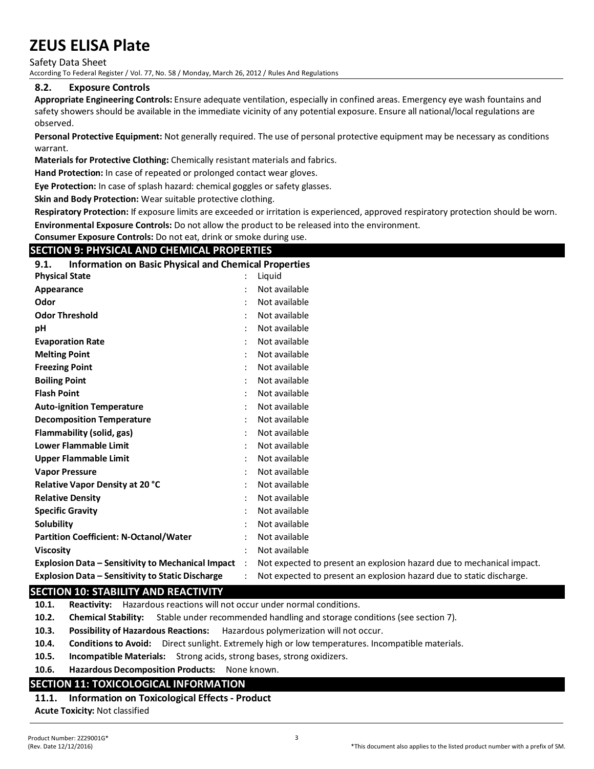### 8.2. Exposure Controls

**Appropriate Engineering Controls:** Ensure adequate ventilation, especially in confined areas. Emergency eye wash fountains and safety showers should be available in the immediate vicinity of any potential exposure. Ensure all national/local regulations are observed.

**Personal Protective Equipment:** Not generally required. The use of personal protective equipment may be necessary as conditions warrant.

**Materials for Protective Clothing:** Chemically resistant materials and fabrics.

**Hand Protection:** In case of repeated or prolonged contact wear gloves.

**Eye Protection:** In case of splash hazard: chemical goggles or safety glasses.

**Skin and Body Protection:** Wear suitable protective clothing.

**Respiratory Protection:** If exposure limits are exceeded or irritation is experienced, approved respiratory protection should be worn.

**Environmental Exposure Controls:** Do not allow the product to be released into the environment.

**Consumer Exposure Controls:** Do not eat, drink or smoke during use.

## SECTION 9: PHYSICAL AND CHEMICAL PROPERTIES

### 9.1. Information on Basic Physical and Chemical Properties

| Property | Value |
|---|---|
| **Physical State** | Liquid |
| **Appearance** | Not available |
| **Odor** | Not available |
| **Odor Threshold** | Not available |
| **pH** | Not available |
| **Evaporation Rate** | Not available |
| **Melting Point** | Not available |
| **Freezing Point** | Not available |
| **Boiling Point** | Not available |
| **Flash Point** | Not available |
| **Auto-ignition Temperature** | Not available |
| **Decomposition Temperature** | Not available |
| **Flammability (solid, gas)** | Not available |
| **Lower Flammable Limit** | Not available |
| **Upper Flammable Limit** | Not available |
| **Vapor Pressure** | Not available |
| **Relative Vapor Density at 20 °C** | Not available |
| **Relative Density** | Not available |
| **Specific Gravity** | Not available |
| **Solubility** | Not available |
| **Partition Coefficient: N-Octanol/Water** | Not available |
| **Viscosity** | Not available |
| **Explosion Data – Sensitivity to Mechanical Impact** | Not expected to present an explosion hazard due to mechanical impact. |
| **Explosion Data – Sensitivity to Static Discharge** | Not expected to present an explosion hazard due to static discharge. |

## SECTION 10: STABILITY AND REACTIVITY

**10.1. Reactivity:** Hazardous reactions will not occur under normal conditions.

**10.2. Chemical Stability:** Stable under recommended handling and storage conditions (see section 7).

**10.3. Possibility of Hazardous Reactions:** Hazardous polymerization will not occur.

**10.4. Conditions to Avoid:** Direct sunlight. Extremely high or low temperatures. Incompatible materials.

**10.5. Incompatible Materials:** Strong acids, strong bases, strong oxidizers.

**10.6. Hazardous Decomposition Products:** None known.

## SECTION 11: TOXICOLOGICAL INFORMATION

### 11.1. Information on Toxicological Effects - Product

**Acute Toxicity:** Not classified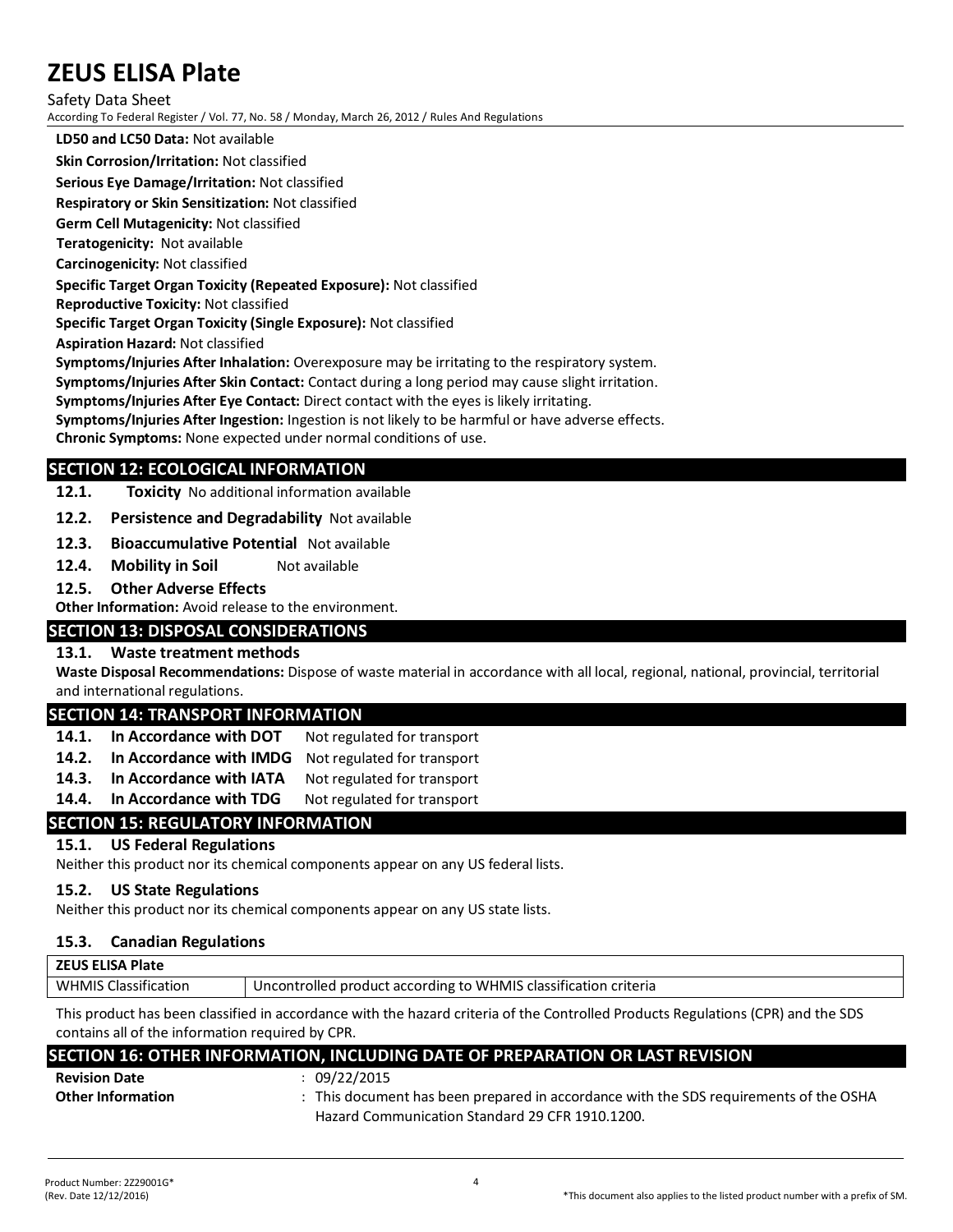**LD50 and LC50 Data:** Not available

**Skin Corrosion/Irritation:** Not classified

**Serious Eye Damage/Irritation:** Not classified

**Respiratory or Skin Sensitization:** Not classified

**Germ Cell Mutagenicity:** Not classified

**Teratogenicity:** Not available

**Carcinogenicity:** Not classified

**Specific Target Organ Toxicity (Repeated Exposure):** Not classified

**Reproductive Toxicity:** Not classified

**Specific Target Organ Toxicity (Single Exposure):** Not classified

**Aspiration Hazard:** Not classified

**Symptoms/Injuries After Inhalation:** Overexposure may be irritating to the respiratory system.

**Symptoms/Injuries After Skin Contact:** Contact during a long period may cause slight irritation.

**Symptoms/Injuries After Eye Contact:** Direct contact with the eyes is likely irritating.

**Symptoms/Injuries After Ingestion:** Ingestion is not likely to be harmful or have adverse effects.

**Chronic Symptoms:** None expected under normal conditions of use.

## SECTION 12: ECOLOGICAL INFORMATION

**12.1. Toxicity** No additional information available

**12.2. Persistence and Degradability** Not available

**12.3. Bioaccumulative Potential** Not available

**12.4. Mobility in Soil** Not available

**12.5. Other Adverse Effects**

**Other Information:** Avoid release to the environment.

## SECTION 13: DISPOSAL CONSIDERATIONS

### 13.1. Waste treatment methods

**Waste Disposal Recommendations:** Dispose of waste material in accordance with all local, regional, national, provincial, territorial and international regulations.

## SECTION 14: TRANSPORT INFORMATION

**14.1. In Accordance with DOT** Not regulated for transport

**14.2. In Accordance with IMDG** Not regulated for transport

**14.3. In Accordance with IATA** Not regulated for transport

**14.4. In Accordance with TDG** Not regulated for transport

## SECTION 15: REGULATORY INFORMATION

### 15.1. US Federal Regulations

Neither this product nor its chemical components appear on any US federal lists.

### 15.2. US State Regulations

Neither this product nor its chemical components appear on any US state lists.

### 15.3. Canadian Regulations

| ZEUS ELISA Plate | |
|---|---|
| WHMIS Classification | Uncontrolled product according to WHMIS classification criteria |

This product has been classified in accordance with the hazard criteria of the Controlled Products Regulations (CPR) and the SDS contains all of the information required by CPR.

## SECTION 16: OTHER INFORMATION, INCLUDING DATE OF PREPARATION OR LAST REVISION

**Revision Date** : 09/22/2015

**Other Information** : This document has been prepared in accordance with the SDS requirements of the OSHA Hazard Communication Standard 29 CFR 1910.1200.

Product Number: 2Z29001G*
(Rev. Date 12/12/2016)

*This document also applies to the listed product number with a prefix of SM.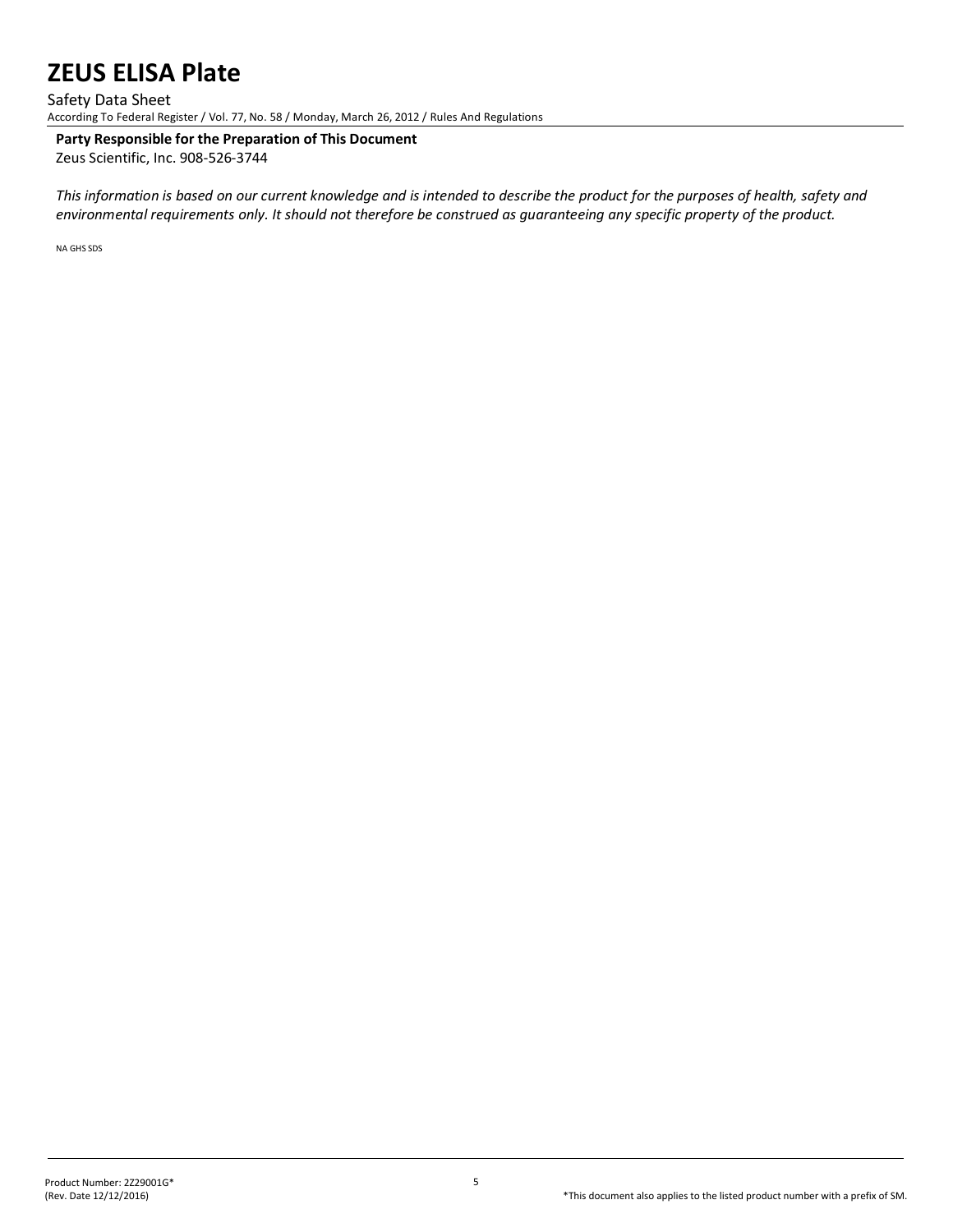**Party Responsible for the Preparation of This Document**
Zeus Scientific, Inc. 908-526-3744

*This information is based on our current knowledge and is intended to describe the product for the purposes of health, safety and environmental requirements only. It should not therefore be construed as guaranteeing any specific property of the product.*

NA GHS SDS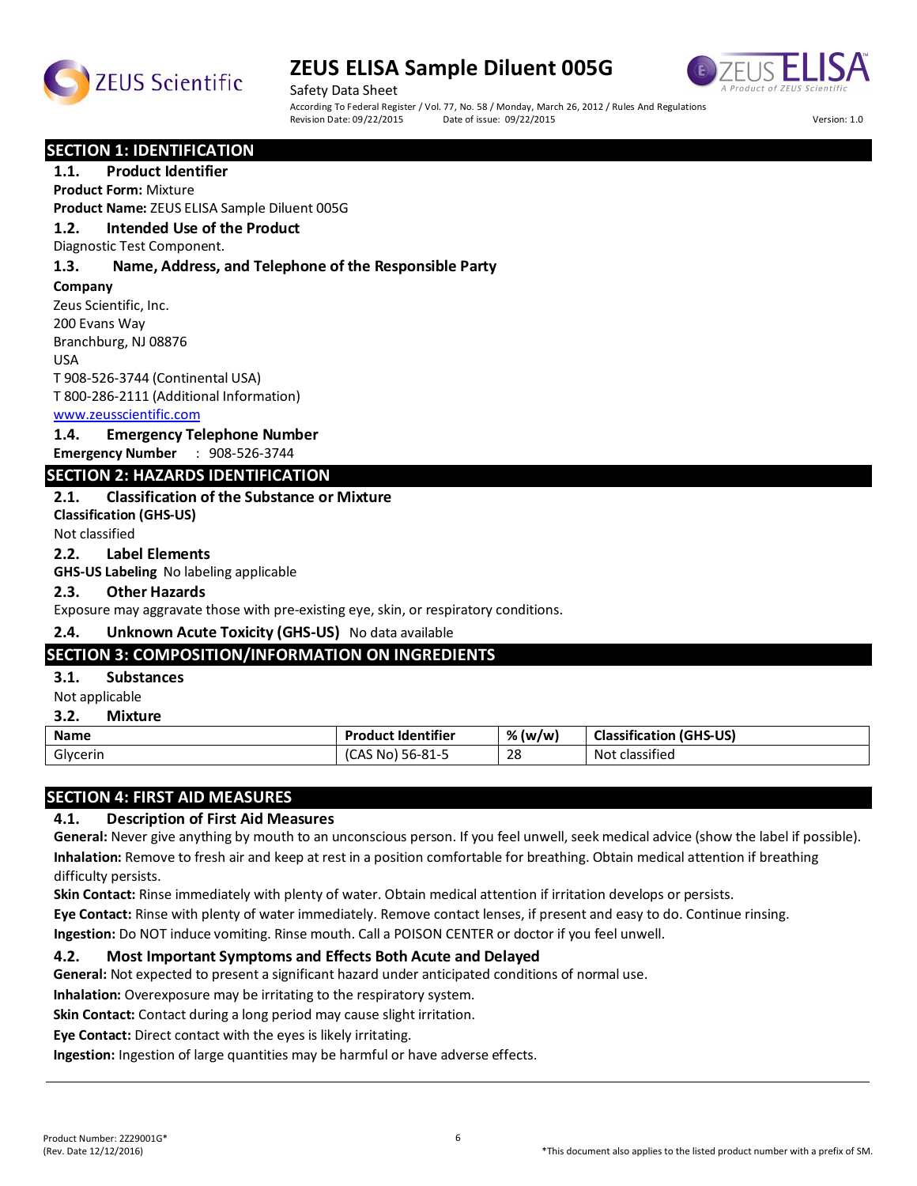# ZEUS ELISA Sample Diluent 005G

Safety Data Sheet

According To Federal Register / Vol. 77, No. 58 / Monday, March 26, 2012 / Rules And Regulations

Revision Date: 09/22/2015 Date of issue: 09/22/2015 Version: 1.0

## SECTION 1: IDENTIFICATION

### 1.1. Product Identifier

**Product Form:** Mixture

**Product Name:** ZEUS ELISA Sample Diluent 005G

### 1.2. Intended Use of the Product

Diagnostic Test Component.

### 1.3. Name, Address, and Telephone of the Responsible Party

**Company**

Zeus Scientific, Inc.
200 Evans Way
Branchburg, NJ 08876
USA
T 908-526-3744 (Continental USA)
T 800-286-2111 (Additional Information)
www.zeusscientific.com

### 1.4. Emergency Telephone Number

**Emergency Number** : 908-526-3744

## SECTION 2: HAZARDS IDENTIFICATION

### 2.1. Classification of the Substance or Mixture

**Classification (GHS-US)**

Not classified

### 2.2. Label Elements

**GHS-US Labeling** No labeling applicable

### 2.3. Other Hazards

Exposure may aggravate those with pre-existing eye, skin, or respiratory conditions.

### 2.4. Unknown Acute Toxicity (GHS-US) No data available

## SECTION 3: COMPOSITION/INFORMATION ON INGREDIENTS

### 3.1. Substances

Not applicable

### 3.2. Mixture

| Name | Product Identifier | % (w/w) | Classification (GHS-US) |
|---|---|---|---|
| Glycerin | (CAS No) 56-81-5 | 28 | Not classified |

## SECTION 4: FIRST AID MEASURES

### 4.1. Description of First Aid Measures

**General:** Never give anything by mouth to an unconscious person. If you feel unwell, seek medical advice (show the label if possible).

**Inhalation:** Remove to fresh air and keep at rest in a position comfortable for breathing. Obtain medical attention if breathing difficulty persists.

**Skin Contact:** Rinse immediately with plenty of water. Obtain medical attention if irritation develops or persists.

**Eye Contact:** Rinse with plenty of water immediately. Remove contact lenses, if present and easy to do. Continue rinsing.

**Ingestion:** Do NOT induce vomiting. Rinse mouth. Call a POISON CENTER or doctor if you feel unwell.

### 4.2. Most Important Symptoms and Effects Both Acute and Delayed

**General:** Not expected to present a significant hazard under anticipated conditions of normal use.

**Inhalation:** Overexposure may be irritating to the respiratory system.

**Skin Contact:** Contact during a long period may cause slight irritation.

**Eye Contact:** Direct contact with the eyes is likely irritating.

**Ingestion:** Ingestion of large quantities may be harmful or have adverse effects.

Product Number: 2Z29001G*
(Rev. Date 12/12/2016)

*This document also applies to the listed product number with a prefix of SM.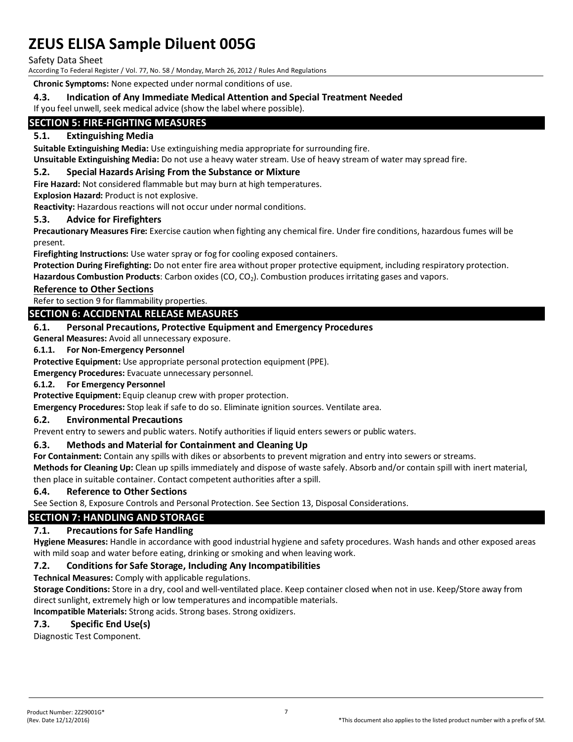**Chronic Symptoms:** None expected under normal conditions of use.

### 4.3. Indication of Any Immediate Medical Attention and Special Treatment Needed

If you feel unwell, seek medical advice (show the label where possible).

## SECTION 5: FIRE-FIGHTING MEASURES

### 5.1. Extinguishing Media

**Suitable Extinguishing Media:** Use extinguishing media appropriate for surrounding fire.

**Unsuitable Extinguishing Media:** Do not use a heavy water stream. Use of heavy stream of water may spread fire.

### 5.2. Special Hazards Arising From the Substance or Mixture

**Fire Hazard:** Not considered flammable but may burn at high temperatures.

**Explosion Hazard:** Product is not explosive.

**Reactivity:** Hazardous reactions will not occur under normal conditions.

### 5.3. Advice for Firefighters

**Precautionary Measures Fire:** Exercise caution when fighting any chemical fire. Under fire conditions, hazardous fumes will be present.

**Firefighting Instructions:** Use water spray or fog for cooling exposed containers.

**Protection During Firefighting:** Do not enter fire area without proper protective equipment, including respiratory protection.

**Hazardous Combustion Products**: Carbon oxides ($CO$, $CO_2$). Combustion produces irritating gases and vapors.

### Reference to Other Sections

Refer to section 9 for flammability properties.

## SECTION 6: ACCIDENTAL RELEASE MEASURES

### 6.1. Personal Precautions, Protective Equipment and Emergency Procedures

**General Measures:** Avoid all unnecessary exposure.

#### 6.1.1. For Non-Emergency Personnel

**Protective Equipment:** Use appropriate personal protection equipment (PPE).

**Emergency Procedures:** Evacuate unnecessary personnel.

#### 6.1.2. For Emergency Personnel

**Protective Equipment:** Equip cleanup crew with proper protection.

**Emergency Procedures:** Stop leak if safe to do so. Eliminate ignition sources. Ventilate area.

### 6.2. Environmental Precautions

Prevent entry to sewers and public waters. Notify authorities if liquid enters sewers or public waters.

### 6.3. Methods and Material for Containment and Cleaning Up

**For Containment:** Contain any spills with dikes or absorbents to prevent migration and entry into sewers or streams.

**Methods for Cleaning Up:** Clean up spills immediately and dispose of waste safely. Absorb and/or contain spill with inert material, then place in suitable container. Contact competent authorities after a spill.

### 6.4. Reference to Other Sections

See Section 8, Exposure Controls and Personal Protection. See Section 13, Disposal Considerations.

## SECTION 7: HANDLING AND STORAGE

### 7.1. Precautions for Safe Handling

**Hygiene Measures:** Handle in accordance with good industrial hygiene and safety procedures. Wash hands and other exposed areas with mild soap and water before eating, drinking or smoking and when leaving work.

### 7.2. Conditions for Safe Storage, Including Any Incompatibilities

**Technical Measures:** Comply with applicable regulations.

**Storage Conditions:** Store in a dry, cool and well-ventilated place. Keep container closed when not in use. Keep/Store away from direct sunlight, extremely high or low temperatures and incompatible materials.

**Incompatible Materials:** Strong acids. Strong bases. Strong oxidizers.

### 7.3. Specific End Use(s)

Diagnostic Test Component.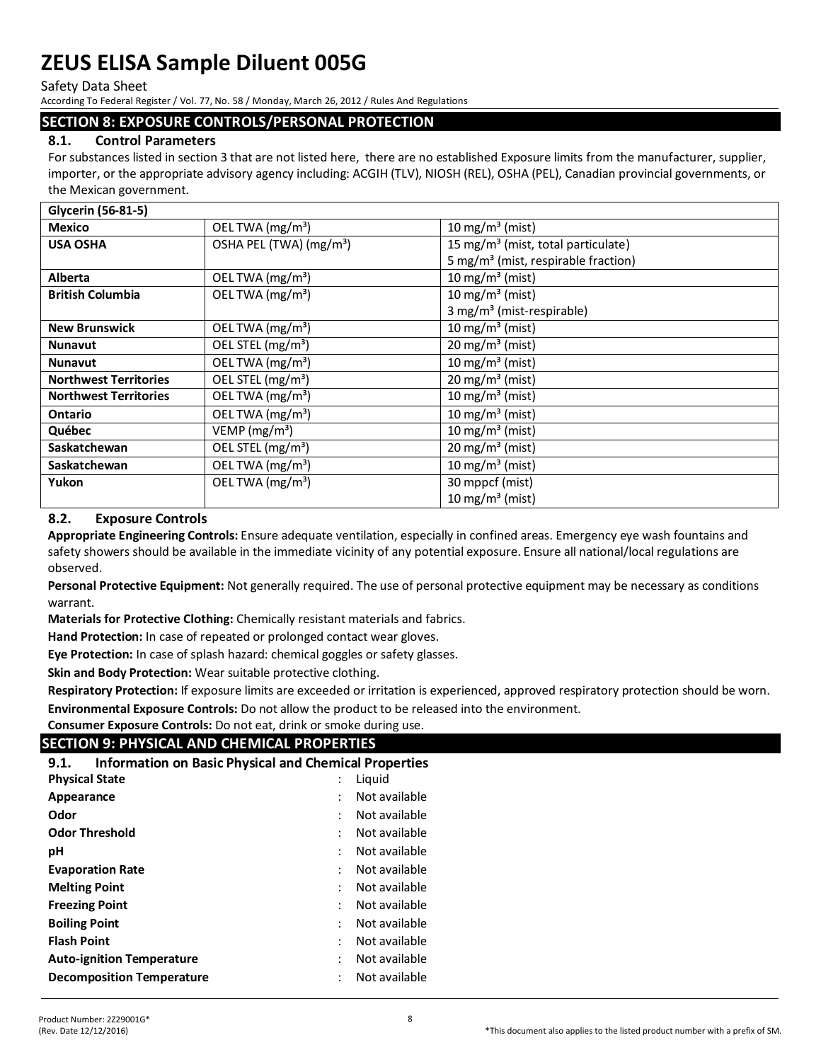## SECTION 8: EXPOSURE CONTROLS/PERSONAL PROTECTION

### 8.1. Control Parameters

For substances listed in section 3 that are not listed here, there are no established Exposure limits from the manufacturer, supplier, importer, or the appropriate advisory agency including: ACGIH (TLV), NIOSH (REL), OSHA (PEL), Canadian provincial governments, or the Mexican government.

| Glycerin (56-81-5) | | |
|---|---|---|
| **Mexico** | OEL TWA (mg/m³) | 10 mg/m³ (mist) |
| **USA OSHA** | OSHA PEL (TWA) (mg/m³) | 15 mg/m³ (mist, total particulate)<br>5 mg/m³ (mist, respirable fraction) |
| **Alberta** | OEL TWA (mg/m³) | 10 mg/m³ (mist) |
| **British Columbia** | OEL TWA (mg/m³) | 10 mg/m³ (mist)<br>3 mg/m³ (mist-respirable) |
| **New Brunswick** | OEL TWA (mg/m³) | 10 mg/m³ (mist) |
| **Nunavut** | OEL STEL (mg/m³) | 20 mg/m³ (mist) |
| **Nunavut** | OEL TWA (mg/m³) | 10 mg/m³ (mist) |
| **Northwest Territories** | OEL STEL (mg/m³) | 20 mg/m³ (mist) |
| **Northwest Territories** | OEL TWA (mg/m³) | 10 mg/m³ (mist) |
| **Ontario** | OEL TWA (mg/m³) | 10 mg/m³ (mist) |
| **Québec** | VEMP (mg/m³) | 10 mg/m³ (mist) |
| **Saskatchewan** | OEL STEL (mg/m³) | 20 mg/m³ (mist) |
| **Saskatchewan** | OEL TWA (mg/m³) | 10 mg/m³ (mist) |
| **Yukon** | OEL TWA (mg/m³) | 30 mppcf (mist)<br>10 mg/m³ (mist) |

### 8.2. Exposure Controls

**Appropriate Engineering Controls:** Ensure adequate ventilation, especially in confined areas. Emergency eye wash fountains and safety showers should be available in the immediate vicinity of any potential exposure. Ensure all national/local regulations are observed.

**Personal Protective Equipment:** Not generally required. The use of personal protective equipment may be necessary as conditions warrant.

**Materials for Protective Clothing:** Chemically resistant materials and fabrics.

**Hand Protection:** In case of repeated or prolonged contact wear gloves.

**Eye Protection:** In case of splash hazard: chemical goggles or safety glasses.

**Skin and Body Protection:** Wear suitable protective clothing.

**Respiratory Protection:** If exposure limits are exceeded or irritation is experienced, approved respiratory protection should be worn.

**Environmental Exposure Controls:** Do not allow the product to be released into the environment.

**Consumer Exposure Controls:** Do not eat, drink or smoke during use.

## SECTION 9: PHYSICAL AND CHEMICAL PROPERTIES

### 9.1. Information on Basic Physical and Chemical Properties

| | | |
|---|---|---|
| **Physical State** | : | Liquid |
| **Appearance** | : | Not available |
| **Odor** | : | Not available |
| **Odor Threshold** | : | Not available |
| **pH** | : | Not available |
| **Evaporation Rate** | : | Not available |
| **Melting Point** | : | Not available |
| **Freezing Point** | : | Not available |
| **Boiling Point** | : | Not available |
| **Flash Point** | : | Not available |
| **Auto-ignition Temperature** | : | Not available |
| **Decomposition Temperature** | : | Not available |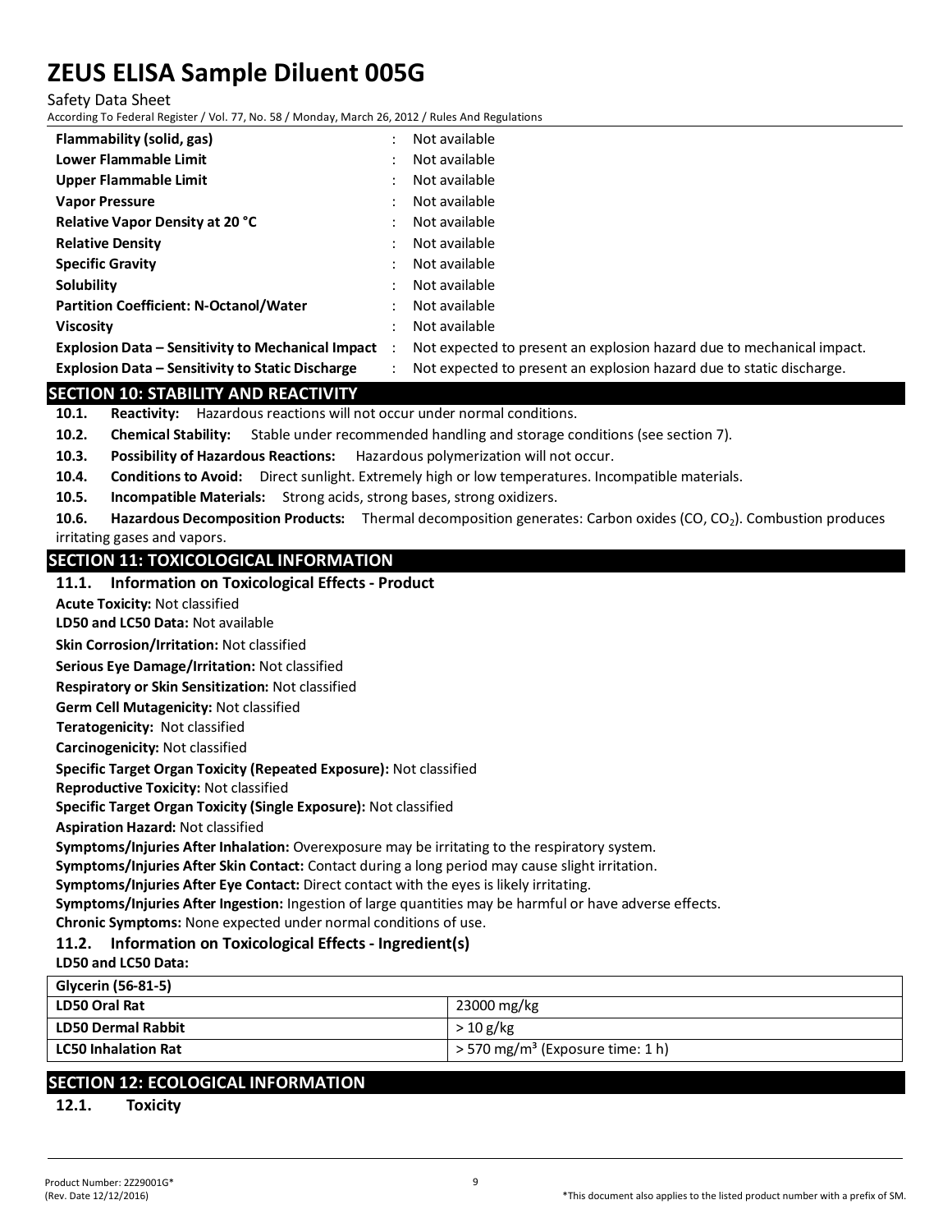| | | |
|---|---|---|
| **Flammability (solid, gas)** | : | Not available |
| **Lower Flammable Limit** | : | Not available |
| **Upper Flammable Limit** | : | Not available |
| **Vapor Pressure** | : | Not available |
| **Relative Vapor Density at 20 °C** | : | Not available |
| **Relative Density** | : | Not available |
| **Specific Gravity** | : | Not available |
| **Solubility** | : | Not available |
| **Partition Coefficient: N-Octanol/Water** | : | Not available |
| **Viscosity** | : | Not available |
| **Explosion Data – Sensitivity to Mechanical Impact** | : | Not expected to present an explosion hazard due to mechanical impact. |
| **Explosion Data – Sensitivity to Static Discharge** | : | Not expected to present an explosion hazard due to static discharge. |

## SECTION 10: STABILITY AND REACTIVITY

**10.1. Reactivity:** Hazardous reactions will not occur under normal conditions.

**10.2. Chemical Stability:** Stable under recommended handling and storage conditions (see section 7).

**10.3. Possibility of Hazardous Reactions:** Hazardous polymerization will not occur.

**10.4. Conditions to Avoid:** Direct sunlight. Extremely high or low temperatures. Incompatible materials.

**10.5. Incompatible Materials:** Strong acids, strong bases, strong oxidizers.

**10.6. Hazardous Decomposition Products:** Thermal decomposition generates: Carbon oxides ($CO$, $CO_2$). Combustion produces irritating gases and vapors.

## SECTION 11: TOXICOLOGICAL INFORMATION

### 11.1. Information on Toxicological Effects - Product

**Acute Toxicity:** Not classified

**LD50 and LC50 Data:** Not available

**Skin Corrosion/Irritation:** Not classified

**Serious Eye Damage/Irritation:** Not classified

**Respiratory or Skin Sensitization:** Not classified

**Germ Cell Mutagenicity:** Not classified

**Teratogenicity:** Not classified

**Carcinogenicity:** Not classified

**Specific Target Organ Toxicity (Repeated Exposure):** Not classified

**Reproductive Toxicity:** Not classified

**Specific Target Organ Toxicity (Single Exposure):** Not classified

**Aspiration Hazard:** Not classified

**Symptoms/Injuries After Inhalation:** Overexposure may be irritating to the respiratory system.

**Symptoms/Injuries After Skin Contact:** Contact during a long period may cause slight irritation.

**Symptoms/Injuries After Eye Contact:** Direct contact with the eyes is likely irritating.

**Symptoms/Injuries After Ingestion:** Ingestion of large quantities may be harmful or have adverse effects.

**Chronic Symptoms:** None expected under normal conditions of use.

### 11.2. Information on Toxicological Effects - Ingredient(s)

**LD50 and LC50 Data:**

| **Glycerin (56-81-5)** | |
|---|---|
| **LD50 Oral Rat** | 23000 mg/kg |
| **LD50 Dermal Rabbit** | > 10 g/kg |
| **LC50 Inhalation Rat** | > 570 mg/m³ (Exposure time: 1 h) |

## SECTION 12: ECOLOGICAL INFORMATION

### 12.1. Toxicity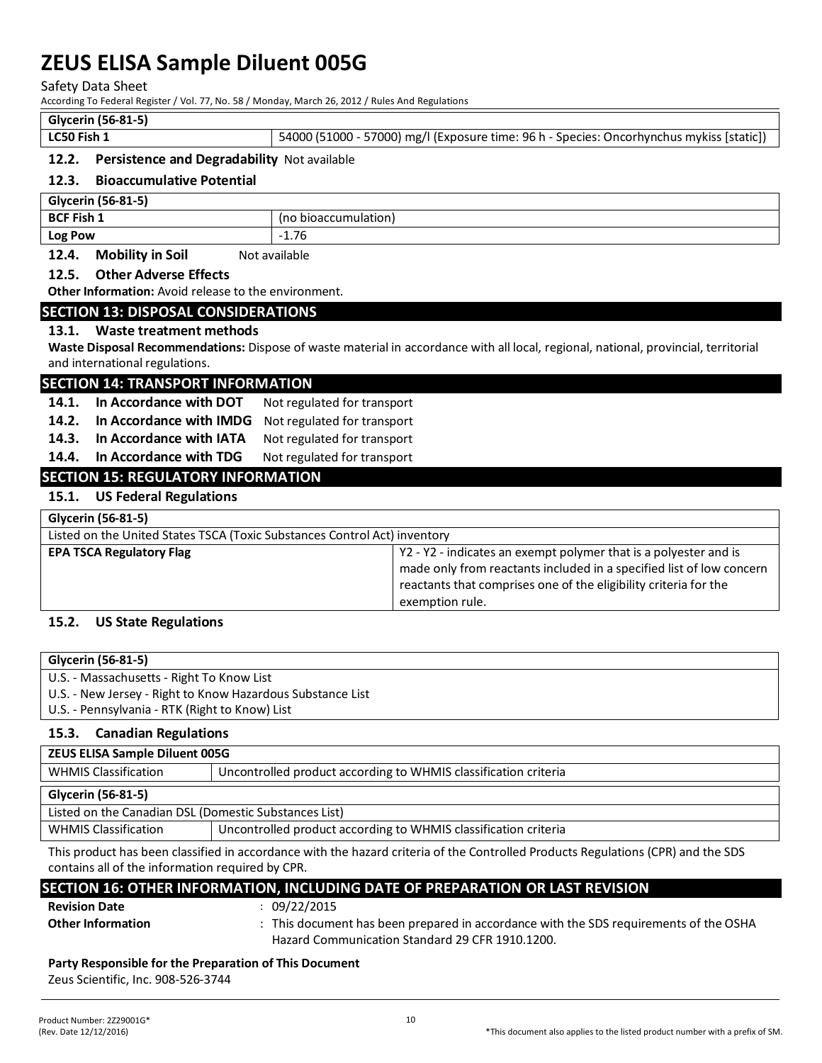| Glycerin (56-81-5) | |
| --- | --- |
| LC50 Fish 1 | 54000 (51000 - 57000) mg/l (Exposure time: 96 h - Species: Oncorhynchus mykiss [static]) |

### 12.2. Persistence and Degradability

Not available

### 12.3. Bioaccumulative Potential

| Glycerin (56-81-5) | |
| --- | --- |
| BCF Fish 1 | (no bioaccumulation) |
| Log Pow | -1.76 |

### 12.4. Mobility in Soil

Not available

### 12.5. Other Adverse Effects

**Other Information:** Avoid release to the environment.

## SECTION 13: DISPOSAL CONSIDERATIONS

### 13.1. Waste treatment methods

**Waste Disposal Recommendations:** Dispose of waste material in accordance with all local, regional, national, provincial, territorial and international regulations.

## SECTION 14: TRANSPORT INFORMATION

**14.1. In Accordance with DOT** Not regulated for transport

**14.2. In Accordance with IMDG** Not regulated for transport

**14.3. In Accordance with IATA** Not regulated for transport

**14.4. In Accordance with TDG** Not regulated for transport

## SECTION 15: REGULATORY INFORMATION

### 15.1. US Federal Regulations

| Glycerin (56-81-5) | |
| --- | --- |
| Listed on the United States TSCA (Toxic Substances Control Act) inventory | |
| EPA TSCA Regulatory Flag | Y2 - Y2 - indicates an exempt polymer that is a polyester and is made only from reactants included in a specified list of low concern reactants that comprises one of the eligibility criteria for the exemption rule. |

### 15.2. US State Regulations

| Glycerin (56-81-5) |
| --- |
| U.S. - Massachusetts - Right To Know List |
| U.S. - New Jersey - Right to Know Hazardous Substance List |
| U.S. - Pennsylvania - RTK (Right to Know) List |

### 15.3. Canadian Regulations

| ZEUS ELISA Sample Diluent 005G | |
| --- | --- |
| WHMIS Classification | Uncontrolled product according to WHMIS classification criteria |

| Glycerin (56-81-5) | |
| --- | --- |
| Listed on the Canadian DSL (Domestic Substances List) | |
| WHMIS Classification | Uncontrolled product according to WHMIS classification criteria |

This product has been classified in accordance with the hazard criteria of the Controlled Products Regulations (CPR) and the SDS contains all of the information required by CPR.

## SECTION 16: OTHER INFORMATION, INCLUDING DATE OF PREPARATION OR LAST REVISION

**Revision Date** : 09/22/2015

**Other Information** : This document has been prepared in accordance with the SDS requirements of the OSHA Hazard Communication Standard 29 CFR 1910.1200.

**Party Responsible for the Preparation of This Document**

Zeus Scientific, Inc. 908-526-3744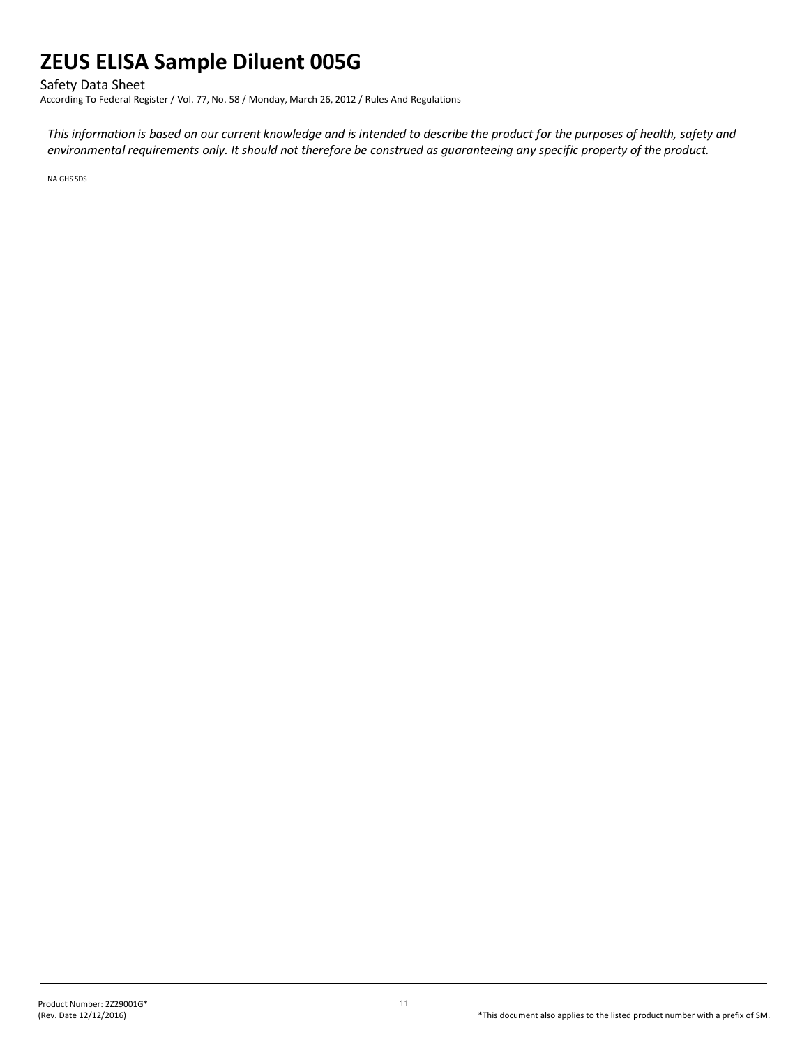*This information is based on our current knowledge and is intended to describe the product for the purposes of health, safety and environmental requirements only. It should not therefore be construed as guaranteeing any specific property of the product.*

NA GHS SDS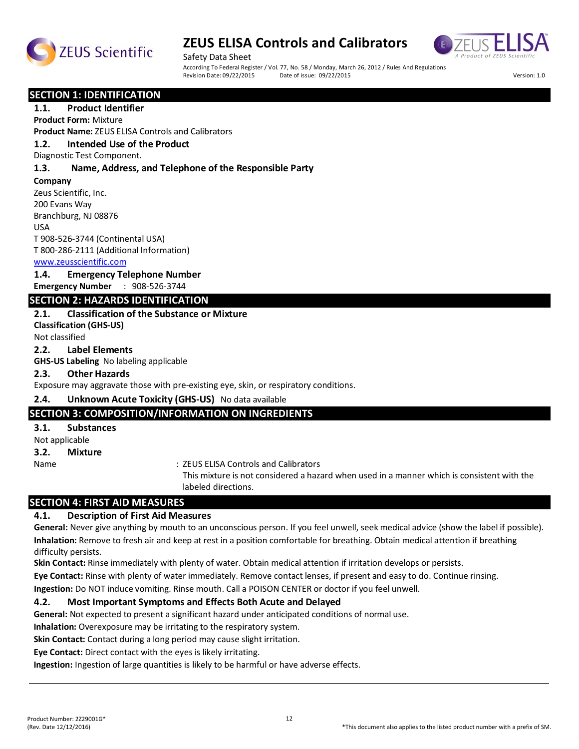# ZEUS ELISA Controls and Calibrators

Safety Data Sheet

According To Federal Register / Vol. 77, No. 58 / Monday, March 26, 2012 / Rules And Regulations

Revision Date: 09/22/2015 Date of issue: 09/22/2015 Version: 1.0

## SECTION 1: IDENTIFICATION

### 1.1. Product Identifier

**Product Form:** Mixture

**Product Name:** ZEUS ELISA Controls and Calibrators

### 1.2. Intended Use of the Product

Diagnostic Test Component.

### 1.3. Name, Address, and Telephone of the Responsible Party

**Company**

Zeus Scientific, Inc.
200 Evans Way
Branchburg, NJ 08876
USA
T 908-526-3744 (Continental USA)
T 800-286-2111 (Additional Information)
www.zeusscientific.com

### 1.4. Emergency Telephone Number

**Emergency Number** : 908-526-3744

## SECTION 2: HAZARDS IDENTIFICATION

### 2.1. Classification of the Substance or Mixture

**Classification (GHS-US)**

Not classified

### 2.2. Label Elements

**GHS-US Labeling** No labeling applicable

### 2.3. Other Hazards

Exposure may aggravate those with pre-existing eye, skin, or respiratory conditions.

### 2.4. Unknown Acute Toxicity (GHS-US) No data available

## SECTION 3: COMPOSITION/INFORMATION ON INGREDIENTS

### 3.1. Substances

Not applicable

### 3.2. Mixture

Name : ZEUS ELISA Controls and Calibrators
This mixture is not considered a hazard when used in a manner which is consistent with the labeled directions.

## SECTION 4: FIRST AID MEASURES

### 4.1. Description of First Aid Measures

**General:** Never give anything by mouth to an unconscious person. If you feel unwell, seek medical advice (show the label if possible).

**Inhalation:** Remove to fresh air and keep at rest in a position comfortable for breathing. Obtain medical attention if breathing difficulty persists.

**Skin Contact:** Rinse immediately with plenty of water. Obtain medical attention if irritation develops or persists.

**Eye Contact:** Rinse with plenty of water immediately. Remove contact lenses, if present and easy to do. Continue rinsing.

**Ingestion:** Do NOT induce vomiting. Rinse mouth. Call a POISON CENTER or doctor if you feel unwell.

### 4.2. Most Important Symptoms and Effects Both Acute and Delayed

**General:** Not expected to present a significant hazard under anticipated conditions of normal use.

**Inhalation:** Overexposure may be irritating to the respiratory system.

**Skin Contact:** Contact during a long period may cause slight irritation.

**Eye Contact:** Direct contact with the eyes is likely irritating.

**Ingestion:** Ingestion of large quantities is likely to be harmful or have adverse effects.

Product Number: 2Z29001G*
(Rev. Date 12/12/2016)

*This document also applies to the listed product number with a prefix of SM.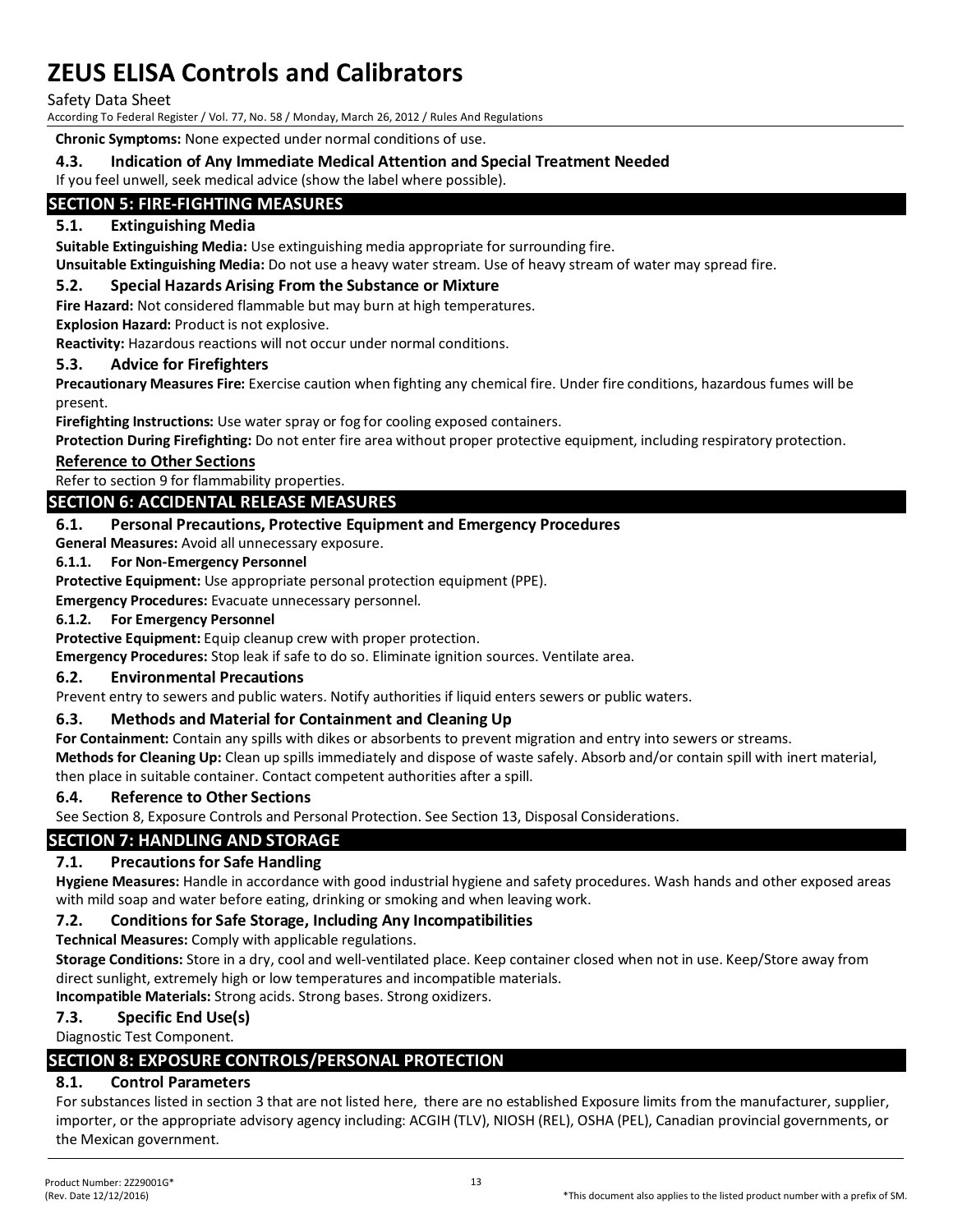**Chronic Symptoms:** None expected under normal conditions of use.

### 4.3. Indication of Any Immediate Medical Attention and Special Treatment Needed

If you feel unwell, seek medical advice (show the label where possible).

## SECTION 5: FIRE-FIGHTING MEASURES

### 5.1. Extinguishing Media

**Suitable Extinguishing Media:** Use extinguishing media appropriate for surrounding fire.

**Unsuitable Extinguishing Media:** Do not use a heavy water stream. Use of heavy stream of water may spread fire.

### 5.2. Special Hazards Arising From the Substance or Mixture

**Fire Hazard:** Not considered flammable but may burn at high temperatures.

**Explosion Hazard:** Product is not explosive.

**Reactivity:** Hazardous reactions will not occur under normal conditions.

### 5.3. Advice for Firefighters

**Precautionary Measures Fire:** Exercise caution when fighting any chemical fire. Under fire conditions, hazardous fumes will be present.

**Firefighting Instructions:** Use water spray or fog for cooling exposed containers.

**Protection During Firefighting:** Do not enter fire area without proper protective equipment, including respiratory protection.

### Reference to Other Sections

Refer to section 9 for flammability properties.

## SECTION 6: ACCIDENTAL RELEASE MEASURES

### 6.1. Personal Precautions, Protective Equipment and Emergency Procedures

**General Measures:** Avoid all unnecessary exposure.

#### 6.1.1. For Non-Emergency Personnel

**Protective Equipment:** Use appropriate personal protection equipment (PPE).

**Emergency Procedures:** Evacuate unnecessary personnel.

#### 6.1.2. For Emergency Personnel

**Protective Equipment:** Equip cleanup crew with proper protection.

**Emergency Procedures:** Stop leak if safe to do so. Eliminate ignition sources. Ventilate area.

### 6.2. Environmental Precautions

Prevent entry to sewers and public waters. Notify authorities if liquid enters sewers or public waters.

### 6.3. Methods and Material for Containment and Cleaning Up

**For Containment:** Contain any spills with dikes or absorbents to prevent migration and entry into sewers or streams.

**Methods for Cleaning Up:** Clean up spills immediately and dispose of waste safely. Absorb and/or contain spill with inert material, then place in suitable container. Contact competent authorities after a spill.

### 6.4. Reference to Other Sections

See Section 8, Exposure Controls and Personal Protection. See Section 13, Disposal Considerations.

## SECTION 7: HANDLING AND STORAGE

### 7.1. Precautions for Safe Handling

**Hygiene Measures:** Handle in accordance with good industrial hygiene and safety procedures. Wash hands and other exposed areas with mild soap and water before eating, drinking or smoking and when leaving work.

### 7.2. Conditions for Safe Storage, Including Any Incompatibilities

**Technical Measures:** Comply with applicable regulations.

**Storage Conditions:** Store in a dry, cool and well-ventilated place. Keep container closed when not in use. Keep/Store away from direct sunlight, extremely high or low temperatures and incompatible materials.

**Incompatible Materials:** Strong acids. Strong bases. Strong oxidizers.

### 7.3. Specific End Use(s)

Diagnostic Test Component.

## SECTION 8: EXPOSURE CONTROLS/PERSONAL PROTECTION

### 8.1. Control Parameters

For substances listed in section 3 that are not listed here, there are no established Exposure limits from the manufacturer, supplier, importer, or the appropriate advisory agency including: ACGIH (TLV), NIOSH (REL), OSHA (PEL), Canadian provincial governments, or the Mexican government.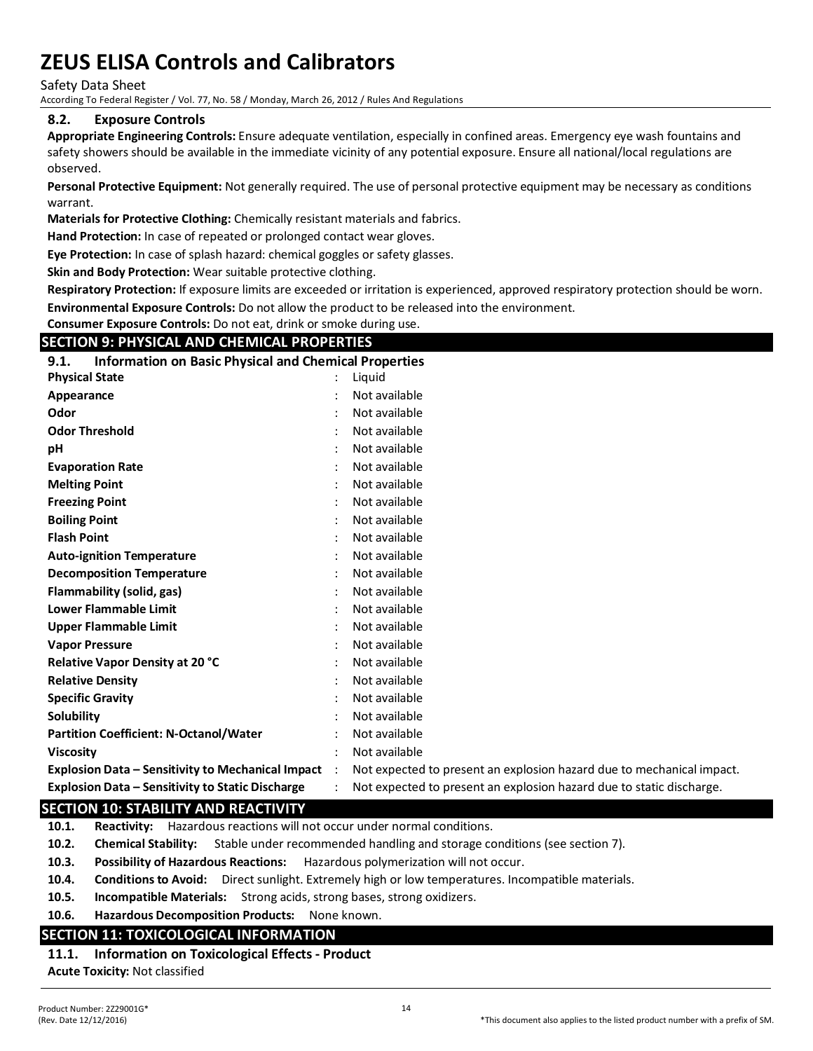### 8.2. Exposure Controls

**Appropriate Engineering Controls:** Ensure adequate ventilation, especially in confined areas. Emergency eye wash fountains and safety showers should be available in the immediate vicinity of any potential exposure. Ensure all national/local regulations are observed.

**Personal Protective Equipment:** Not generally required. The use of personal protective equipment may be necessary as conditions warrant.

**Materials for Protective Clothing:** Chemically resistant materials and fabrics.

**Hand Protection:** In case of repeated or prolonged contact wear gloves.

**Eye Protection:** In case of splash hazard: chemical goggles or safety glasses.

**Skin and Body Protection:** Wear suitable protective clothing.

**Respiratory Protection:** If exposure limits are exceeded or irritation is experienced, approved respiratory protection should be worn.

**Environmental Exposure Controls:** Do not allow the product to be released into the environment.

**Consumer Exposure Controls:** Do not eat, drink or smoke during use.

## SECTION 9: PHYSICAL AND CHEMICAL PROPERTIES

### 9.1. Information on Basic Physical and Chemical Properties

| | | |
|---|---|---|
| **Physical State** | : | Liquid |
| **Appearance** | : | Not available |
| **Odor** | : | Not available |
| **Odor Threshold** | : | Not available |
| **pH** | : | Not available |
| **Evaporation Rate** | : | Not available |
| **Melting Point** | : | Not available |
| **Freezing Point** | : | Not available |
| **Boiling Point** | : | Not available |
| **Flash Point** | : | Not available |
| **Auto-ignition Temperature** | : | Not available |
| **Decomposition Temperature** | : | Not available |
| **Flammability (solid, gas)** | : | Not available |
| **Lower Flammable Limit** | : | Not available |
| **Upper Flammable Limit** | : | Not available |
| **Vapor Pressure** | : | Not available |
| **Relative Vapor Density at 20 °C** | : | Not available |
| **Relative Density** | : | Not available |
| **Specific Gravity** | : | Not available |
| **Solubility** | : | Not available |
| **Partition Coefficient: N-Octanol/Water** | : | Not available |
| **Viscosity** | : | Not available |
| **Explosion Data – Sensitivity to Mechanical Impact** | : | Not expected to present an explosion hazard due to mechanical impact. |
| **Explosion Data – Sensitivity to Static Discharge** | : | Not expected to present an explosion hazard due to static discharge. |

## SECTION 10: STABILITY AND REACTIVITY

**10.1. Reactivity:** Hazardous reactions will not occur under normal conditions.

**10.2. Chemical Stability:** Stable under recommended handling and storage conditions (see section 7).

**10.3. Possibility of Hazardous Reactions:** Hazardous polymerization will not occur.

**10.4. Conditions to Avoid:** Direct sunlight. Extremely high or low temperatures. Incompatible materials.

**10.5. Incompatible Materials:** Strong acids, strong bases, strong oxidizers.

**10.6. Hazardous Decomposition Products:** None known.

## SECTION 11: TOXICOLOGICAL INFORMATION

### 11.1. Information on Toxicological Effects - Product

**Acute Toxicity:** Not classified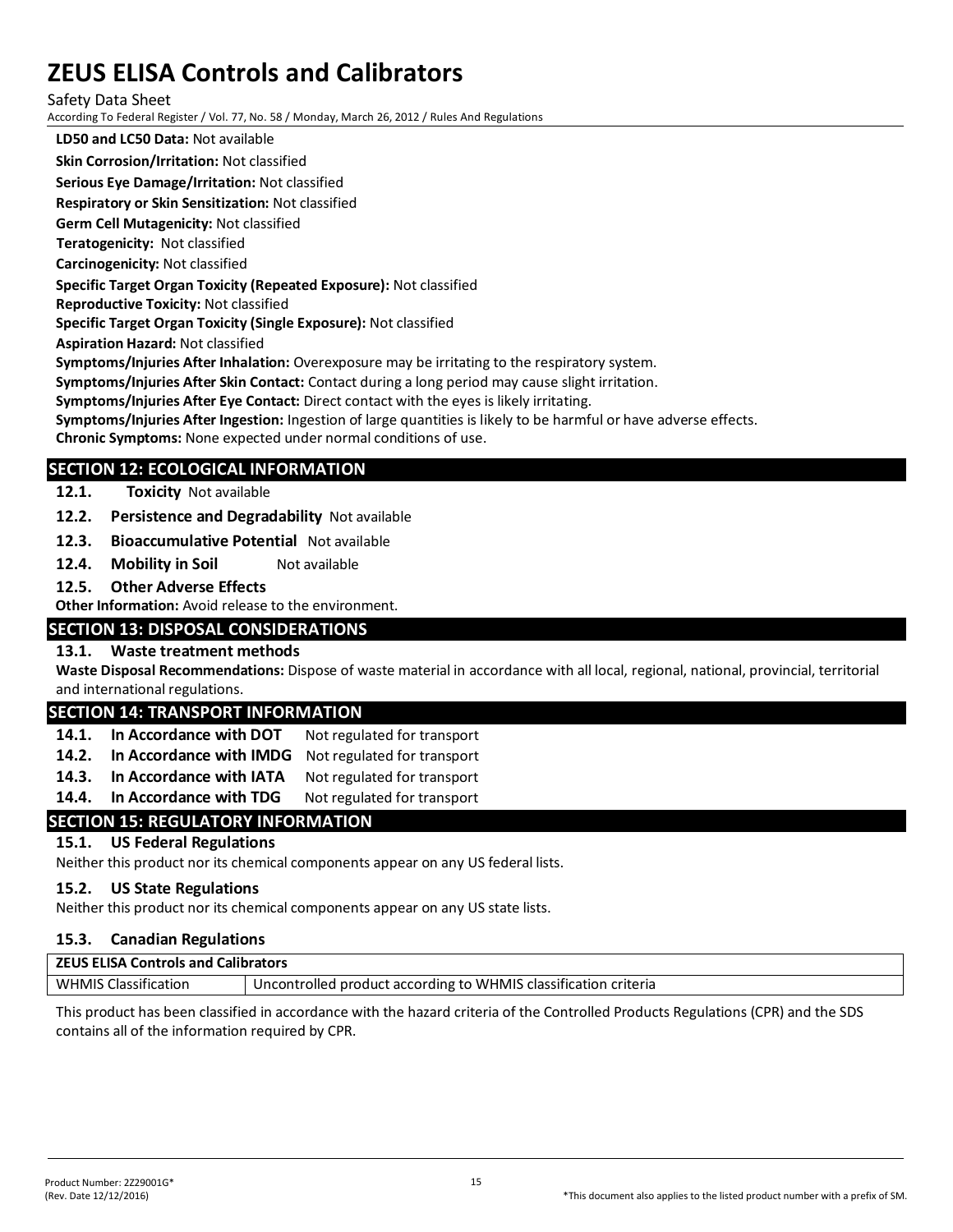**LD50 and LC50 Data:** Not available

**Skin Corrosion/Irritation:** Not classified

**Serious Eye Damage/Irritation:** Not classified

**Respiratory or Skin Sensitization:** Not classified

**Germ Cell Mutagenicity:** Not classified

**Teratogenicity:** Not classified

**Carcinogenicity:** Not classified

**Specific Target Organ Toxicity (Repeated Exposure):** Not classified

**Reproductive Toxicity:** Not classified

**Specific Target Organ Toxicity (Single Exposure):** Not classified

**Aspiration Hazard:** Not classified

**Symptoms/Injuries After Inhalation:** Overexposure may be irritating to the respiratory system.

**Symptoms/Injuries After Skin Contact:** Contact during a long period may cause slight irritation.

**Symptoms/Injuries After Eye Contact:** Direct contact with the eyes is likely irritating.

**Symptoms/Injuries After Ingestion:** Ingestion of large quantities is likely to be harmful or have adverse effects.

**Chronic Symptoms:** None expected under normal conditions of use.

## SECTION 12: ECOLOGICAL INFORMATION

**12.1. Toxicity** Not available

**12.2. Persistence and Degradability** Not available

**12.3. Bioaccumulative Potential** Not available

**12.4. Mobility in Soil** Not available

**12.5. Other Adverse Effects**

**Other Information:** Avoid release to the environment.

## SECTION 13: DISPOSAL CONSIDERATIONS

**13.1. Waste treatment methods**

**Waste Disposal Recommendations:** Dispose of waste material in accordance with all local, regional, national, provincial, territorial and international regulations.

## SECTION 14: TRANSPORT INFORMATION

**14.1. In Accordance with DOT** Not regulated for transport

**14.2. In Accordance with IMDG** Not regulated for transport

**14.3. In Accordance with IATA** Not regulated for transport

**14.4. In Accordance with TDG** Not regulated for transport

## SECTION 15: REGULATORY INFORMATION

### 15.1. US Federal Regulations

Neither this product nor its chemical components appear on any US federal lists.

### 15.2. US State Regulations

Neither this product nor its chemical components appear on any US state lists.

### 15.3. Canadian Regulations

| ZEUS ELISA Controls and Calibrators | |
|---|---|
| WHMIS Classification | Uncontrolled product according to WHMIS classification criteria |

This product has been classified in accordance with the hazard criteria of the Controlled Products Regulations (CPR) and the SDS contains all of the information required by CPR.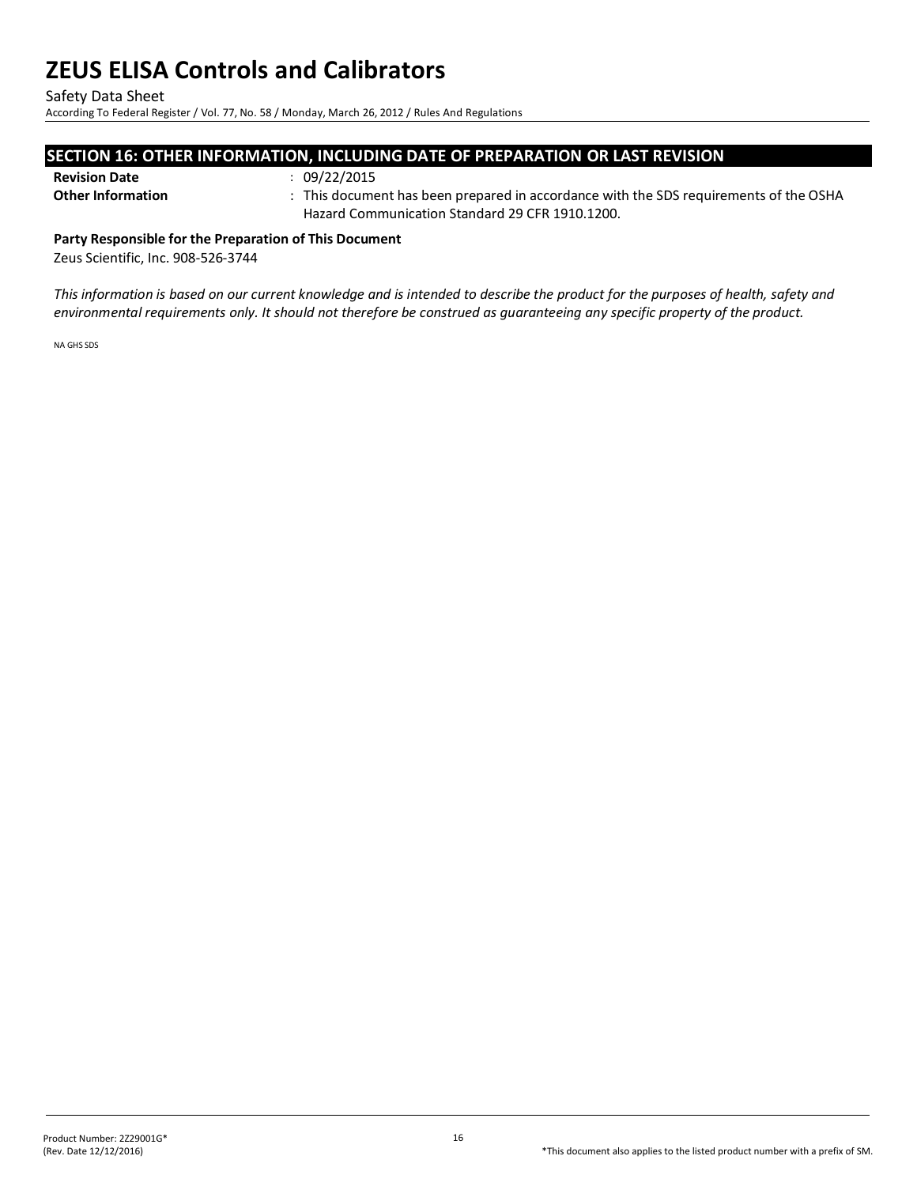## SECTION 16: OTHER INFORMATION, INCLUDING DATE OF PREPARATION OR LAST REVISION

**Revision Date** : 09/22/2015

**Other Information** : This document has been prepared in accordance with the SDS requirements of the OSHA Hazard Communication Standard 29 CFR 1910.1200.

**Party Responsible for the Preparation of This Document**

Zeus Scientific, Inc. 908-526-3744

*This information is based on our current knowledge and is intended to describe the product for the purposes of health, safety and environmental requirements only. It should not therefore be construed as guaranteeing any specific property of the product.*

NA GHS SDS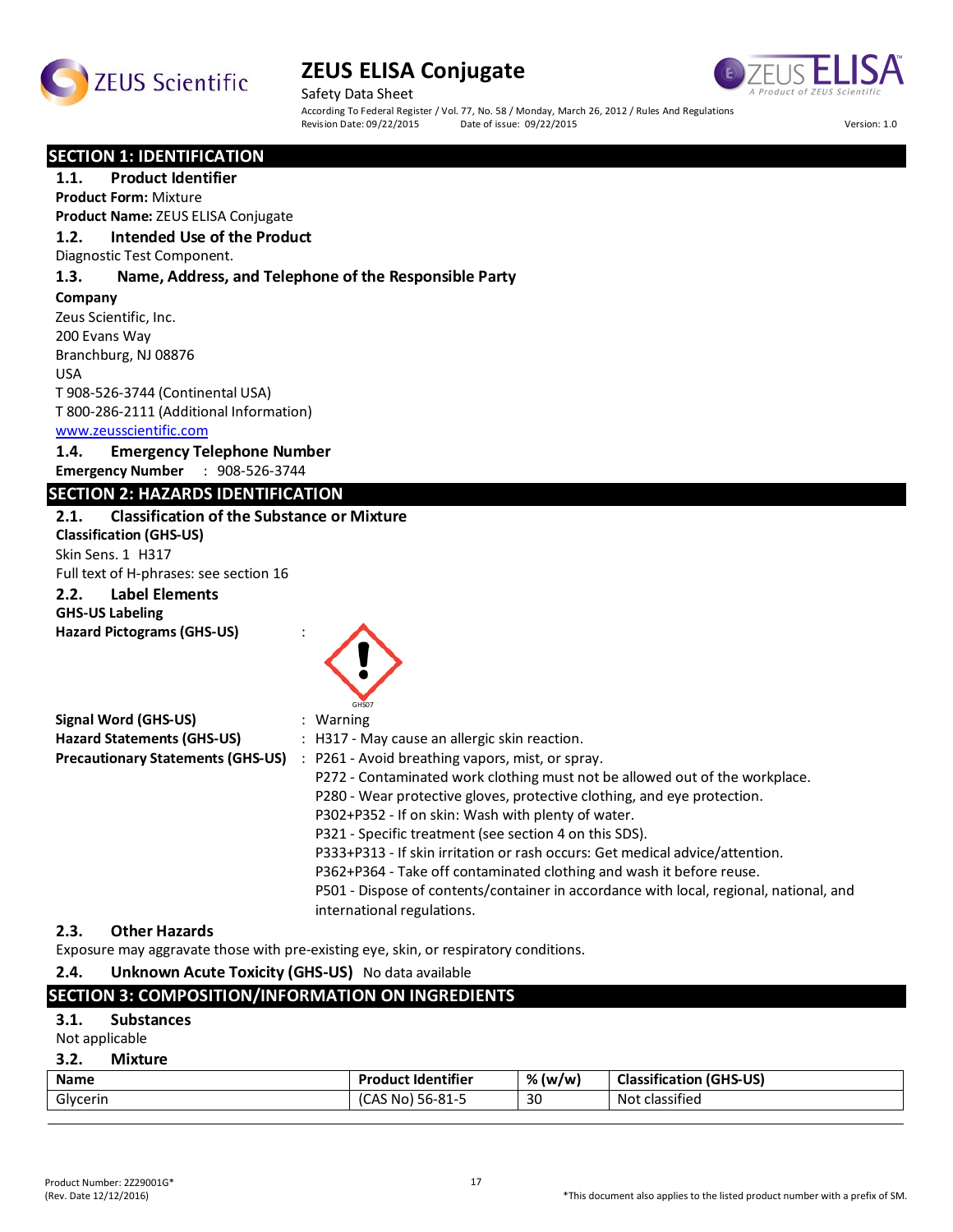# ZEUS ELISA Conjugate

Safety Data Sheet

According To Federal Register / Vol. 77, No. 58 / Monday, March 26, 2012 / Rules And Regulations

Revision Date: 09/22/2015 Date of issue: 09/22/2015 Version: 1.0

## SECTION 1: IDENTIFICATION

### 1.1. Product Identifier

**Product Form:** Mixture

**Product Name:** ZEUS ELISA Conjugate

### 1.2. Intended Use of the Product

Diagnostic Test Component.

### 1.3. Name, Address, and Telephone of the Responsible Party

**Company**

Zeus Scientific, Inc.
200 Evans Way
Branchburg, NJ 08876
USA
T 908-526-3744 (Continental USA)
T 800-286-2111 (Additional Information)
www.zeusscientific.com

### 1.4. Emergency Telephone Number

**Emergency Number** : 908-526-3744

## SECTION 2: HAZARDS IDENTIFICATION

### 2.1. Classification of the Substance or Mixture

**Classification (GHS-US)**

Skin Sens. 1 H317

Full text of H-phrases: see section 16

### 2.2. Label Elements

**GHS-US Labeling**

**Hazard Pictograms (GHS-US)** :

GHS07

**Signal Word (GHS-US)** : Warning

**Hazard Statements (GHS-US)** : H317 - May cause an allergic skin reaction.

**Precautionary Statements (GHS-US)** :
- P261 - Avoid breathing vapors, mist, or spray.
- P272 - Contaminated work clothing must not be allowed out of the workplace.
- P280 - Wear protective gloves, protective clothing, and eye protection.
- P302+P352 - If on skin: Wash with plenty of water.
- P321 - Specific treatment (see section 4 on this SDS).
- P333+P313 - If skin irritation or rash occurs: Get medical advice/attention.
- P362+P364 - Take off contaminated clothing and wash it before reuse.
- P501 - Dispose of contents/container in accordance with local, regional, national, and international regulations.

### 2.3. Other Hazards

Exposure may aggravate those with pre-existing eye, skin, or respiratory conditions.

### 2.4. Unknown Acute Toxicity (GHS-US)

No data available

## SECTION 3: COMPOSITION/INFORMATION ON INGREDIENTS

### 3.1. Substances

Not applicable

### 3.2. Mixture

| Name | Product Identifier | % (w/w) | Classification (GHS-US) |
|---|---|---|---|
| Glycerin | (CAS No) 56-81-5 | 30 | Not classified |

Product Number: 2Z29001G*
(Rev. Date 12/12/2016)

*This document also applies to the listed product number with a prefix of SM.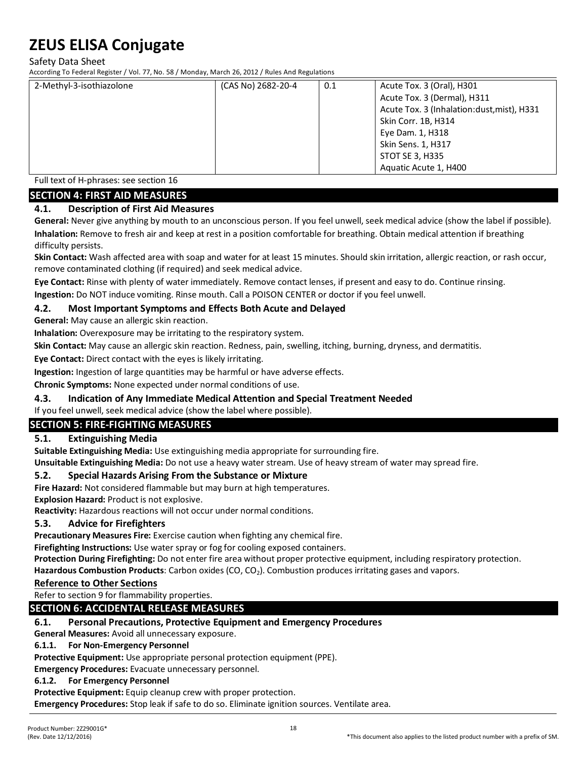| 2-Methyl-3-isothiazolone | (CAS No) 2682-20-4 | 0.1 | Acute Tox. 3 (Oral), H301<br>Acute Tox. 3 (Dermal), H311<br>Acute Tox. 3 (Inhalation:dust,mist), H331<br>Skin Corr. 1B, H314<br>Eye Dam. 1, H318<br>Skin Sens. 1, H317<br>STOT SE 3, H335<br>Aquatic Acute 1, H400 |
|---|---|---|---|

Full text of H-phrases: see section 16

## SECTION 4: FIRST AID MEASURES

### 4.1. Description of First Aid Measures

**General:** Never give anything by mouth to an unconscious person. If you feel unwell, seek medical advice (show the label if possible).

**Inhalation:** Remove to fresh air and keep at rest in a position comfortable for breathing. Obtain medical attention if breathing difficulty persists.

**Skin Contact:** Wash affected area with soap and water for at least 15 minutes. Should skin irritation, allergic reaction, or rash occur, remove contaminated clothing (if required) and seek medical advice.

**Eye Contact:** Rinse with plenty of water immediately. Remove contact lenses, if present and easy to do. Continue rinsing.

**Ingestion:** Do NOT induce vomiting. Rinse mouth. Call a POISON CENTER or doctor if you feel unwell.

### 4.2. Most Important Symptoms and Effects Both Acute and Delayed

**General:** May cause an allergic skin reaction.

**Inhalation:** Overexposure may be irritating to the respiratory system.

**Skin Contact:** May cause an allergic skin reaction. Redness, pain, swelling, itching, burning, dryness, and dermatitis.

**Eye Contact:** Direct contact with the eyes is likely irritating.

**Ingestion:** Ingestion of large quantities may be harmful or have adverse effects.

**Chronic Symptoms:** None expected under normal conditions of use.

### 4.3. Indication of Any Immediate Medical Attention and Special Treatment Needed

If you feel unwell, seek medical advice (show the label where possible).

## SECTION 5: FIRE-FIGHTING MEASURES

### 5.1. Extinguishing Media

**Suitable Extinguishing Media:** Use extinguishing media appropriate for surrounding fire.

**Unsuitable Extinguishing Media:** Do not use a heavy water stream. Use of heavy stream of water may spread fire.

### 5.2. Special Hazards Arising From the Substance or Mixture

**Fire Hazard:** Not considered flammable but may burn at high temperatures.

**Explosion Hazard:** Product is not explosive.

**Reactivity:** Hazardous reactions will not occur under normal conditions.

### 5.3. Advice for Firefighters

**Precautionary Measures Fire:** Exercise caution when fighting any chemical fire.

**Firefighting Instructions:** Use water spray or fog for cooling exposed containers.

**Protection During Firefighting:** Do not enter fire area without proper protective equipment, including respiratory protection.

**Hazardous Combustion Products**: Carbon oxides (CO, $CO_2$). Combustion produces irritating gases and vapors.

### Reference to Other Sections

Refer to section 9 for flammability properties.

## SECTION 6: ACCIDENTAL RELEASE MEASURES

### 6.1. Personal Precautions, Protective Equipment and Emergency Procedures

**General Measures:** Avoid all unnecessary exposure.

#### 6.1.1. For Non-Emergency Personnel

**Protective Equipment:** Use appropriate personal protection equipment (PPE).

**Emergency Procedures:** Evacuate unnecessary personnel.

#### 6.1.2. For Emergency Personnel

**Protective Equipment:** Equip cleanup crew with proper protection.

**Emergency Procedures:** Stop leak if safe to do so. Eliminate ignition sources. Ventilate area.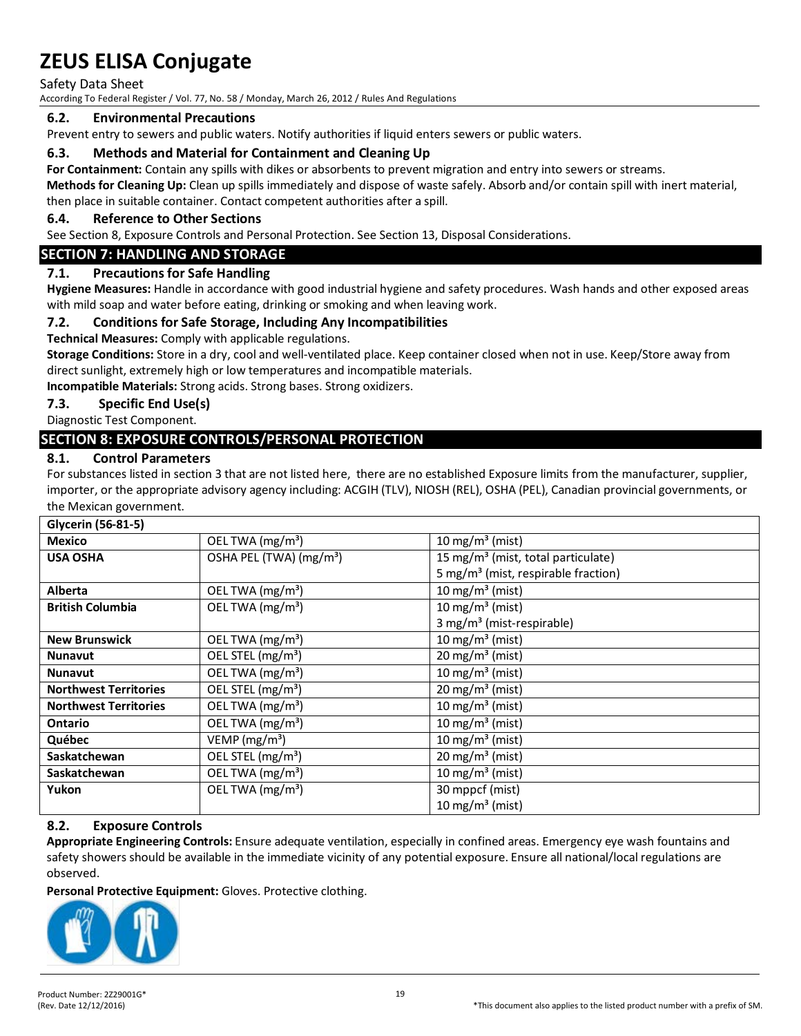### 6.2. Environmental Precautions

Prevent entry to sewers and public waters. Notify authorities if liquid enters sewers or public waters.

### 6.3. Methods and Material for Containment and Cleaning Up

**For Containment:** Contain any spills with dikes or absorbents to prevent migration and entry into sewers or streams.

**Methods for Cleaning Up:** Clean up spills immediately and dispose of waste safely. Absorb and/or contain spill with inert material, then place in suitable container. Contact competent authorities after a spill.

### 6.4. Reference to Other Sections

See Section 8, Exposure Controls and Personal Protection. See Section 13, Disposal Considerations.

## SECTION 7: HANDLING AND STORAGE

### 7.1. Precautions for Safe Handling

**Hygiene Measures:** Handle in accordance with good industrial hygiene and safety procedures. Wash hands and other exposed areas with mild soap and water before eating, drinking or smoking and when leaving work.

### 7.2. Conditions for Safe Storage, Including Any Incompatibilities

**Technical Measures:** Comply with applicable regulations.

**Storage Conditions:** Store in a dry, cool and well-ventilated place. Keep container closed when not in use. Keep/Store away from direct sunlight, extremely high or low temperatures and incompatible materials.

**Incompatible Materials:** Strong acids. Strong bases. Strong oxidizers.

### 7.3. Specific End Use(s)

Diagnostic Test Component.

## SECTION 8: EXPOSURE CONTROLS/PERSONAL PROTECTION

### 8.1. Control Parameters

For substances listed in section 3 that are not listed here, there are no established Exposure limits from the manufacturer, supplier, importer, or the appropriate advisory agency including: ACGIH (TLV), NIOSH (REL), OSHA (PEL), Canadian provincial governments, or the Mexican government.

| Glycerin (56-81-5) | | |
|---|---|---|
| **Mexico** | OEL TWA (mg/m³) | 10 mg/m³ (mist) |
| **USA OSHA** | OSHA PEL (TWA) (mg/m³) | 15 mg/m³ (mist, total particulate)<br>5 mg/m³ (mist, respirable fraction) |
| **Alberta** | OEL TWA (mg/m³) | 10 mg/m³ (mist) |
| **British Columbia** | OEL TWA (mg/m³) | 10 mg/m³ (mist)<br>3 mg/m³ (mist-respirable) |
| **New Brunswick** | OEL TWA (mg/m³) | 10 mg/m³ (mist) |
| **Nunavut** | OEL STEL (mg/m³) | 20 mg/m³ (mist) |
| **Nunavut** | OEL TWA (mg/m³) | 10 mg/m³ (mist) |
| **Northwest Territories** | OEL STEL (mg/m³) | 20 mg/m³ (mist) |
| **Northwest Territories** | OEL TWA (mg/m³) | 10 mg/m³ (mist) |
| **Ontario** | OEL TWA (mg/m³) | 10 mg/m³ (mist) |
| **Québec** | VEMP (mg/m³) | 10 mg/m³ (mist) |
| **Saskatchewan** | OEL STEL (mg/m³) | 20 mg/m³ (mist) |
| **Saskatchewan** | OEL TWA (mg/m³) | 10 mg/m³ (mist) |
| **Yukon** | OEL TWA (mg/m³) | 30 mppcf (mist)<br>10 mg/m³ (mist) |

### 8.2. Exposure Controls

**Appropriate Engineering Controls:** Ensure adequate ventilation, especially in confined areas. Emergency eye wash fountains and safety showers should be available in the immediate vicinity of any potential exposure. Ensure all national/local regulations are observed.

**Personal Protective Equipment:** Gloves. Protective clothing.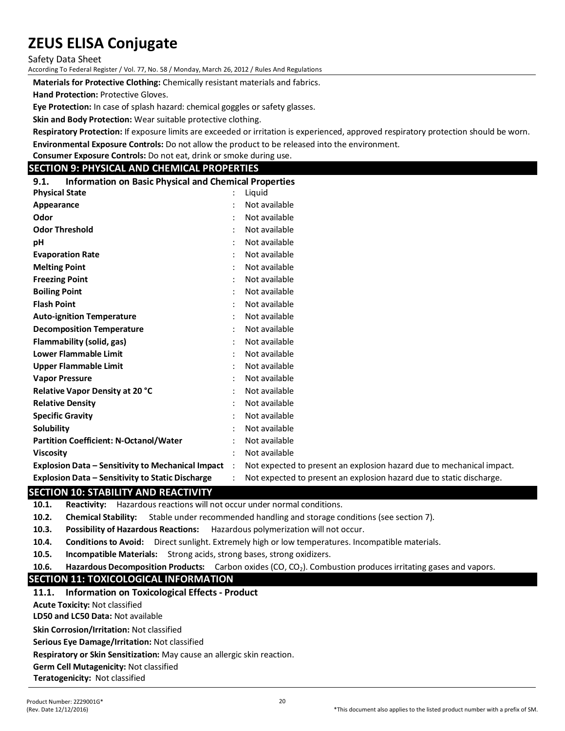**Materials for Protective Clothing:** Chemically resistant materials and fabrics.

**Hand Protection:** Protective Gloves.

**Eye Protection:** In case of splash hazard: chemical goggles or safety glasses.

**Skin and Body Protection:** Wear suitable protective clothing.

**Respiratory Protection:** If exposure limits are exceeded or irritation is experienced, approved respiratory protection should be worn.

**Environmental Exposure Controls:** Do not allow the product to be released into the environment.

**Consumer Exposure Controls:** Do not eat, drink or smoke during use.

## SECTION 9: PHYSICAL AND CHEMICAL PROPERTIES

### 9.1. Information on Basic Physical and Chemical Properties

| Property | | Value |
|---|---|---|
| **Physical State** | : | Liquid |
| **Appearance** | : | Not available |
| **Odor** | : | Not available |
| **Odor Threshold** | : | Not available |
| **pH** | : | Not available |
| **Evaporation Rate** | : | Not available |
| **Melting Point** | : | Not available |
| **Freezing Point** | : | Not available |
| **Boiling Point** | : | Not available |
| **Flash Point** | : | Not available |
| **Auto-ignition Temperature** | : | Not available |
| **Decomposition Temperature** | : | Not available |
| **Flammability (solid, gas)** | : | Not available |
| **Lower Flammable Limit** | : | Not available |
| **Upper Flammable Limit** | : | Not available |
| **Vapor Pressure** | : | Not available |
| **Relative Vapor Density at 20 °C** | : | Not available |
| **Relative Density** | : | Not available |
| **Specific Gravity** | : | Not available |
| **Solubility** | : | Not available |
| **Partition Coefficient: N-Octanol/Water** | : | Not available |
| **Viscosity** | : | Not available |
| **Explosion Data – Sensitivity to Mechanical Impact** | : | Not expected to present an explosion hazard due to mechanical impact. |
| **Explosion Data – Sensitivity to Static Discharge** | : | Not expected to present an explosion hazard due to static discharge. |

## SECTION 10: STABILITY AND REACTIVITY

**10.1. Reactivity:** Hazardous reactions will not occur under normal conditions.

**10.2. Chemical Stability:** Stable under recommended handling and storage conditions (see section 7).

**10.3. Possibility of Hazardous Reactions:** Hazardous polymerization will not occur.

**10.4. Conditions to Avoid:** Direct sunlight. Extremely high or low temperatures. Incompatible materials.

**10.5. Incompatible Materials:** Strong acids, strong bases, strong oxidizers.

**10.6. Hazardous Decomposition Products:** Carbon oxides (CO, $CO_2$). Combustion produces irritating gases and vapors.

## SECTION 11: TOXICOLOGICAL INFORMATION

### 11.1. Information on Toxicological Effects - Product

**Acute Toxicity:** Not classified

**LD50 and LC50 Data:** Not available

**Skin Corrosion/Irritation:** Not classified

**Serious Eye Damage/Irritation:** Not classified

**Respiratory or Skin Sensitization:** May cause an allergic skin reaction.

**Germ Cell Mutagenicity:** Not classified

**Teratogenicity:** Not classified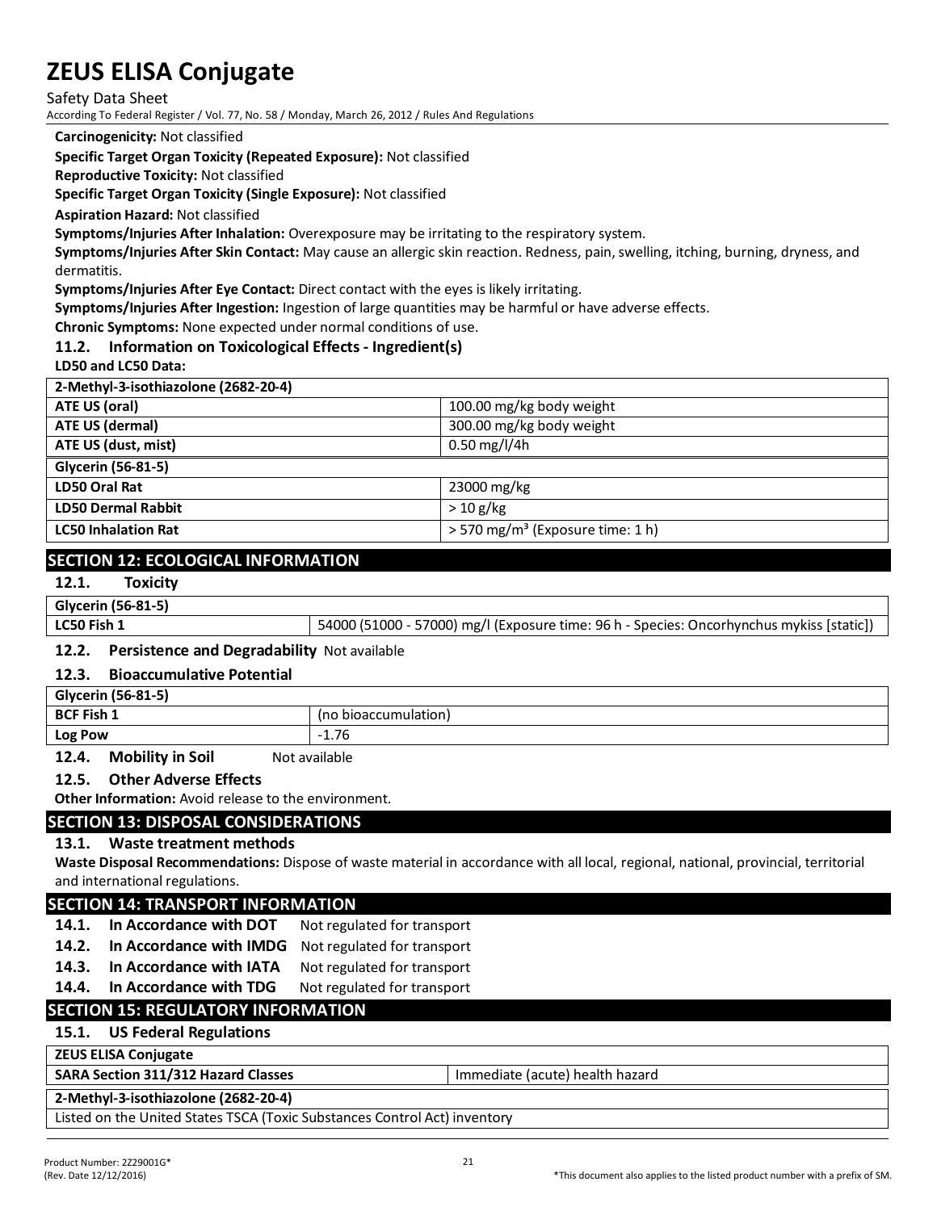**Carcinogenicity:** Not classified

**Specific Target Organ Toxicity (Repeated Exposure):** Not classified

**Reproductive Toxicity:** Not classified

**Specific Target Organ Toxicity (Single Exposure):** Not classified

**Aspiration Hazard:** Not classified

**Symptoms/Injuries After Inhalation:** Overexposure may be irritating to the respiratory system.

**Symptoms/Injuries After Skin Contact:** May cause an allergic skin reaction. Redness, pain, swelling, itching, burning, dryness, and dermatitis.

**Symptoms/Injuries After Eye Contact:** Direct contact with the eyes is likely irritating.

**Symptoms/Injuries After Ingestion:** Ingestion of large quantities may be harmful or have adverse effects.

**Chronic Symptoms:** None expected under normal conditions of use.

### 11.2. Information on Toxicological Effects - Ingredient(s)

**LD50 and LC50 Data:**

| 2-Methyl-3-isothiazolone (2682-20-4) | |
|---|---|
| **ATE US (oral)** | 100.00 mg/kg body weight |
| **ATE US (dermal)** | 300.00 mg/kg body weight |
| **ATE US (dust, mist)** | 0.50 mg/l/4h |
| **Glycerin (56-81-5)** | |
| **LD50 Oral Rat** | 23000 mg/kg |
| **LD50 Dermal Rabbit** | > 10 g/kg |
| **LC50 Inhalation Rat** | > 570 mg/m³ (Exposure time: 1 h) |

## SECTION 12: ECOLOGICAL INFORMATION

### 12.1. Toxicity

| Glycerin (56-81-5) | |
|---|---|
| **LC50 Fish 1** | 54000 (51000 - 57000) mg/l (Exposure time: 96 h - Species: Oncorhynchus mykiss [static]) |

### 12.2. Persistence and Degradability

Not available

### 12.3. Bioaccumulative Potential

| Glycerin (56-81-5) | |
|---|---|
| **BCF Fish 1** | (no bioaccumulation) |
| **Log Pow** | -1.76 |

### 12.4. Mobility in Soil

Not available

### 12.5. Other Adverse Effects

**Other Information:** Avoid release to the environment.

## SECTION 13: DISPOSAL CONSIDERATIONS

### 13.1. Waste treatment methods

**Waste Disposal Recommendations:** Dispose of waste material in accordance with all local, regional, national, provincial, territorial and international regulations.

## SECTION 14: TRANSPORT INFORMATION

**14.1. In Accordance with DOT** Not regulated for transport

**14.2. In Accordance with IMDG** Not regulated for transport

**14.3. In Accordance with IATA** Not regulated for transport

**14.4. In Accordance with TDG** Not regulated for transport

## SECTION 15: REGULATORY INFORMATION

### 15.1. US Federal Regulations

| ZEUS ELISA Conjugate | |
|---|---|
| **SARA Section 311/312 Hazard Classes** | Immediate (acute) health hazard |

| 2-Methyl-3-isothiazolone (2682-20-4) |
|---|
| Listed on the United States TSCA (Toxic Substances Control Act) inventory |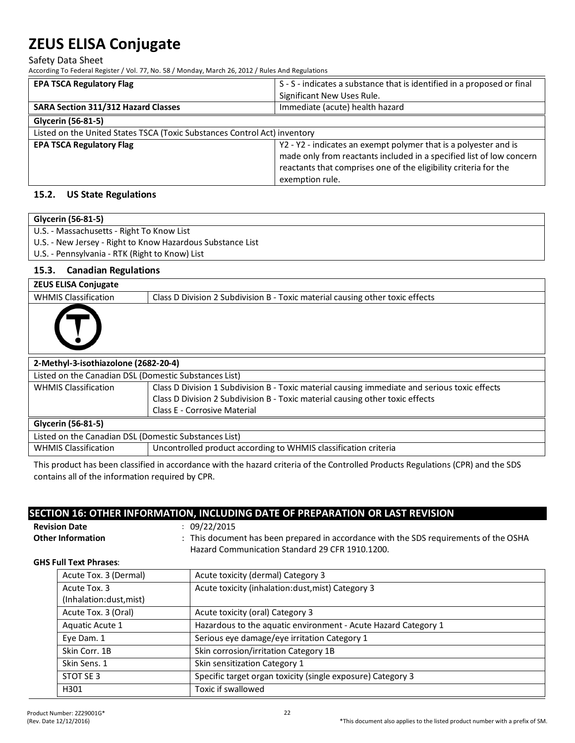| EPA TSCA Regulatory Flag | S - S - indicates a substance that is identified in a proposed or final Significant New Uses Rule. |
|---|---|
| **SARA Section 311/312 Hazard Classes** | Immediate (acute) health hazard |

| **Glycerin (56-81-5)** | |
|---|---|
| Listed on the United States TSCA (Toxic Substances Control Act) inventory | |
| **EPA TSCA Regulatory Flag** | Y2 - Y2 - indicates an exempt polymer that is a polyester and is made only from reactants included in a specified list of low concern reactants that comprises one of the eligibility criteria for the exemption rule. |

### 15.2. US State Regulations

| **Glycerin (56-81-5)** |
|---|
| U.S. - Massachusetts - Right To Know List |
| U.S. - New Jersey - Right to Know Hazardous Substance List |
| U.S. - Pennsylvania - RTK (Right to Know) List |

### 15.3. Canadian Regulations

| **ZEUS ELISA Conjugate** | |
|---|---|
| WHMIS Classification | Class D Division 2 Subdivision B - Toxic material causing other toxic effects |

| **2-Methyl-3-isothiazolone (2682-20-4)** | |
|---|---|
| Listed on the Canadian DSL (Domestic Substances List) | |
| WHMIS Classification | Class D Division 1 Subdivision B - Toxic material causing immediate and serious toxic effects<br>Class D Division 2 Subdivision B - Toxic material causing other toxic effects<br>Class E - Corrosive Material |

| **Glycerin (56-81-5)** | |
|---|---|
| Listed on the Canadian DSL (Domestic Substances List) | |
| WHMIS Classification | Uncontrolled product according to WHMIS classification criteria |

This product has been classified in accordance with the hazard criteria of the Controlled Products Regulations (CPR) and the SDS contains all of the information required by CPR.

## SECTION 16: OTHER INFORMATION, INCLUDING DATE OF PREPARATION OR LAST REVISION

**Revision Date** : 09/22/2015

**Other Information** : This document has been prepared in accordance with the SDS requirements of the OSHA Hazard Communication Standard 29 CFR 1910.1200.

**GHS Full Text Phrases**:

| Acute Tox. 3 (Dermal) | Acute toxicity (dermal) Category 3 |
|---|---|
| Acute Tox. 3 (Inhalation:dust,mist) | Acute toxicity (inhalation:dust,mist) Category 3 |
| Acute Tox. 3 (Oral) | Acute toxicity (oral) Category 3 |
| Aquatic Acute 1 | Hazardous to the aquatic environment - Acute Hazard Category 1 |
| Eye Dam. 1 | Serious eye damage/eye irritation Category 1 |
| Skin Corr. 1B | Skin corrosion/irritation Category 1B |
| Skin Sens. 1 | Skin sensitization Category 1 |
| STOT SE 3 | Specific target organ toxicity (single exposure) Category 3 |
| H301 | Toxic if swallowed |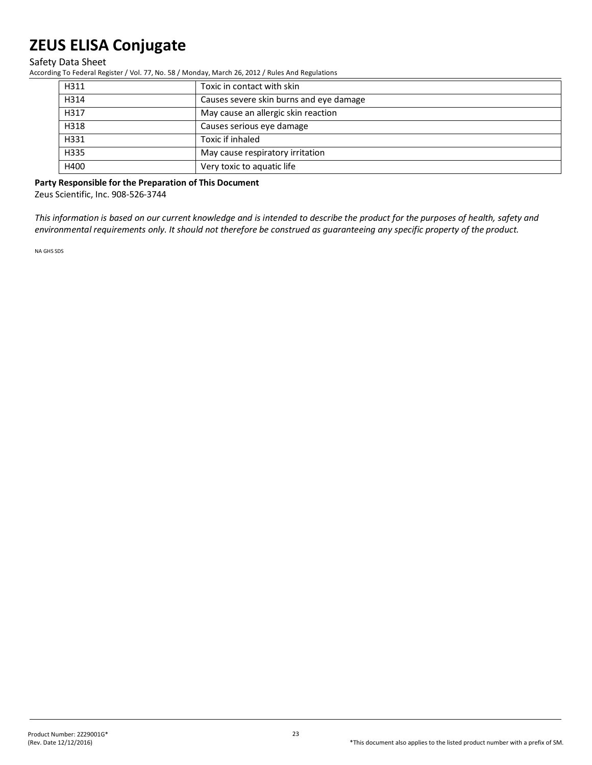| H311 | Toxic in contact with skin |
|---|---|
| H314 | Causes severe skin burns and eye damage |
| H317 | May cause an allergic skin reaction |
| H318 | Causes serious eye damage |
| H331 | Toxic if inhaled |
| H335 | May cause respiratory irritation |
| H400 | Very toxic to aquatic life |

**Party Responsible for the Preparation of This Document**

Zeus Scientific, Inc. 908-526-3744

*This information is based on our current knowledge and is intended to describe the product for the purposes of health, safety and environmental requirements only. It should not therefore be construed as guaranteeing any specific property of the product.*

NA GHS SDS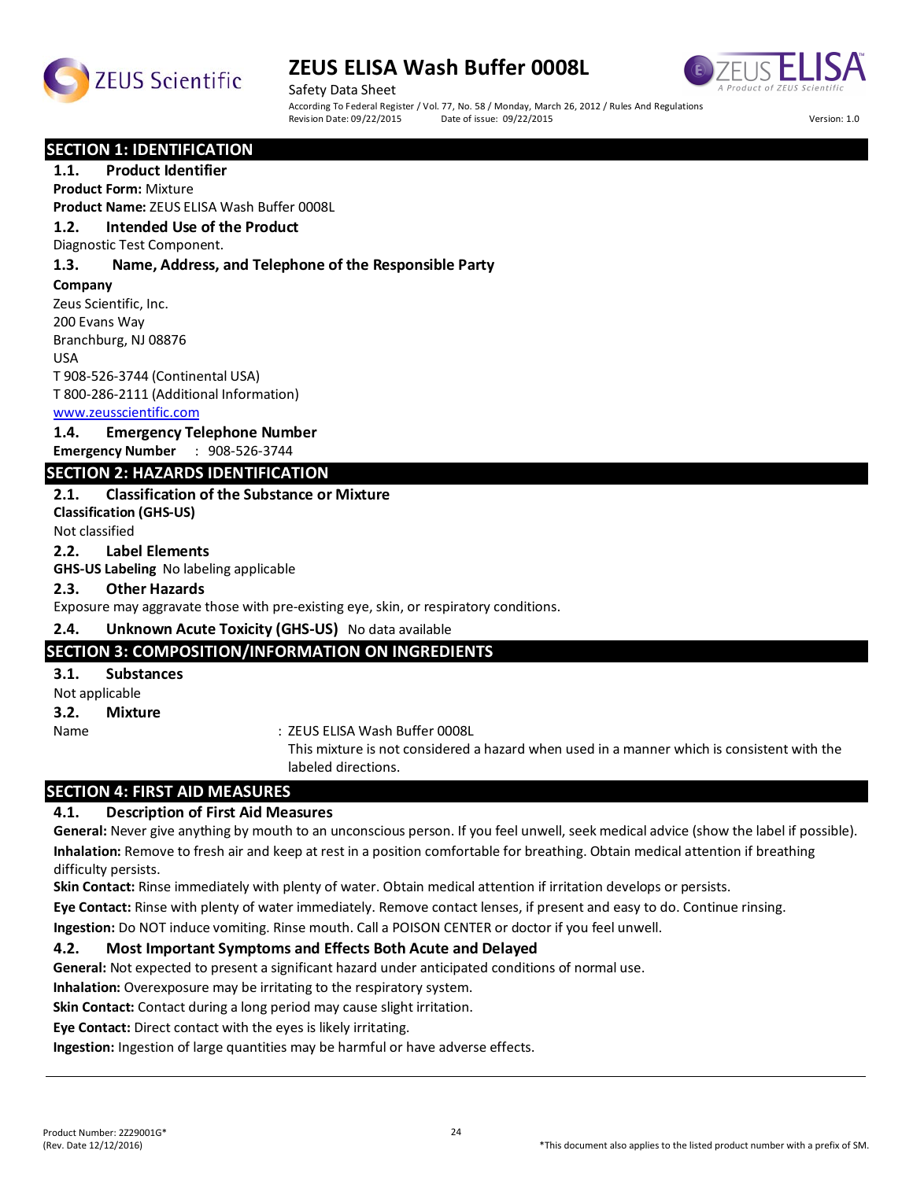# ZEUS ELISA Wash Buffer 0008L

Safety Data Sheet

According To Federal Register / Vol. 77, No. 58 / Monday, March 26, 2012 / Rules And Regulations

Revision Date: 09/22/2015 Date of issue: 09/22/2015 Version: 1.0

## SECTION 1: IDENTIFICATION

### 1.1. Product Identifier

**Product Form:** Mixture

**Product Name:** ZEUS ELISA Wash Buffer 0008L

### 1.2. Intended Use of the Product

Diagnostic Test Component.

### 1.3. Name, Address, and Telephone of the Responsible Party

**Company**

Zeus Scientific, Inc.
200 Evans Way
Branchburg, NJ 08876
USA
T 908-526-3744 (Continental USA)
T 800-286-2111 (Additional Information)
www.zeusscientific.com

### 1.4. Emergency Telephone Number

**Emergency Number** : 908-526-3744

## SECTION 2: HAZARDS IDENTIFICATION

### 2.1. Classification of the Substance or Mixture

**Classification (GHS-US)**

Not classified

### 2.2. Label Elements

**GHS-US Labeling** No labeling applicable

### 2.3. Other Hazards

Exposure may aggravate those with pre-existing eye, skin, or respiratory conditions.

### 2.4. Unknown Acute Toxicity (GHS-US) No data available

## SECTION 3: COMPOSITION/INFORMATION ON INGREDIENTS

### 3.1. Substances

Not applicable

### 3.2. Mixture

Name : ZEUS ELISA Wash Buffer 0008L
This mixture is not considered a hazard when used in a manner which is consistent with the labeled directions.

## SECTION 4: FIRST AID MEASURES

### 4.1. Description of First Aid Measures

**General:** Never give anything by mouth to an unconscious person. If you feel unwell, seek medical advice (show the label if possible).

**Inhalation:** Remove to fresh air and keep at rest in a position comfortable for breathing. Obtain medical attention if breathing difficulty persists.

**Skin Contact:** Rinse immediately with plenty of water. Obtain medical attention if irritation develops or persists.

**Eye Contact:** Rinse with plenty of water immediately. Remove contact lenses, if present and easy to do. Continue rinsing.

**Ingestion:** Do NOT induce vomiting. Rinse mouth. Call a POISON CENTER or doctor if you feel unwell.

### 4.2. Most Important Symptoms and Effects Both Acute and Delayed

**General:** Not expected to present a significant hazard under anticipated conditions of normal use.

**Inhalation:** Overexposure may be irritating to the respiratory system.

**Skin Contact:** Contact during a long period may cause slight irritation.

**Eye Contact:** Direct contact with the eyes is likely irritating.

**Ingestion:** Ingestion of large quantities may be harmful or have adverse effects.

Product Number: 2Z29001G*
(Rev. Date 12/12/2016)

*This document also applies to the listed product number with a prefix of SM.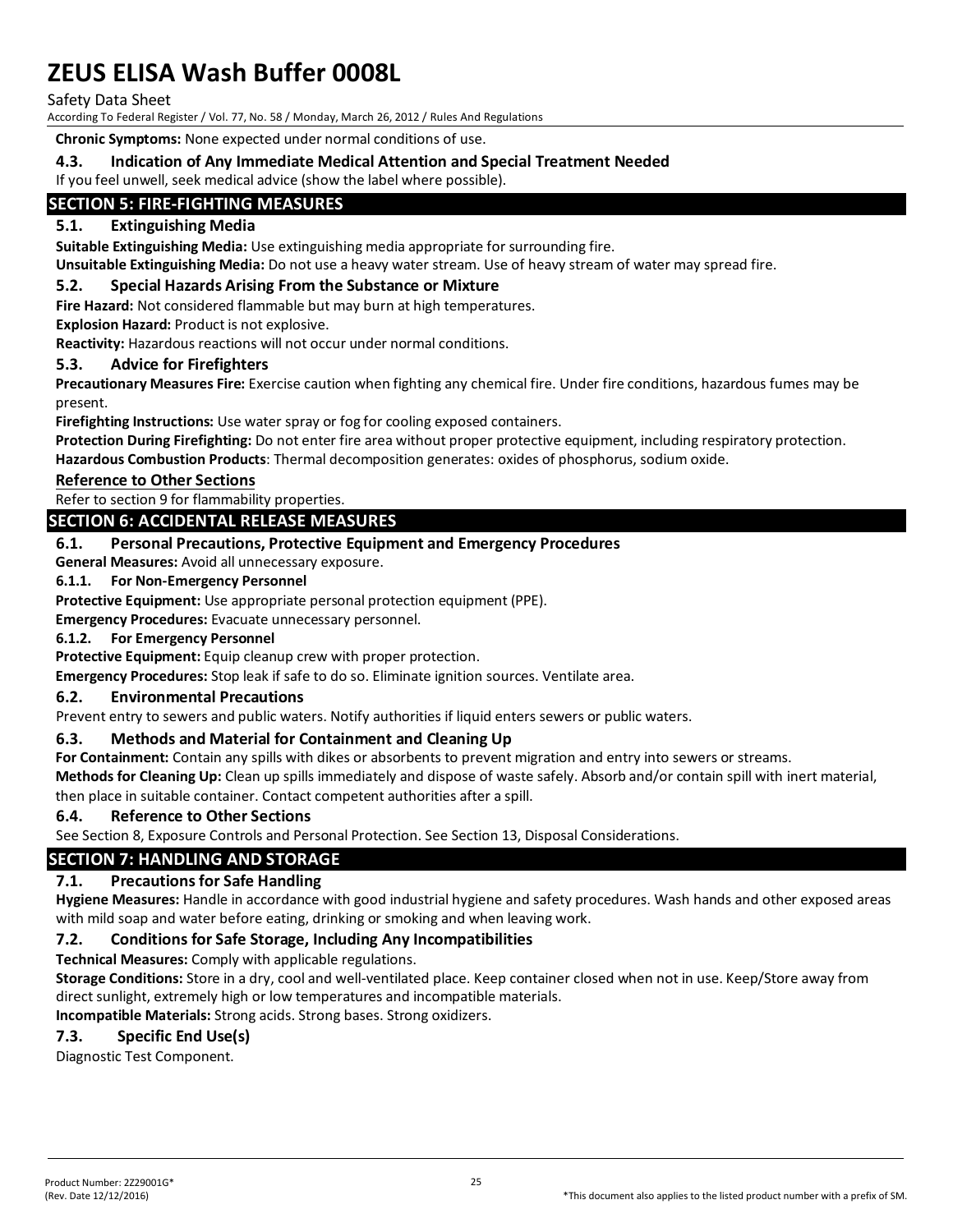**Chronic Symptoms:** None expected under normal conditions of use.

### 4.3. Indication of Any Immediate Medical Attention and Special Treatment Needed

If you feel unwell, seek medical advice (show the label where possible).

## SECTION 5: FIRE-FIGHTING MEASURES

### 5.1. Extinguishing Media

**Suitable Extinguishing Media:** Use extinguishing media appropriate for surrounding fire.

**Unsuitable Extinguishing Media:** Do not use a heavy water stream. Use of heavy stream of water may spread fire.

### 5.2. Special Hazards Arising From the Substance or Mixture

**Fire Hazard:** Not considered flammable but may burn at high temperatures.

**Explosion Hazard:** Product is not explosive.

**Reactivity:** Hazardous reactions will not occur under normal conditions.

### 5.3. Advice for Firefighters

**Precautionary Measures Fire:** Exercise caution when fighting any chemical fire. Under fire conditions, hazardous fumes may be present.

**Firefighting Instructions:** Use water spray or fog for cooling exposed containers.

**Protection During Firefighting:** Do not enter fire area without proper protective equipment, including respiratory protection.

**Hazardous Combustion Products**: Thermal decomposition generates: oxides of phosphorus, sodium oxide.

**Reference to Other Sections**

Refer to section 9 for flammability properties.

## SECTION 6: ACCIDENTAL RELEASE MEASURES

### 6.1. Personal Precautions, Protective Equipment and Emergency Procedures

**General Measures:** Avoid all unnecessary exposure.

#### 6.1.1. For Non-Emergency Personnel

**Protective Equipment:** Use appropriate personal protection equipment (PPE).

**Emergency Procedures:** Evacuate unnecessary personnel.

#### 6.1.2. For Emergency Personnel

**Protective Equipment:** Equip cleanup crew with proper protection.

**Emergency Procedures:** Stop leak if safe to do so. Eliminate ignition sources. Ventilate area.

### 6.2. Environmental Precautions

Prevent entry to sewers and public waters. Notify authorities if liquid enters sewers or public waters.

### 6.3. Methods and Material for Containment and Cleaning Up

**For Containment:** Contain any spills with dikes or absorbents to prevent migration and entry into sewers or streams.

**Methods for Cleaning Up:** Clean up spills immediately and dispose of waste safely. Absorb and/or contain spill with inert material, then place in suitable container. Contact competent authorities after a spill.

### 6.4. Reference to Other Sections

See Section 8, Exposure Controls and Personal Protection. See Section 13, Disposal Considerations.

## SECTION 7: HANDLING AND STORAGE

### 7.1. Precautions for Safe Handling

**Hygiene Measures:** Handle in accordance with good industrial hygiene and safety procedures. Wash hands and other exposed areas with mild soap and water before eating, drinking or smoking and when leaving work.

### 7.2. Conditions for Safe Storage, Including Any Incompatibilities

**Technical Measures:** Comply with applicable regulations.

**Storage Conditions:** Store in a dry, cool and well-ventilated place. Keep container closed when not in use. Keep/Store away from direct sunlight, extremely high or low temperatures and incompatible materials.

**Incompatible Materials:** Strong acids. Strong bases. Strong oxidizers.

### 7.3. Specific End Use(s)

Diagnostic Test Component.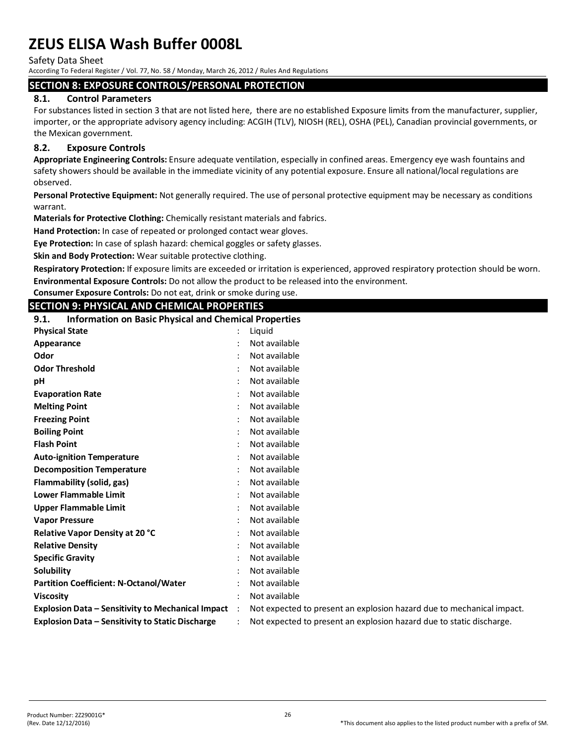## SECTION 8: EXPOSURE CONTROLS/PERSONAL PROTECTION

### 8.1. Control Parameters

For substances listed in section 3 that are not listed here, there are no established Exposure limits from the manufacturer, supplier, importer, or the appropriate advisory agency including: ACGIH (TLV), NIOSH (REL), OSHA (PEL), Canadian provincial governments, or the Mexican government.

### 8.2. Exposure Controls

**Appropriate Engineering Controls:** Ensure adequate ventilation, especially in confined areas. Emergency eye wash fountains and safety showers should be available in the immediate vicinity of any potential exposure. Ensure all national/local regulations are observed.

**Personal Protective Equipment:** Not generally required. The use of personal protective equipment may be necessary as conditions warrant.

**Materials for Protective Clothing:** Chemically resistant materials and fabrics.

**Hand Protection:** In case of repeated or prolonged contact wear gloves.

**Eye Protection:** In case of splash hazard: chemical goggles or safety glasses.

**Skin and Body Protection:** Wear suitable protective clothing.

**Respiratory Protection:** If exposure limits are exceeded or irritation is experienced, approved respiratory protection should be worn.

**Environmental Exposure Controls:** Do not allow the product to be released into the environment.

**Consumer Exposure Controls:** Do not eat, drink or smoke during use.

## SECTION 9: PHYSICAL AND CHEMICAL PROPERTIES

### 9.1. Information on Basic Physical and Chemical Properties

| Property | Value |
|---|---|
| **Physical State** | Liquid |
| **Appearance** | Not available |
| **Odor** | Not available |
| **Odor Threshold** | Not available |
| **pH** | Not available |
| **Evaporation Rate** | Not available |
| **Melting Point** | Not available |
| **Freezing Point** | Not available |
| **Boiling Point** | Not available |
| **Flash Point** | Not available |
| **Auto-ignition Temperature** | Not available |
| **Decomposition Temperature** | Not available |
| **Flammability (solid, gas)** | Not available |
| **Lower Flammable Limit** | Not available |
| **Upper Flammable Limit** | Not available |
| **Vapor Pressure** | Not available |
| **Relative Vapor Density at 20 °C** | Not available |
| **Relative Density** | Not available |
| **Specific Gravity** | Not available |
| **Solubility** | Not available |
| **Partition Coefficient: N-Octanol/Water** | Not available |
| **Viscosity** | Not available |
| **Explosion Data – Sensitivity to Mechanical Impact** | Not expected to present an explosion hazard due to mechanical impact. |
| **Explosion Data – Sensitivity to Static Discharge** | Not expected to present an explosion hazard due to static discharge. |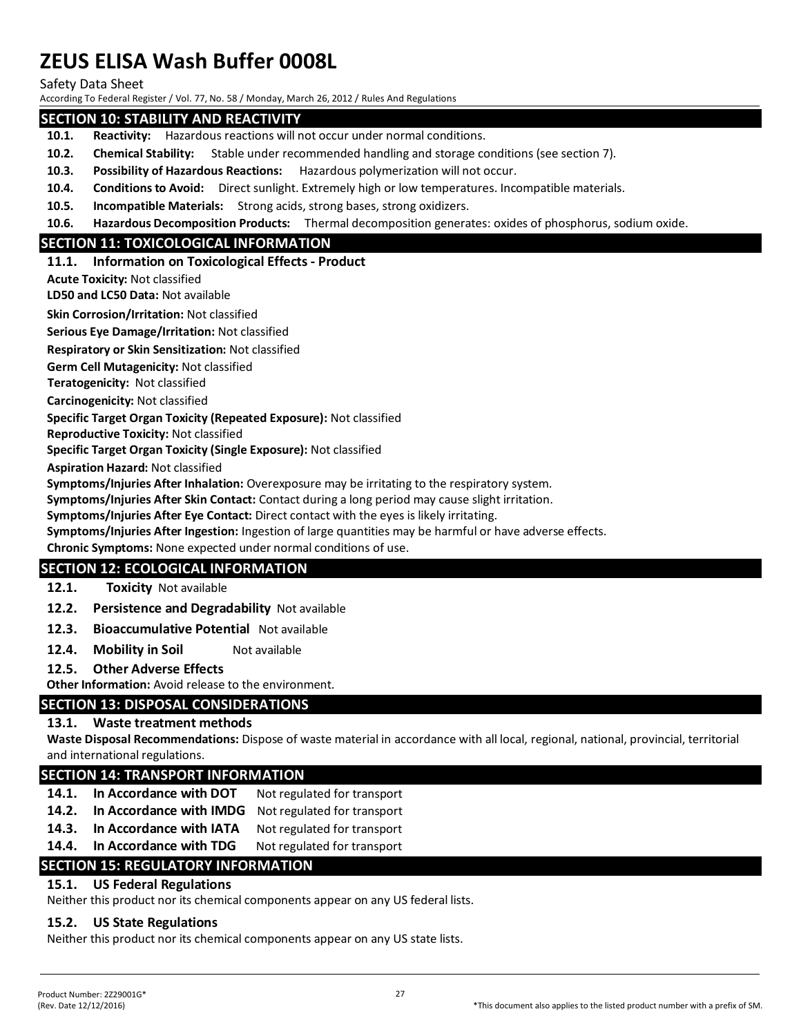## SECTION 10: STABILITY AND REACTIVITY

**10.1. Reactivity:** Hazardous reactions will not occur under normal conditions.

**10.2. Chemical Stability:** Stable under recommended handling and storage conditions (see section 7).

**10.3. Possibility of Hazardous Reactions:** Hazardous polymerization will not occur.

**10.4. Conditions to Avoid:** Direct sunlight. Extremely high or low temperatures. Incompatible materials.

**10.5. Incompatible Materials:** Strong acids, strong bases, strong oxidizers.

**10.6. Hazardous Decomposition Products:** Thermal decomposition generates: oxides of phosphorus, sodium oxide.

## SECTION 11: TOXICOLOGICAL INFORMATION

### 11.1. Information on Toxicological Effects - Product

**Acute Toxicity:** Not classified

**LD50 and LC50 Data:** Not available

**Skin Corrosion/Irritation:** Not classified

**Serious Eye Damage/Irritation:** Not classified

**Respiratory or Skin Sensitization:** Not classified

**Germ Cell Mutagenicity:** Not classified

**Teratogenicity:** Not classified

**Carcinogenicity:** Not classified

**Specific Target Organ Toxicity (Repeated Exposure):** Not classified

**Reproductive Toxicity:** Not classified

**Specific Target Organ Toxicity (Single Exposure):** Not classified

**Aspiration Hazard:** Not classified

**Symptoms/Injuries After Inhalation:** Overexposure may be irritating to the respiratory system.

**Symptoms/Injuries After Skin Contact:** Contact during a long period may cause slight irritation.

**Symptoms/Injuries After Eye Contact:** Direct contact with the eyes is likely irritating.

**Symptoms/Injuries After Ingestion:** Ingestion of large quantities may be harmful or have adverse effects.

**Chronic Symptoms:** None expected under normal conditions of use.

## SECTION 12: ECOLOGICAL INFORMATION

**12.1. Toxicity** Not available

**12.2. Persistence and Degradability** Not available

**12.3. Bioaccumulative Potential** Not available

**12.4. Mobility in Soil** Not available

**12.5. Other Adverse Effects**

**Other Information:** Avoid release to the environment.

## SECTION 13: DISPOSAL CONSIDERATIONS

### 13.1. Waste treatment methods

**Waste Disposal Recommendations:** Dispose of waste material in accordance with all local, regional, national, provincial, territorial and international regulations.

## SECTION 14: TRANSPORT INFORMATION

**14.1. In Accordance with DOT** Not regulated for transport

**14.2. In Accordance with IMDG** Not regulated for transport

**14.3. In Accordance with IATA** Not regulated for transport

**14.4. In Accordance with TDG** Not regulated for transport

## SECTION 15: REGULATORY INFORMATION

### 15.1. US Federal Regulations

Neither this product nor its chemical components appear on any US federal lists.

### 15.2. US State Regulations

Neither this product nor its chemical components appear on any US state lists.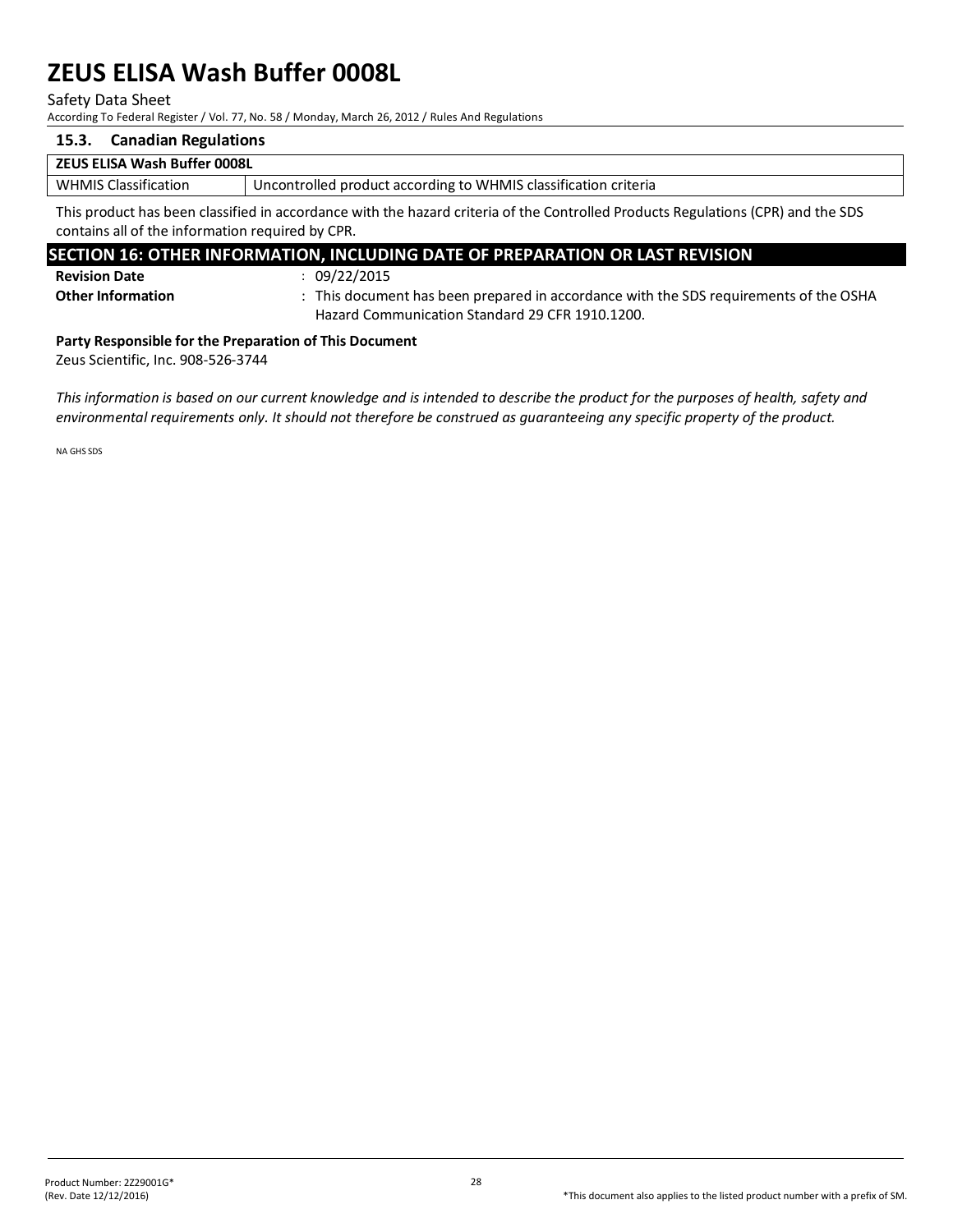### 15.3. Canadian Regulations

| ZEUS ELISA Wash Buffer 0008L | |
|---|---|
| WHMIS Classification | Uncontrolled product according to WHMIS classification criteria |

This product has been classified in accordance with the hazard criteria of the Controlled Products Regulations (CPR) and the SDS contains all of the information required by CPR.

## SECTION 16: OTHER INFORMATION, INCLUDING DATE OF PREPARATION OR LAST REVISION

**Revision Date** : 09/22/2015

**Other Information** : This document has been prepared in accordance with the SDS requirements of the OSHA Hazard Communication Standard 29 CFR 1910.1200.

**Party Responsible for the Preparation of This Document**

Zeus Scientific, Inc. 908-526-3744

*This information is based on our current knowledge and is intended to describe the product for the purposes of health, safety and environmental requirements only. It should not therefore be construed as guaranteeing any specific property of the product.*

NA GHS SDS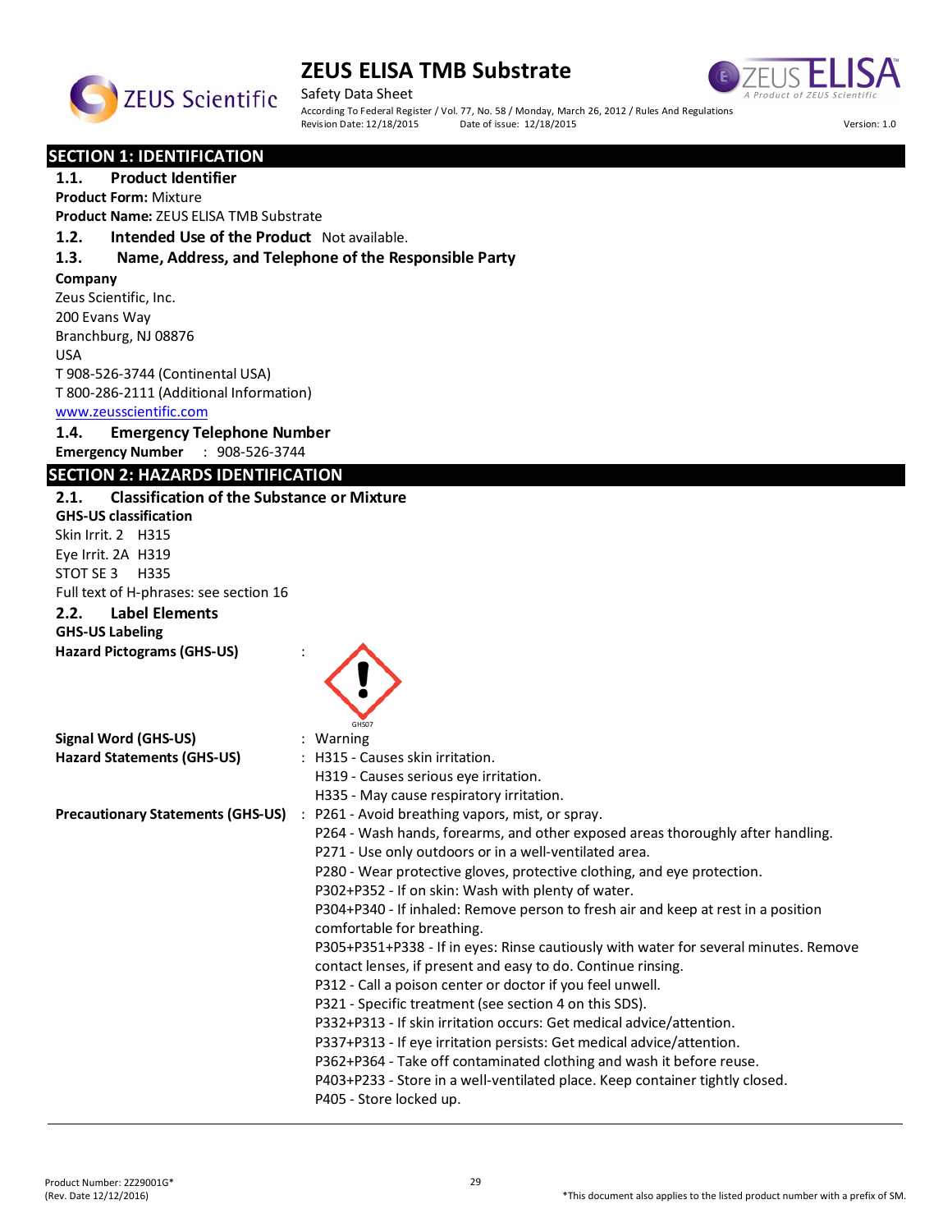# ZEUS ELISA TMB Substrate

Safety Data Sheet

According To Federal Register / Vol. 77, No. 58 / Monday, March 26, 2012 / Rules And Regulations

Revision Date: 12/18/2015 Date of issue: 12/18/2015 Version: 1.0

## SECTION 1: IDENTIFICATION

### 1.1. Product Identifier

**Product Form:** Mixture

**Product Name:** ZEUS ELISA TMB Substrate

### 1.2. Intended Use of the Product Not available.

### 1.3. Name, Address, and Telephone of the Responsible Party

**Company**

Zeus Scientific, Inc.
200 Evans Way
Branchburg, NJ 08876
USA
T 908-526-3744 (Continental USA)
T 800-286-2111 (Additional Information)
www.zeusscientific.com

### 1.4. Emergency Telephone Number

**Emergency Number** : 908-526-3744

## SECTION 2: HAZARDS IDENTIFICATION

### 2.1. Classification of the Substance or Mixture

**GHS-US classification**

Skin Irrit. 2 H315
Eye Irrit. 2A H319
STOT SE 3 H335
Full text of H-phrases: see section 16

### 2.2. Label Elements

**GHS-US Labeling**

**Hazard Pictograms (GHS-US)** :

GHS07

**Signal Word (GHS-US)** : Warning

**Hazard Statements (GHS-US)** : H315 - Causes skin irritation.
H319 - Causes serious eye irritation.
H335 - May cause respiratory irritation.

**Precautionary Statements (GHS-US)** : P261 - Avoid breathing vapors, mist, or spray.
P264 - Wash hands, forearms, and other exposed areas thoroughly after handling.
P271 - Use only outdoors or in a well-ventilated area.
P280 - Wear protective gloves, protective clothing, and eye protection.
P302+P352 - If on skin: Wash with plenty of water.
P304+P340 - If inhaled: Remove person to fresh air and keep at rest in a position comfortable for breathing.
P305+P351+P338 - If in eyes: Rinse cautiously with water for several minutes. Remove contact lenses, if present and easy to do. Continue rinsing.
P312 - Call a poison center or doctor if you feel unwell.
P321 - Specific treatment (see section 4 on this SDS).
P332+P313 - If skin irritation occurs: Get medical advice/attention.
P337+P313 - If eye irritation persists: Get medical advice/attention.
P362+P364 - Take off contaminated clothing and wash it before reuse.
P403+P233 - Store in a well-ventilated place. Keep container tightly closed.
P405 - Store locked up.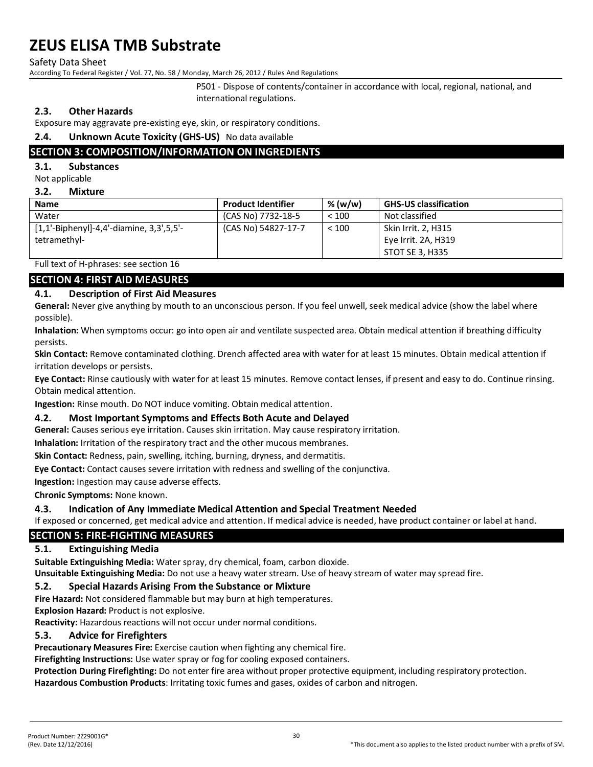P501 - Dispose of contents/container in accordance with local, regional, national, and international regulations.

### 2.3. Other Hazards

Exposure may aggravate pre-existing eye, skin, or respiratory conditions.

### 2.4. Unknown Acute Toxicity (GHS-US)

No data available

## SECTION 3: COMPOSITION/INFORMATION ON INGREDIENTS

### 3.1. Substances

Not applicable

### 3.2. Mixture

| Name | Product Identifier | % (w/w) | GHS-US classification |
|---|---|---|---|
| Water | (CAS No) 7732-18-5 | < 100 | Not classified |
| [1,1'-Biphenyl]-4,4'-diamine, 3,3',5,5'-tetramethyl- | (CAS No) 54827-17-7 | < 100 | Skin Irrit. 2, H315<br>Eye Irrit. 2A, H319<br>STOT SE 3, H335 |

Full text of H-phrases: see section 16

## SECTION 4: FIRST AID MEASURES

### 4.1. Description of First Aid Measures

**General:** Never give anything by mouth to an unconscious person. If you feel unwell, seek medical advice (show the label where possible).

**Inhalation:** When symptoms occur: go into open air and ventilate suspected area. Obtain medical attention if breathing difficulty persists.

**Skin Contact:** Remove contaminated clothing. Drench affected area with water for at least 15 minutes. Obtain medical attention if irritation develops or persists.

**Eye Contact:** Rinse cautiously with water for at least 15 minutes. Remove contact lenses, if present and easy to do. Continue rinsing. Obtain medical attention.

**Ingestion:** Rinse mouth. Do NOT induce vomiting. Obtain medical attention.

### 4.2. Most Important Symptoms and Effects Both Acute and Delayed

**General:** Causes serious eye irritation. Causes skin irritation. May cause respiratory irritation.

**Inhalation:** Irritation of the respiratory tract and the other mucous membranes.

**Skin Contact:** Redness, pain, swelling, itching, burning, dryness, and dermatitis.

**Eye Contact:** Contact causes severe irritation with redness and swelling of the conjunctiva.

**Ingestion:** Ingestion may cause adverse effects.

**Chronic Symptoms:** None known.

### 4.3. Indication of Any Immediate Medical Attention and Special Treatment Needed

If exposed or concerned, get medical advice and attention. If medical advice is needed, have product container or label at hand.

## SECTION 5: FIRE-FIGHTING MEASURES

### 5.1. Extinguishing Media

**Suitable Extinguishing Media:** Water spray, dry chemical, foam, carbon dioxide.

**Unsuitable Extinguishing Media:** Do not use a heavy water stream. Use of heavy stream of water may spread fire.

### 5.2. Special Hazards Arising From the Substance or Mixture

**Fire Hazard:** Not considered flammable but may burn at high temperatures.

**Explosion Hazard:** Product is not explosive.

**Reactivity:** Hazardous reactions will not occur under normal conditions.

### 5.3. Advice for Firefighters

**Precautionary Measures Fire:** Exercise caution when fighting any chemical fire.

**Firefighting Instructions:** Use water spray or fog for cooling exposed containers.

**Protection During Firefighting:** Do not enter fire area without proper protective equipment, including respiratory protection.

**Hazardous Combustion Products**: Irritating toxic fumes and gases, oxides of carbon and nitrogen.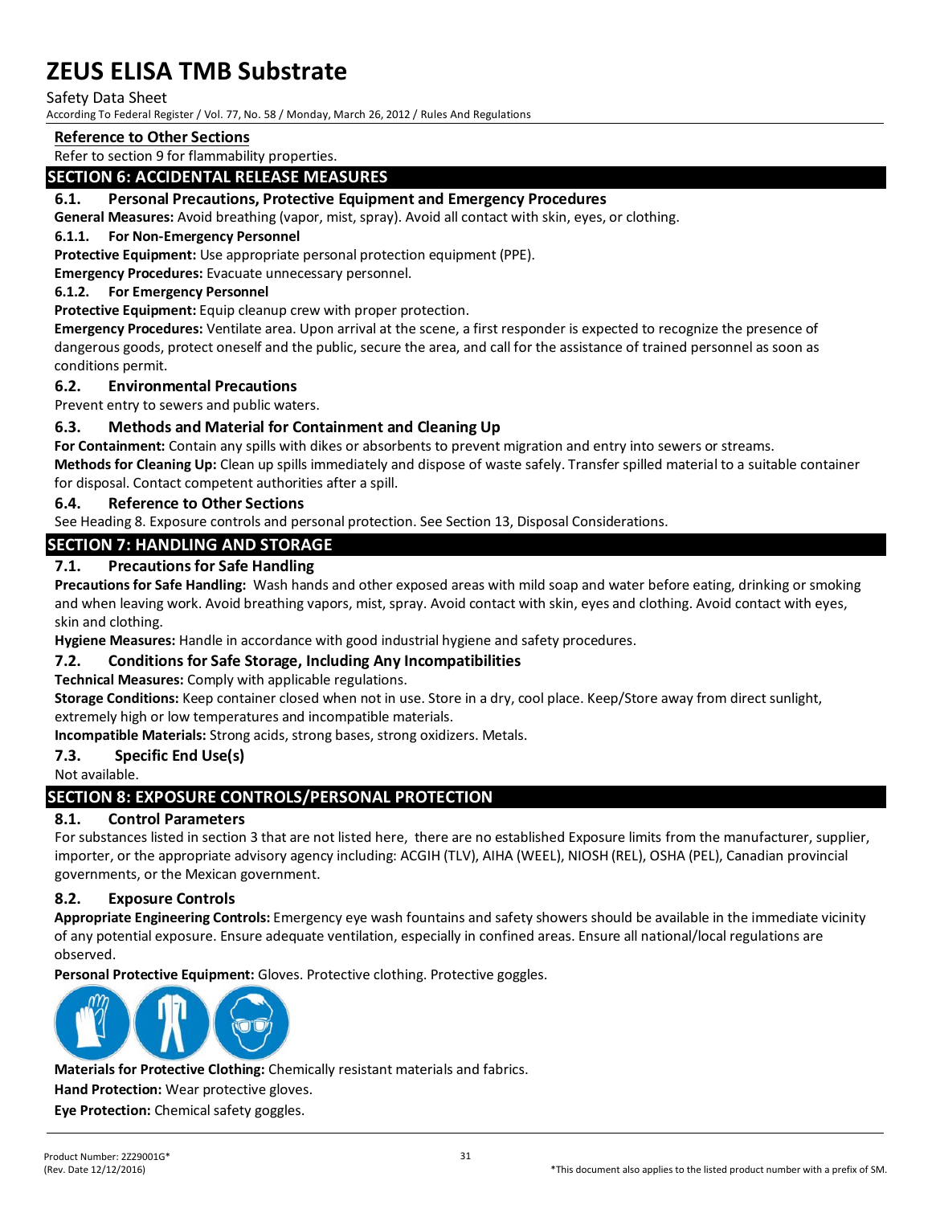### Reference to Other Sections

Refer to section 9 for flammability properties.

## SECTION 6: ACCIDENTAL RELEASE MEASURES

### 6.1. Personal Precautions, Protective Equipment and Emergency Procedures

**General Measures:** Avoid breathing (vapor, mist, spray). Avoid all contact with skin, eyes, or clothing.

#### 6.1.1. For Non-Emergency Personnel

**Protective Equipment:** Use appropriate personal protection equipment (PPE).

**Emergency Procedures:** Evacuate unnecessary personnel.

#### 6.1.2. For Emergency Personnel

**Protective Equipment:** Equip cleanup crew with proper protection.

**Emergency Procedures:** Ventilate area. Upon arrival at the scene, a first responder is expected to recognize the presence of dangerous goods, protect oneself and the public, secure the area, and call for the assistance of trained personnel as soon as conditions permit.

### 6.2. Environmental Precautions

Prevent entry to sewers and public waters.

### 6.3. Methods and Material for Containment and Cleaning Up

**For Containment:** Contain any spills with dikes or absorbents to prevent migration and entry into sewers or streams.

**Methods for Cleaning Up:** Clean up spills immediately and dispose of waste safely. Transfer spilled material to a suitable container for disposal. Contact competent authorities after a spill.

### 6.4. Reference to Other Sections

See Heading 8. Exposure controls and personal protection. See Section 13, Disposal Considerations.

## SECTION 7: HANDLING AND STORAGE

### 7.1. Precautions for Safe Handling

**Precautions for Safe Handling:** Wash hands and other exposed areas with mild soap and water before eating, drinking or smoking and when leaving work. Avoid breathing vapors, mist, spray. Avoid contact with skin, eyes and clothing. Avoid contact with eyes, skin and clothing.

**Hygiene Measures:** Handle in accordance with good industrial hygiene and safety procedures.

### 7.2. Conditions for Safe Storage, Including Any Incompatibilities

**Technical Measures:** Comply with applicable regulations.

**Storage Conditions:** Keep container closed when not in use. Store in a dry, cool place. Keep/Store away from direct sunlight, extremely high or low temperatures and incompatible materials.

**Incompatible Materials:** Strong acids, strong bases, strong oxidizers. Metals.

### 7.3. Specific End Use(s)

Not available.

## SECTION 8: EXPOSURE CONTROLS/PERSONAL PROTECTION

### 8.1. Control Parameters

For substances listed in section 3 that are not listed here, there are no established Exposure limits from the manufacturer, supplier, importer, or the appropriate advisory agency including: ACGIH (TLV), AIHA (WEEL), NIOSH (REL), OSHA (PEL), Canadian provincial governments, or the Mexican government.

### 8.2. Exposure Controls

**Appropriate Engineering Controls:** Emergency eye wash fountains and safety showers should be available in the immediate vicinity of any potential exposure. Ensure adequate ventilation, especially in confined areas. Ensure all national/local regulations are observed.

**Personal Protective Equipment:** Gloves. Protective clothing. Protective goggles.

**Materials for Protective Clothing:** Chemically resistant materials and fabrics.

**Hand Protection:** Wear protective gloves.

**Eye Protection:** Chemical safety goggles.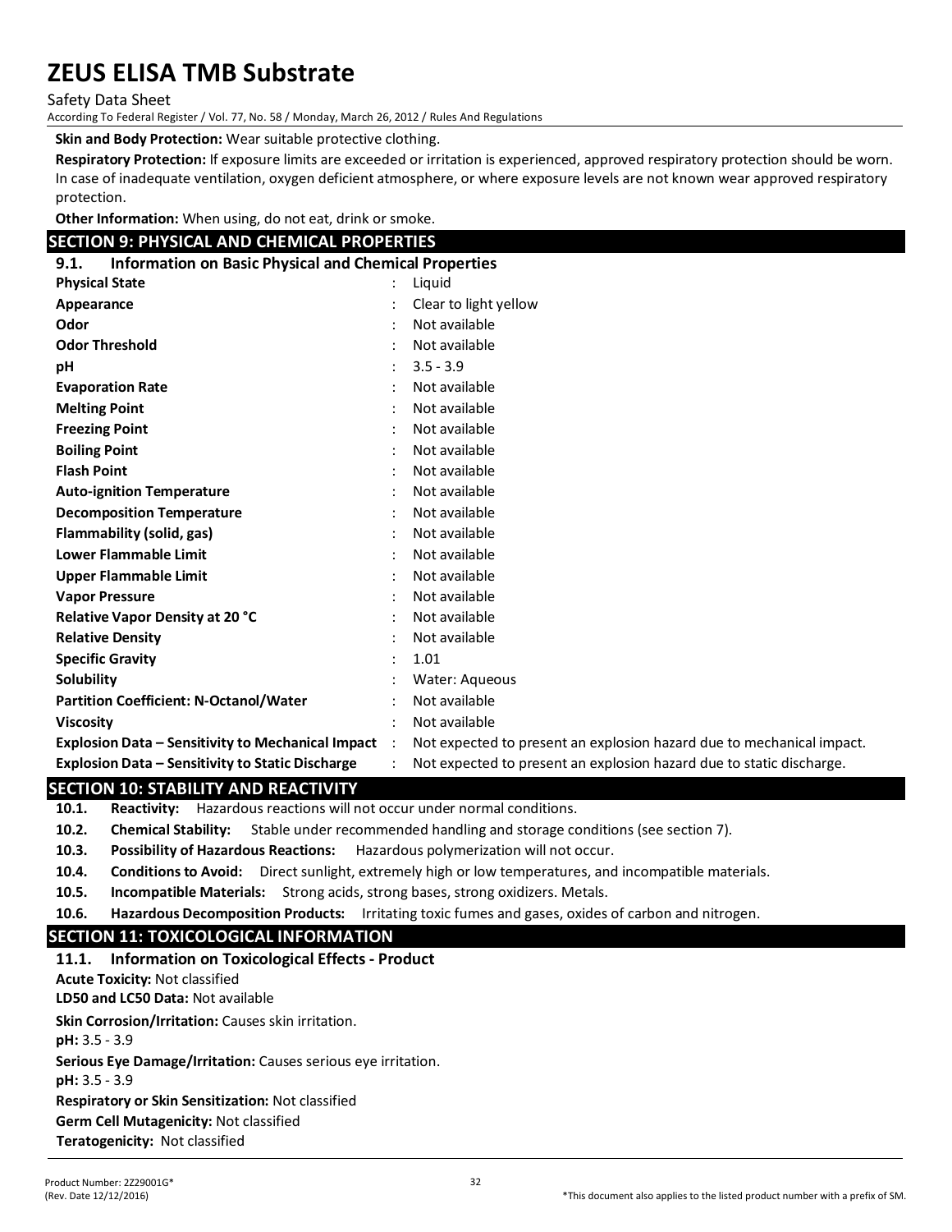**Skin and Body Protection:** Wear suitable protective clothing.

**Respiratory Protection:** If exposure limits are exceeded or irritation is experienced, approved respiratory protection should be worn. In case of inadequate ventilation, oxygen deficient atmosphere, or where exposure levels are not known wear approved respiratory protection.

**Other Information:** When using, do not eat, drink or smoke.

## SECTION 9: PHYSICAL AND CHEMICAL PROPERTIES

### 9.1. Information on Basic Physical and Chemical Properties

| | | |
|---|---|---|
| **Physical State** | : | Liquid |
| **Appearance** | : | Clear to light yellow |
| **Odor** | : | Not available |
| **Odor Threshold** | : | Not available |
| **pH** | : | 3.5 - 3.9 |
| **Evaporation Rate** | : | Not available |
| **Melting Point** | : | Not available |
| **Freezing Point** | : | Not available |
| **Boiling Point** | : | Not available |
| **Flash Point** | : | Not available |
| **Auto-ignition Temperature** | : | Not available |
| **Decomposition Temperature** | : | Not available |
| **Flammability (solid, gas)** | : | Not available |
| **Lower Flammable Limit** | : | Not available |
| **Upper Flammable Limit** | : | Not available |
| **Vapor Pressure** | : | Not available |
| **Relative Vapor Density at 20 °C** | : | Not available |
| **Relative Density** | : | Not available |
| **Specific Gravity** | : | 1.01 |
| **Solubility** | : | Water: Aqueous |
| **Partition Coefficient: N-Octanol/Water** | : | Not available |
| **Viscosity** | : | Not available |
| **Explosion Data – Sensitivity to Mechanical Impact** | : | Not expected to present an explosion hazard due to mechanical impact. |
| **Explosion Data – Sensitivity to Static Discharge** | : | Not expected to present an explosion hazard due to static discharge. |

## SECTION 10: STABILITY AND REACTIVITY

**10.1. Reactivity:** Hazardous reactions will not occur under normal conditions.

**10.2. Chemical Stability:** Stable under recommended handling and storage conditions (see section 7).

**10.3. Possibility of Hazardous Reactions:** Hazardous polymerization will not occur.

**10.4. Conditions to Avoid:** Direct sunlight, extremely high or low temperatures, and incompatible materials.

**10.5. Incompatible Materials:** Strong acids, strong bases, strong oxidizers. Metals.

**10.6. Hazardous Decomposition Products:** Irritating toxic fumes and gases, oxides of carbon and nitrogen.

## SECTION 11: TOXICOLOGICAL INFORMATION

### 11.1. Information on Toxicological Effects - Product

**Acute Toxicity:** Not classified

**LD50 and LC50 Data:** Not available

**Skin Corrosion/Irritation:** Causes skin irritation.

**pH:** 3.5 - 3.9

**Serious Eye Damage/Irritation:** Causes serious eye irritation.

**pH:** 3.5 - 3.9

**Respiratory or Skin Sensitization:** Not classified

**Germ Cell Mutagenicity:** Not classified

**Teratogenicity:** Not classified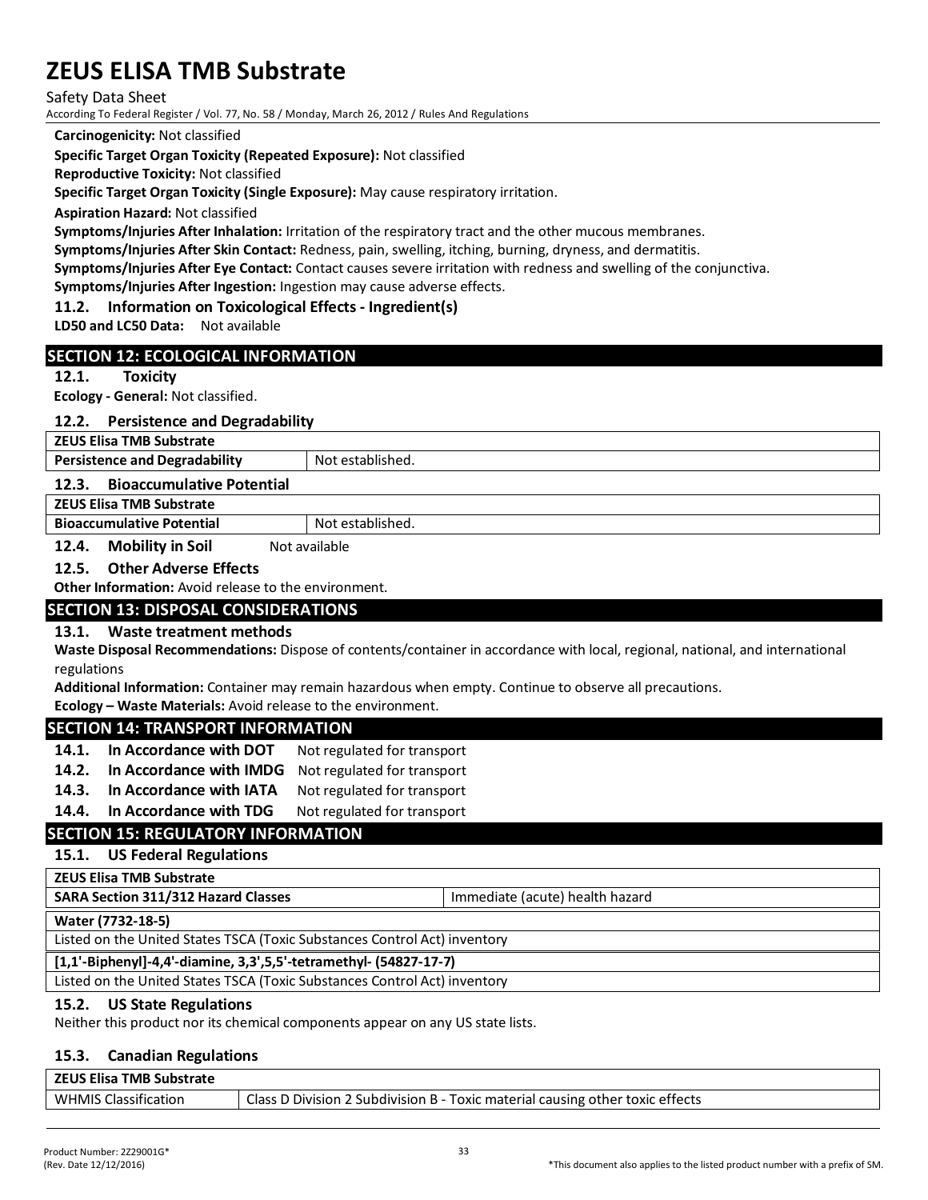**Carcinogenicity:** Not classified

**Specific Target Organ Toxicity (Repeated Exposure):** Not classified

**Reproductive Toxicity:** Not classified

**Specific Target Organ Toxicity (Single Exposure):** May cause respiratory irritation.

**Aspiration Hazard:** Not classified

**Symptoms/Injuries After Inhalation:** Irritation of the respiratory tract and the other mucous membranes.

**Symptoms/Injuries After Skin Contact:** Redness, pain, swelling, itching, burning, dryness, and dermatitis.

**Symptoms/Injuries After Eye Contact:** Contact causes severe irritation with redness and swelling of the conjunctiva.

**Symptoms/Injuries After Ingestion:** Ingestion may cause adverse effects.

### 11.2. Information on Toxicological Effects - Ingredient(s)

**LD50 and LC50 Data:** Not available

## SECTION 12: ECOLOGICAL INFORMATION

### 12.1. Toxicity

**Ecology - General:** Not classified.

### 12.2. Persistence and Degradability

| ZEUS Elisa TMB Substrate | |
|---|---|
| **Persistence and Degradability** | Not established. |

### 12.3. Bioaccumulative Potential

| ZEUS Elisa TMB Substrate | |
|---|---|
| **Bioaccumulative Potential** | Not established. |

### 12.4. Mobility in Soil

Not available

### 12.5. Other Adverse Effects

**Other Information:** Avoid release to the environment.

## SECTION 13: DISPOSAL CONSIDERATIONS

### 13.1. Waste treatment methods

**Waste Disposal Recommendations:** Dispose of contents/container in accordance with local, regional, national, and international regulations

**Additional Information:** Container may remain hazardous when empty. Continue to observe all precautions.

**Ecology – Waste Materials:** Avoid release to the environment.

## SECTION 14: TRANSPORT INFORMATION

**14.1. In Accordance with DOT** Not regulated for transport

**14.2. In Accordance with IMDG** Not regulated for transport

**14.3. In Accordance with IATA** Not regulated for transport

**14.4. In Accordance with TDG** Not regulated for transport

## SECTION 15: REGULATORY INFORMATION

### 15.1. US Federal Regulations

| ZEUS Elisa TMB Substrate | |
|---|---|
| **SARA Section 311/312 Hazard Classes** | Immediate (acute) health hazard |

| Water (7732-18-5) |
|---|
| Listed on the United States TSCA (Toxic Substances Control Act) inventory |

| [1,1'-Biphenyl]-4,4'-diamine, 3,3',5,5'-tetramethyl- (54827-17-7) |
|---|
| Listed on the United States TSCA (Toxic Substances Control Act) inventory |

### 15.2. US State Regulations

Neither this product nor its chemical components appear on any US state lists.

### 15.3. Canadian Regulations

| ZEUS Elisa TMB Substrate | |
|---|---|
| WHMIS Classification | Class D Division 2 Subdivision B - Toxic material causing other toxic effects |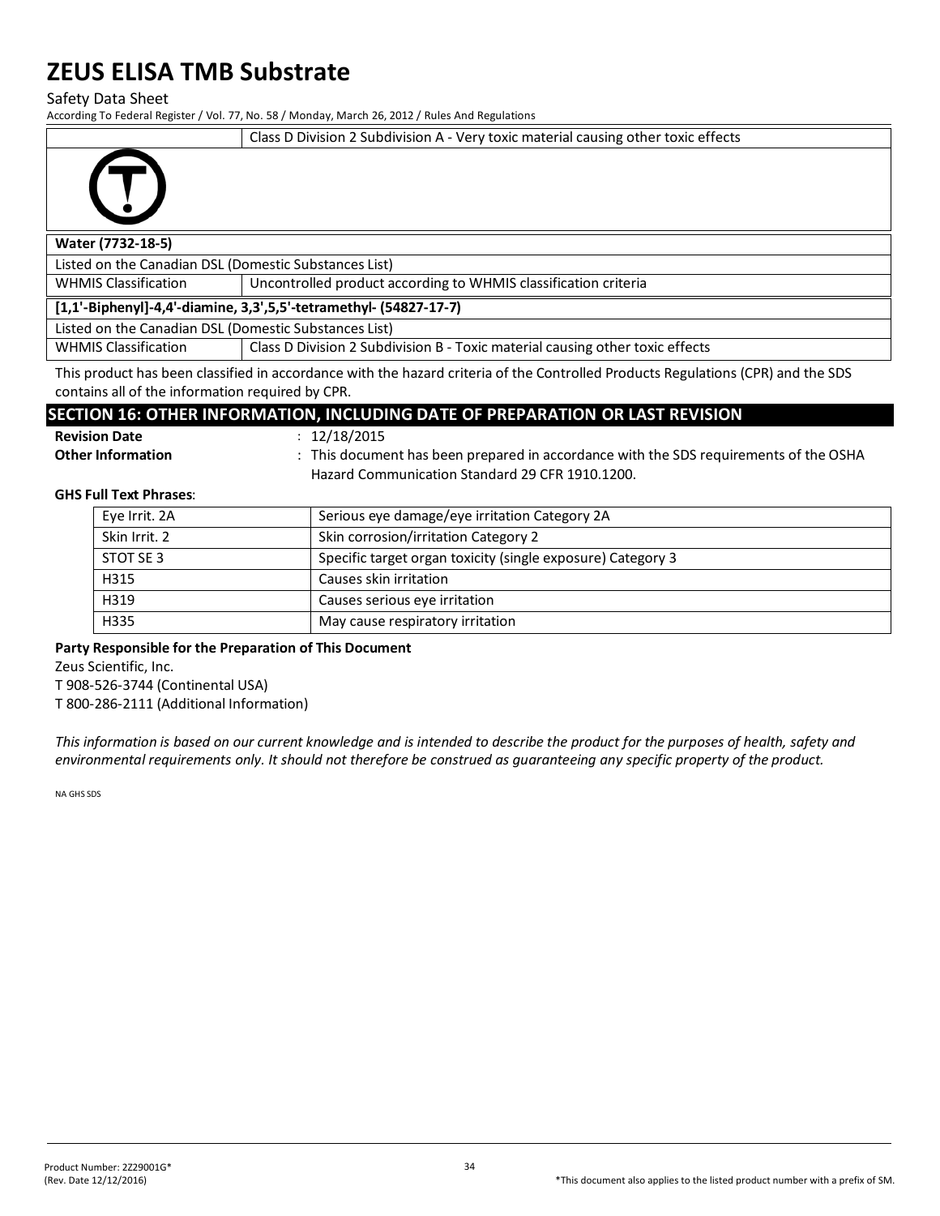| | Class D Division 2 Subdivision A - Very toxic material causing other toxic effects |
|---|---|

**Water (7732-18-5)**

| Listed on the Canadian DSL (Domestic Substances List) | |
|---|---|
| WHMIS Classification | Uncontrolled product according to WHMIS classification criteria |

**[1,1'-Biphenyl]-4,4'-diamine, 3,3',5,5'-tetramethyl- (54827-17-7)**

| Listed on the Canadian DSL (Domestic Substances List) | |
|---|---|
| WHMIS Classification | Class D Division 2 Subdivision B - Toxic material causing other toxic effects |

This product has been classified in accordance with the hazard criteria of the Controlled Products Regulations (CPR) and the SDS contains all of the information required by CPR.

## SECTION 16: OTHER INFORMATION, INCLUDING DATE OF PREPARATION OR LAST REVISION

**Revision Date** : 12/18/2015

**Other Information** : This document has been prepared in accordance with the SDS requirements of the OSHA Hazard Communication Standard 29 CFR 1910.1200.

**GHS Full Text Phrases**:

| | |
|---|---|
| Eye Irrit. 2A | Serious eye damage/eye irritation Category 2A |
| Skin Irrit. 2 | Skin corrosion/irritation Category 2 |
| STOT SE 3 | Specific target organ toxicity (single exposure) Category 3 |
| H315 | Causes skin irritation |
| H319 | Causes serious eye irritation |
| H335 | May cause respiratory irritation |

**Party Responsible for the Preparation of This Document**

Zeus Scientific, Inc.

T 908-526-3744 (Continental USA)

T 800-286-2111 (Additional Information)

*This information is based on our current knowledge and is intended to describe the product for the purposes of health, safety and environmental requirements only. It should not therefore be construed as guaranteeing any specific property of the product.*

NA GHS SDS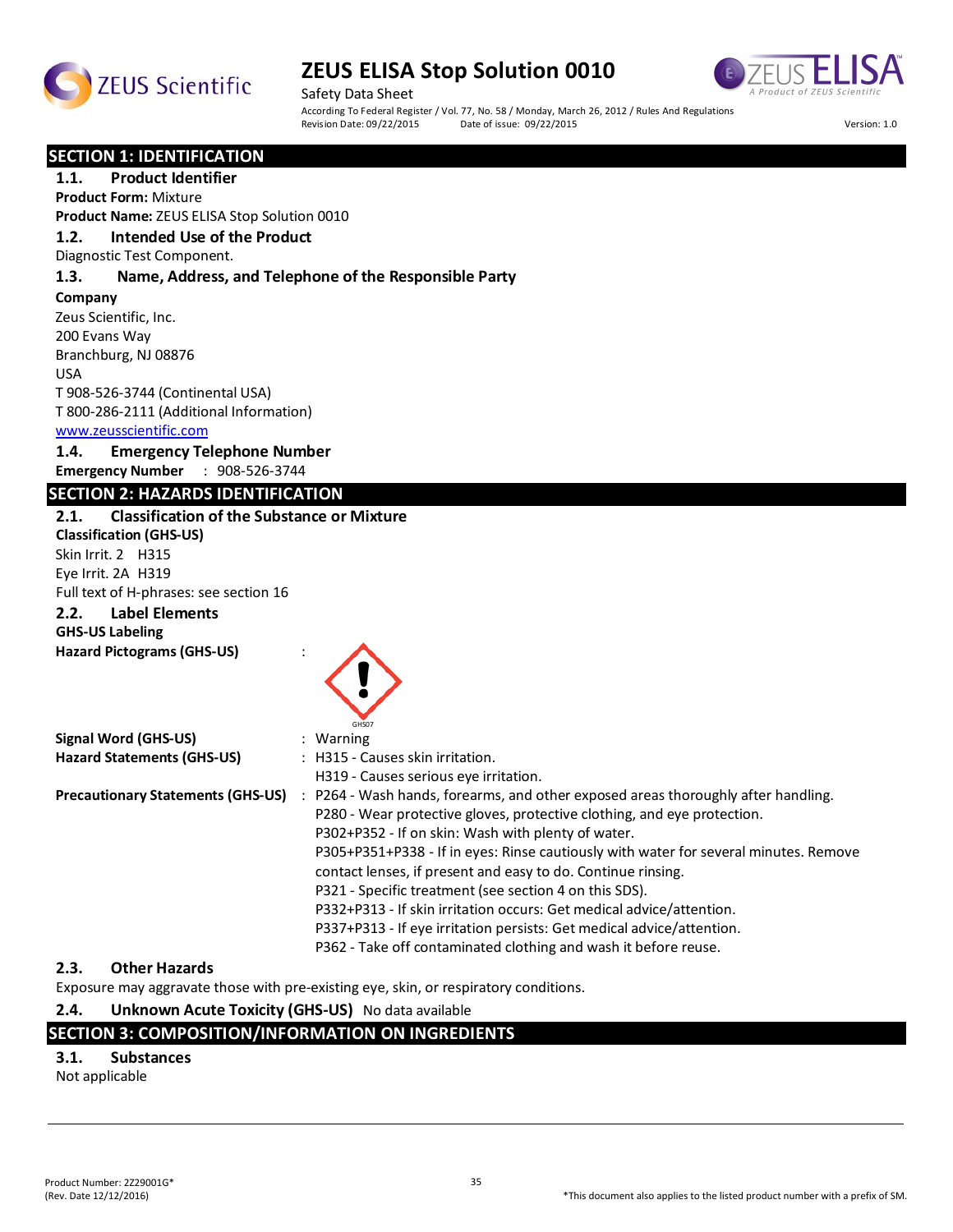# ZEUS ELISA Stop Solution 0010

Safety Data Sheet

According To Federal Register / Vol. 77, No. 58 / Monday, March 26, 2012 / Rules And Regulations

Revision Date: 09/22/2015 Date of issue: 09/22/2015 Version: 1.0

## SECTION 1: IDENTIFICATION

### 1.1. Product Identifier

**Product Form:** Mixture

**Product Name:** ZEUS ELISA Stop Solution 0010

### 1.2. Intended Use of the Product

Diagnostic Test Component.

### 1.3. Name, Address, and Telephone of the Responsible Party

**Company**

Zeus Scientific, Inc.
200 Evans Way
Branchburg, NJ 08876
USA
T 908-526-3744 (Continental USA)
T 800-286-2111 (Additional Information)
www.zeusscientific.com

### 1.4. Emergency Telephone Number

**Emergency Number** : 908-526-3744

## SECTION 2: HAZARDS IDENTIFICATION

### 2.1. Classification of the Substance or Mixture

**Classification (GHS-US)**

Skin Irrit. 2 H315
Eye Irrit. 2A H319
Full text of H-phrases: see section 16

### 2.2. Label Elements

**GHS-US Labeling**

**Hazard Pictograms (GHS-US)** : GHS07

**Signal Word (GHS-US)** : Warning

**Hazard Statements (GHS-US)** : H315 - Causes skin irritation.
H319 - Causes serious eye irritation.

**Precautionary Statements (GHS-US)** : P264 - Wash hands, forearms, and other exposed areas thoroughly after handling.
P280 - Wear protective gloves, protective clothing, and eye protection.
P302+P352 - If on skin: Wash with plenty of water.
P305+P351+P338 - If in eyes: Rinse cautiously with water for several minutes. Remove contact lenses, if present and easy to do. Continue rinsing.
P321 - Specific treatment (see section 4 on this SDS).
P332+P313 - If skin irritation occurs: Get medical advice/attention.
P337+P313 - If eye irritation persists: Get medical advice/attention.
P362 - Take off contaminated clothing and wash it before reuse.

### 2.3. Other Hazards

Exposure may aggravate those with pre-existing eye, skin, or respiratory conditions.

### 2.4. Unknown Acute Toxicity (GHS-US) No data available

## SECTION 3: COMPOSITION/INFORMATION ON INGREDIENTS

### 3.1. Substances

Not applicable

Product Number: 2Z29001G*
(Rev. Date 12/12/2016)

*This document also applies to the listed product number with a prefix of SM.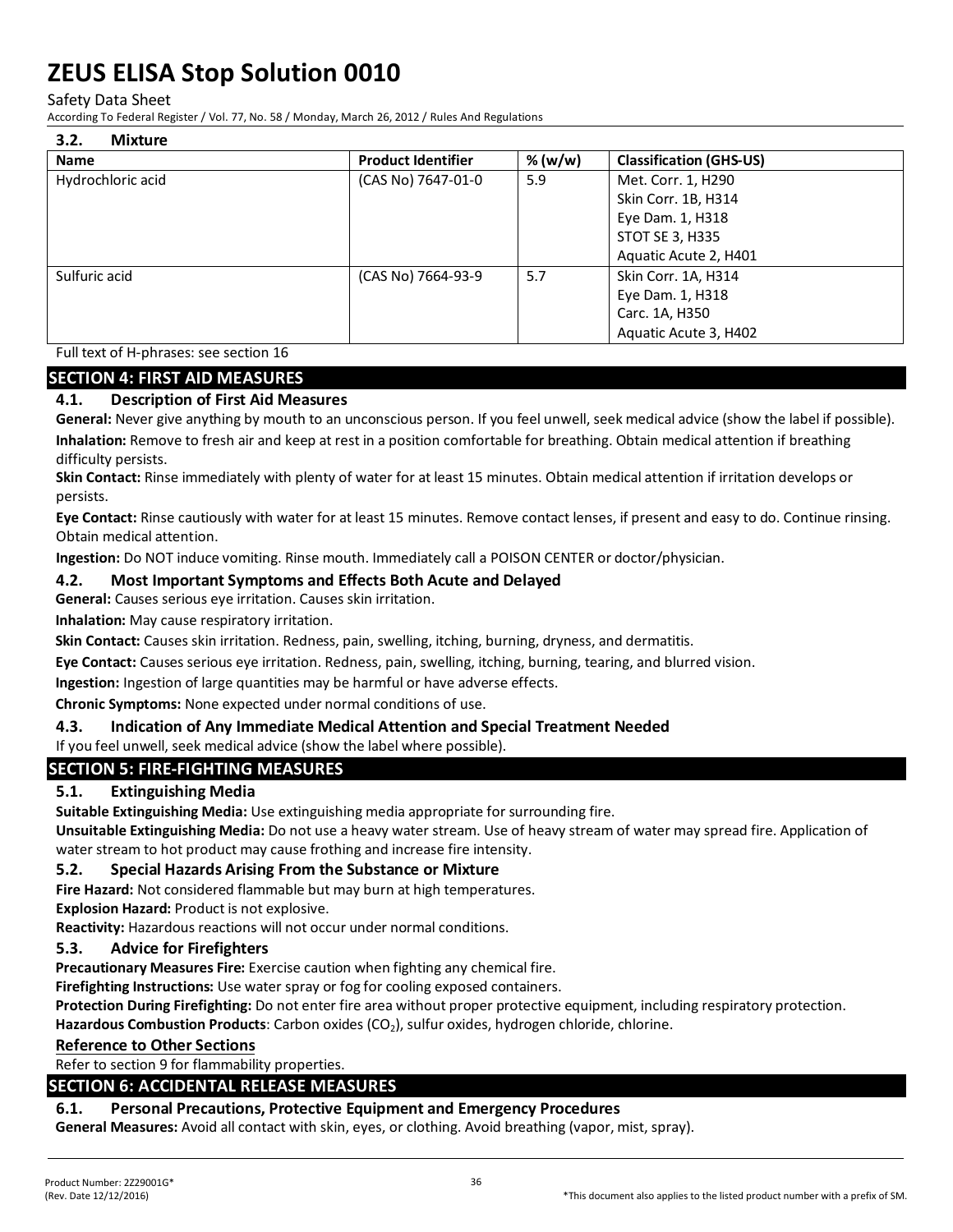# ZEUS ELISA Stop Solution 0010

Safety Data Sheet

According To Federal Register / Vol. 77, No. 58 / Monday, March 26, 2012 / Rules And Regulations

### 3.2. Mixture

| Name | Product Identifier | % (w/w) | Classification (GHS-US) |
|---|---|---|---|
| Hydrochloric acid | (CAS No) 7647-01-0 | 5.9 | Met. Corr. 1, H290<br>Skin Corr. 1B, H314<br>Eye Dam. 1, H318<br>STOT SE 3, H335<br>Aquatic Acute 2, H401 |
| Sulfuric acid | (CAS No) 7664-93-9 | 5.7 | Skin Corr. 1A, H314<br>Eye Dam. 1, H318<br>Carc. 1A, H350<br>Aquatic Acute 3, H402 |

Full text of H-phrases: see section 16

## SECTION 4: FIRST AID MEASURES

### 4.1. Description of First Aid Measures

**General:** Never give anything by mouth to an unconscious person. If you feel unwell, seek medical advice (show the label if possible).

**Inhalation:** Remove to fresh air and keep at rest in a position comfortable for breathing. Obtain medical attention if breathing difficulty persists.

**Skin Contact:** Rinse immediately with plenty of water for at least 15 minutes. Obtain medical attention if irritation develops or persists.

**Eye Contact:** Rinse cautiously with water for at least 15 minutes. Remove contact lenses, if present and easy to do. Continue rinsing. Obtain medical attention.

**Ingestion:** Do NOT induce vomiting. Rinse mouth. Immediately call a POISON CENTER or doctor/physician.

### 4.2. Most Important Symptoms and Effects Both Acute and Delayed

**General:** Causes serious eye irritation. Causes skin irritation.

**Inhalation:** May cause respiratory irritation.

**Skin Contact:** Causes skin irritation. Redness, pain, swelling, itching, burning, dryness, and dermatitis.

**Eye Contact:** Causes serious eye irritation. Redness, pain, swelling, itching, burning, tearing, and blurred vision.

**Ingestion:** Ingestion of large quantities may be harmful or have adverse effects.

**Chronic Symptoms:** None expected under normal conditions of use.

### 4.3. Indication of Any Immediate Medical Attention and Special Treatment Needed

If you feel unwell, seek medical advice (show the label where possible).

## SECTION 5: FIRE-FIGHTING MEASURES

### 5.1. Extinguishing Media

**Suitable Extinguishing Media:** Use extinguishing media appropriate for surrounding fire.

**Unsuitable Extinguishing Media:** Do not use a heavy water stream. Use of heavy stream of water may spread fire. Application of water stream to hot product may cause frothing and increase fire intensity.

### 5.2. Special Hazards Arising From the Substance or Mixture

**Fire Hazard:** Not considered flammable but may burn at high temperatures.

**Explosion Hazard:** Product is not explosive.

**Reactivity:** Hazardous reactions will not occur under normal conditions.

### 5.3. Advice for Firefighters

**Precautionary Measures Fire:** Exercise caution when fighting any chemical fire.

**Firefighting Instructions:** Use water spray or fog for cooling exposed containers.

**Protection During Firefighting:** Do not enter fire area without proper protective equipment, including respiratory protection.

**Hazardous Combustion Products**: Carbon oxides ($CO_2$), sulfur oxides, hydrogen chloride, chlorine.

**Reference to Other Sections**

Refer to section 9 for flammability properties.

## SECTION 6: ACCIDENTAL RELEASE MEASURES

### 6.1. Personal Precautions, Protective Equipment and Emergency Procedures

**General Measures:** Avoid all contact with skin, eyes, or clothing. Avoid breathing (vapor, mist, spray).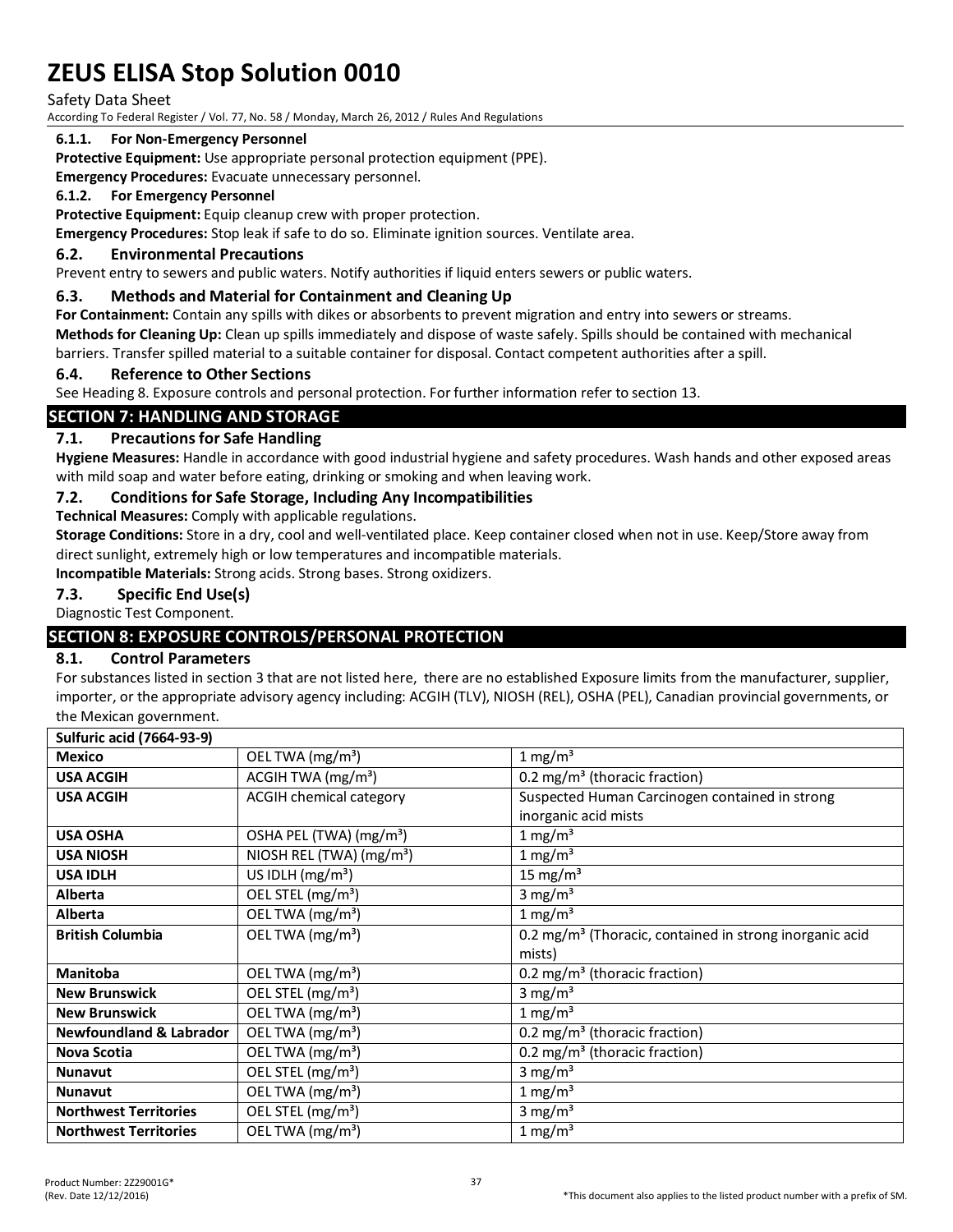#### 6.1.1. For Non-Emergency Personnel

**Protective Equipment:** Use appropriate personal protection equipment (PPE).

**Emergency Procedures:** Evacuate unnecessary personnel.

#### 6.1.2. For Emergency Personnel

**Protective Equipment:** Equip cleanup crew with proper protection.

**Emergency Procedures:** Stop leak if safe to do so. Eliminate ignition sources. Ventilate area.

### 6.2. Environmental Precautions

Prevent entry to sewers and public waters. Notify authorities if liquid enters sewers or public waters.

### 6.3. Methods and Material for Containment and Cleaning Up

**For Containment:** Contain any spills with dikes or absorbents to prevent migration and entry into sewers or streams.

**Methods for Cleaning Up:** Clean up spills immediately and dispose of waste safely. Spills should be contained with mechanical barriers. Transfer spilled material to a suitable container for disposal. Contact competent authorities after a spill.

### 6.4. Reference to Other Sections

See Heading 8. Exposure controls and personal protection. For further information refer to section 13.

## SECTION 7: HANDLING AND STORAGE

### 7.1. Precautions for Safe Handling

**Hygiene Measures:** Handle in accordance with good industrial hygiene and safety procedures. Wash hands and other exposed areas with mild soap and water before eating, drinking or smoking and when leaving work.

### 7.2. Conditions for Safe Storage, Including Any Incompatibilities

**Technical Measures:** Comply with applicable regulations.

**Storage Conditions:** Store in a dry, cool and well-ventilated place. Keep container closed when not in use. Keep/Store away from direct sunlight, extremely high or low temperatures and incompatible materials.

**Incompatible Materials:** Strong acids. Strong bases. Strong oxidizers.

### 7.3. Specific End Use(s)

Diagnostic Test Component.

## SECTION 8: EXPOSURE CONTROLS/PERSONAL PROTECTION

### 8.1. Control Parameters

For substances listed in section 3 that are not listed here, there are no established Exposure limits from the manufacturer, supplier, importer, or the appropriate advisory agency including: ACGIH (TLV), NIOSH (REL), OSHA (PEL), Canadian provincial governments, or the Mexican government.

| Sulfuric acid (7664-93-9) | | |
|---|---|---|
| **Mexico** | OEL TWA (mg/m³) | 1 mg/m³ |
| **USA ACGIH** | ACGIH TWA (mg/m³) | 0.2 mg/m³ (thoracic fraction) |
| **USA ACGIH** | ACGIH chemical category | Suspected Human Carcinogen contained in strong inorganic acid mists |
| **USA OSHA** | OSHA PEL (TWA) (mg/m³) | 1 mg/m³ |
| **USA NIOSH** | NIOSH REL (TWA) (mg/m³) | 1 mg/m³ |
| **USA IDLH** | US IDLH (mg/m³) | 15 mg/m³ |
| **Alberta** | OEL STEL (mg/m³) | 3 mg/m³ |
| **Alberta** | OEL TWA (mg/m³) | 1 mg/m³ |
| **British Columbia** | OEL TWA (mg/m³) | 0.2 mg/m³ (Thoracic, contained in strong inorganic acid mists) |
| **Manitoba** | OEL TWA (mg/m³) | 0.2 mg/m³ (thoracic fraction) |
| **New Brunswick** | OEL STEL (mg/m³) | 3 mg/m³ |
| **New Brunswick** | OEL TWA (mg/m³) | 1 mg/m³ |
| **Newfoundland & Labrador** | OEL TWA (mg/m³) | 0.2 mg/m³ (thoracic fraction) |
| **Nova Scotia** | OEL TWA (mg/m³) | 0.2 mg/m³ (thoracic fraction) |
| **Nunavut** | OEL STEL (mg/m³) | 3 mg/m³ |
| **Nunavut** | OEL TWA (mg/m³) | 1 mg/m³ |
| **Northwest Territories** | OEL STEL (mg/m³) | 3 mg/m³ |
| **Northwest Territories** | OEL TWA (mg/m³) | 1 mg/m³ |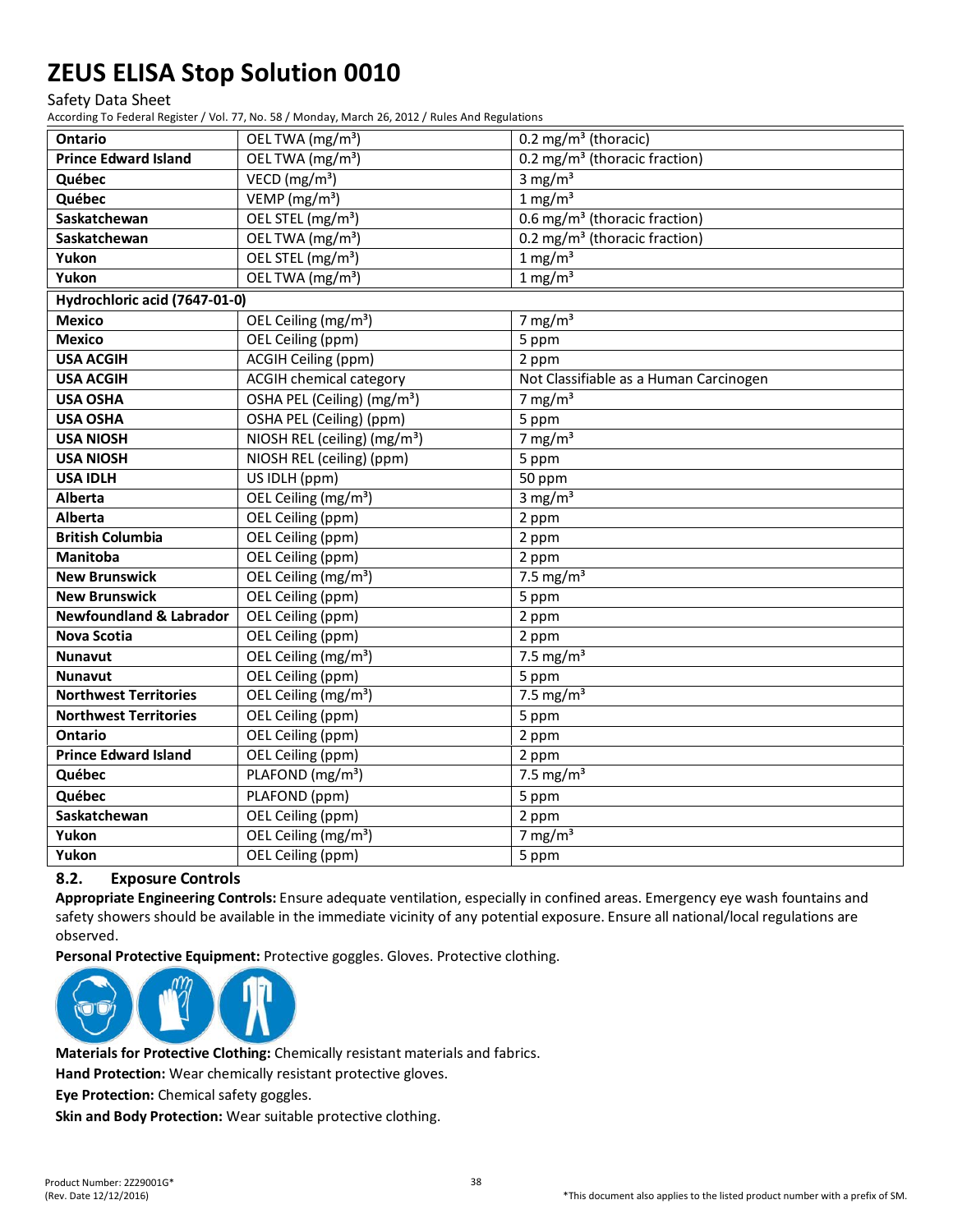# ZEUS ELISA Stop Solution 0010

Safety Data Sheet

According To Federal Register / Vol. 77, No. 58 / Monday, March 26, 2012 / Rules And Regulations

| | | |
|---|---|---|
| **Ontario** | OEL TWA (mg/m³) | 0.2 mg/m³ (thoracic) |
| **Prince Edward Island** | OEL TWA (mg/m³) | 0.2 mg/m³ (thoracic fraction) |
| **Québec** | VECD (mg/m³) | 3 mg/m³ |
| **Québec** | VEMP (mg/m³) | 1 mg/m³ |
| **Saskatchewan** | OEL STEL (mg/m³) | 0.6 mg/m³ (thoracic fraction) |
| **Saskatchewan** | OEL TWA (mg/m³) | 0.2 mg/m³ (thoracic fraction) |
| **Yukon** | OEL STEL (mg/m³) | 1 mg/m³ |
| **Yukon** | OEL TWA (mg/m³) | 1 mg/m³ |
| **Hydrochloric acid (7647-01-0)** | | |
| **Mexico** | OEL Ceiling (mg/m³) | 7 mg/m³ |
| **Mexico** | OEL Ceiling (ppm) | 5 ppm |
| **USA ACGIH** | ACGIH Ceiling (ppm) | 2 ppm |
| **USA ACGIH** | ACGIH chemical category | Not Classifiable as a Human Carcinogen |
| **USA OSHA** | OSHA PEL (Ceiling) (mg/m³) | 7 mg/m³ |
| **USA OSHA** | OSHA PEL (Ceiling) (ppm) | 5 ppm |
| **USA NIOSH** | NIOSH REL (ceiling) (mg/m³) | 7 mg/m³ |
| **USA NIOSH** | NIOSH REL (ceiling) (ppm) | 5 ppm |
| **USA IDLH** | US IDLH (ppm) | 50 ppm |
| **Alberta** | OEL Ceiling (mg/m³) | 3 mg/m³ |
| **Alberta** | OEL Ceiling (ppm) | 2 ppm |
| **British Columbia** | OEL Ceiling (ppm) | 2 ppm |
| **Manitoba** | OEL Ceiling (ppm) | 2 ppm |
| **New Brunswick** | OEL Ceiling (mg/m³) | 7.5 mg/m³ |
| **New Brunswick** | OEL Ceiling (ppm) | 5 ppm |
| **Newfoundland & Labrador** | OEL Ceiling (ppm) | 2 ppm |
| **Nova Scotia** | OEL Ceiling (ppm) | 2 ppm |
| **Nunavut** | OEL Ceiling (mg/m³) | 7.5 mg/m³ |
| **Nunavut** | OEL Ceiling (ppm) | 5 ppm |
| **Northwest Territories** | OEL Ceiling (mg/m³) | 7.5 mg/m³ |
| **Northwest Territories** | OEL Ceiling (ppm) | 5 ppm |
| **Ontario** | OEL Ceiling (ppm) | 2 ppm |
| **Prince Edward Island** | OEL Ceiling (ppm) | 2 ppm |
| **Québec** | PLAFOND (mg/m³) | 7.5 mg/m³ |
| **Québec** | PLAFOND (ppm) | 5 ppm |
| **Saskatchewan** | OEL Ceiling (ppm) | 2 ppm |
| **Yukon** | OEL Ceiling (mg/m³) | 7 mg/m³ |
| **Yukon** | OEL Ceiling (ppm) | 5 ppm |

## 8.2. Exposure Controls

**Appropriate Engineering Controls:** Ensure adequate ventilation, especially in confined areas. Emergency eye wash fountains and safety showers should be available in the immediate vicinity of any potential exposure. Ensure all national/local regulations are observed.

**Personal Protective Equipment:** Protective goggles. Gloves. Protective clothing.

**Materials for Protective Clothing:** Chemically resistant materials and fabrics.

**Hand Protection:** Wear chemically resistant protective gloves.

**Eye Protection:** Chemical safety goggles.

**Skin and Body Protection:** Wear suitable protective clothing.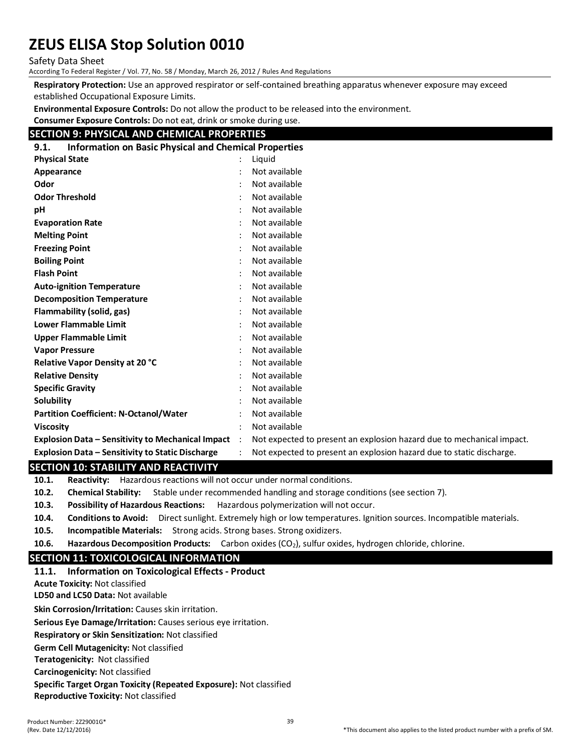**Respiratory Protection:** Use an approved respirator or self-contained breathing apparatus whenever exposure may exceed established Occupational Exposure Limits.

**Environmental Exposure Controls:** Do not allow the product to be released into the environment.

**Consumer Exposure Controls:** Do not eat, drink or smoke during use.

## SECTION 9: PHYSICAL AND CHEMICAL PROPERTIES

### 9.1. Information on Basic Physical and Chemical Properties

| | | |
|---|---|---|
| **Physical State** | : | Liquid |
| **Appearance** | : | Not available |
| **Odor** | : | Not available |
| **Odor Threshold** | : | Not available |
| **pH** | : | Not available |
| **Evaporation Rate** | : | Not available |
| **Melting Point** | : | Not available |
| **Freezing Point** | : | Not available |
| **Boiling Point** | : | Not available |
| **Flash Point** | : | Not available |
| **Auto-ignition Temperature** | : | Not available |
| **Decomposition Temperature** | : | Not available |
| **Flammability (solid, gas)** | : | Not available |
| **Lower Flammable Limit** | : | Not available |
| **Upper Flammable Limit** | : | Not available |
| **Vapor Pressure** | : | Not available |
| **Relative Vapor Density at 20 °C** | : | Not available |
| **Relative Density** | : | Not available |
| **Specific Gravity** | : | Not available |
| **Solubility** | : | Not available |
| **Partition Coefficient: N-Octanol/Water** | : | Not available |
| **Viscosity** | : | Not available |
| **Explosion Data – Sensitivity to Mechanical Impact** | : | Not expected to present an explosion hazard due to mechanical impact. |
| **Explosion Data – Sensitivity to Static Discharge** | : | Not expected to present an explosion hazard due to static discharge. |

## SECTION 10: STABILITY AND REACTIVITY

**10.1. Reactivity:** Hazardous reactions will not occur under normal conditions.

**10.2. Chemical Stability:** Stable under recommended handling and storage conditions (see section 7).

**10.3. Possibility of Hazardous Reactions:** Hazardous polymerization will not occur.

**10.4. Conditions to Avoid:** Direct sunlight. Extremely high or low temperatures. Ignition sources. Incompatible materials.

**10.5. Incompatible Materials:** Strong acids. Strong bases. Strong oxidizers.

**10.6. Hazardous Decomposition Products:** Carbon oxides ($CO_2$), sulfur oxides, hydrogen chloride, chlorine.

## SECTION 11: TOXICOLOGICAL INFORMATION

### 11.1. Information on Toxicological Effects - Product

**Acute Toxicity:** Not classified

**LD50 and LC50 Data:** Not available

**Skin Corrosion/Irritation:** Causes skin irritation.

**Serious Eye Damage/Irritation:** Causes serious eye irritation.

**Respiratory or Skin Sensitization:** Not classified

**Germ Cell Mutagenicity:** Not classified

**Teratogenicity:** Not classified

**Carcinogenicity:** Not classified

**Specific Target Organ Toxicity (Repeated Exposure):** Not classified

**Reproductive Toxicity:** Not classified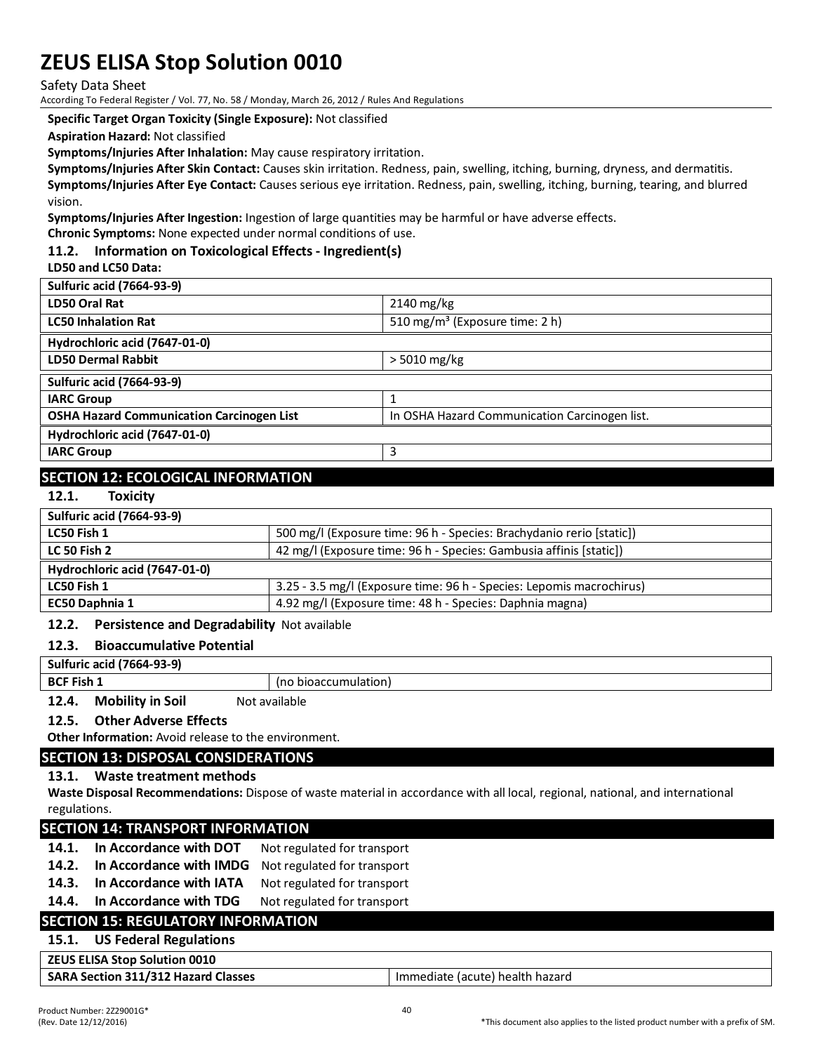**Specific Target Organ Toxicity (Single Exposure):** Not classified

**Aspiration Hazard:** Not classified

**Symptoms/Injuries After Inhalation:** May cause respiratory irritation.

**Symptoms/Injuries After Skin Contact:** Causes skin irritation. Redness, pain, swelling, itching, burning, dryness, and dermatitis.

**Symptoms/Injuries After Eye Contact:** Causes serious eye irritation. Redness, pain, swelling, itching, burning, tearing, and blurred vision.

**Symptoms/Injuries After Ingestion:** Ingestion of large quantities may be harmful or have adverse effects.

**Chronic Symptoms:** None expected under normal conditions of use.

### 11.2. Information on Toxicological Effects - Ingredient(s)

**LD50 and LC50 Data:**

| **Sulfuric acid (7664-93-9)** | |
|---|---|
| **LD50 Oral Rat** | 2140 mg/kg |
| **LC50 Inhalation Rat** | 510 mg/m³ (Exposure time: 2 h) |
| **Hydrochloric acid (7647-01-0)** | |
| **LD50 Dermal Rabbit** | > 5010 mg/kg |

| **Sulfuric acid (7664-93-9)** | |
|---|---|
| **IARC Group** | 1 |
| **OSHA Hazard Communication Carcinogen List** | In OSHA Hazard Communication Carcinogen list. |
| **Hydrochloric acid (7647-01-0)** | |
| **IARC Group** | 3 |

## SECTION 12: ECOLOGICAL INFORMATION

### 12.1. Toxicity

| **Sulfuric acid (7664-93-9)** | |
|---|---|
| **LC50 Fish 1** | 500 mg/l (Exposure time: 96 h - Species: Brachydanio rerio [static]) |
| **LC 50 Fish 2** | 42 mg/l (Exposure time: 96 h - Species: Gambusia affinis [static]) |
| **Hydrochloric acid (7647-01-0)** | |
| **LC50 Fish 1** | 3.25 - 3.5 mg/l (Exposure time: 96 h - Species: Lepomis macrochirus) |
| **EC50 Daphnia 1** | 4.92 mg/l (Exposure time: 48 h - Species: Daphnia magna) |

### 12.2. Persistence and Degradability

Not available

### 12.3. Bioaccumulative Potential

| **Sulfuric acid (7664-93-9)** | |
|---|---|
| **BCF Fish 1** | (no bioaccumulation) |

### 12.4. Mobility in Soil

Not available

### 12.5. Other Adverse Effects

**Other Information:** Avoid release to the environment.

## SECTION 13: DISPOSAL CONSIDERATIONS

### 13.1. Waste treatment methods

**Waste Disposal Recommendations:** Dispose of waste material in accordance with all local, regional, national, and international regulations.

## SECTION 14: TRANSPORT INFORMATION

**14.1. In Accordance with DOT** Not regulated for transport

**14.2. In Accordance with IMDG** Not regulated for transport

**14.3. In Accordance with IATA** Not regulated for transport

**14.4. In Accordance with TDG** Not regulated for transport

## SECTION 15: REGULATORY INFORMATION

### 15.1. US Federal Regulations

| **ZEUS ELISA Stop Solution 0010** | |
|---|---|
| **SARA Section 311/312 Hazard Classes** | Immediate (acute) health hazard |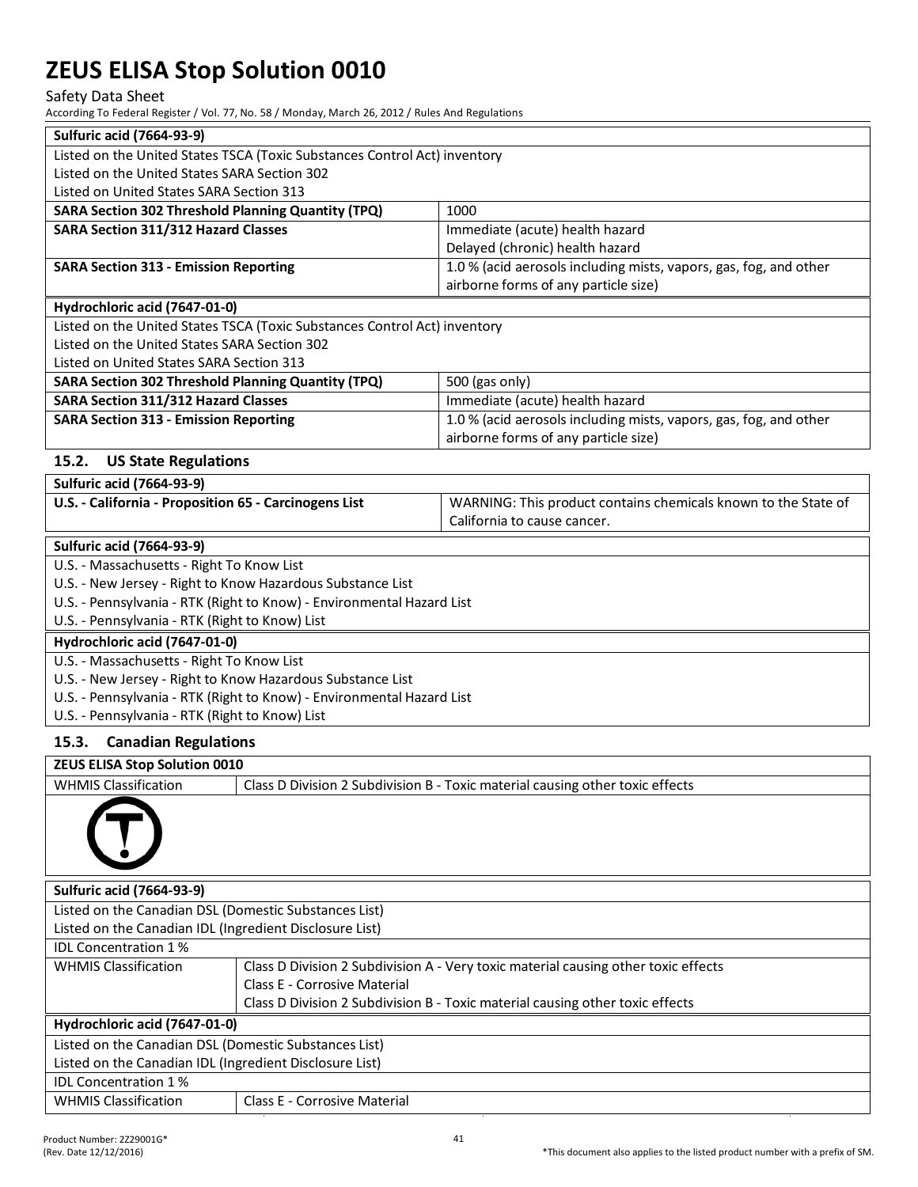| Sulfuric acid (7664-93-9) | |
|---|---|
| Listed on the United States TSCA (Toxic Substances Control Act) inventory | |
| Listed on the United States SARA Section 302 | |
| Listed on United States SARA Section 313 | |
| **SARA Section 302 Threshold Planning Quantity (TPQ)** | 1000 |
| **SARA Section 311/312 Hazard Classes** | Immediate (acute) health hazard<br>Delayed (chronic) health hazard |
| **SARA Section 313 - Emission Reporting** | 1.0 % (acid aerosols including mists, vapors, gas, fog, and other airborne forms of any particle size) |

| Hydrochloric acid (7647-01-0) | |
|---|---|
| Listed on the United States TSCA (Toxic Substances Control Act) inventory | |
| Listed on the United States SARA Section 302 | |
| Listed on United States SARA Section 313 | |
| **SARA Section 302 Threshold Planning Quantity (TPQ)** | 500 (gas only) |
| **SARA Section 311/312 Hazard Classes** | Immediate (acute) health hazard |
| **SARA Section 313 - Emission Reporting** | 1.0 % (acid aerosols including mists, vapors, gas, fog, and other airborne forms of any particle size) |

### 15.2. US State Regulations

| Sulfuric acid (7664-93-9) | |
|---|---|
| **U.S. - California - Proposition 65 - Carcinogens List** | WARNING: This product contains chemicals known to the State of California to cause cancer. |

| Sulfuric acid (7664-93-9) |
|---|
| U.S. - Massachusetts - Right To Know List |
| U.S. - New Jersey - Right to Know Hazardous Substance List |
| U.S. - Pennsylvania - RTK (Right to Know) - Environmental Hazard List |
| U.S. - Pennsylvania - RTK (Right to Know) List |

| Hydrochloric acid (7647-01-0) |
|---|
| U.S. - Massachusetts - Right To Know List |
| U.S. - New Jersey - Right to Know Hazardous Substance List |
| U.S. - Pennsylvania - RTK (Right to Know) - Environmental Hazard List |
| U.S. - Pennsylvania - RTK (Right to Know) List |

### 15.3. Canadian Regulations

| ZEUS ELISA Stop Solution 0010 | |
|---|---|
| WHMIS Classification | Class D Division 2 Subdivision B - Toxic material causing other toxic effects |

| Sulfuric acid (7664-93-9) | |
|---|---|
| Listed on the Canadian DSL (Domestic Substances List) | |
| Listed on the Canadian IDL (Ingredient Disclosure List) | |
| IDL Concentration 1 % | |
| WHMIS Classification | Class D Division 2 Subdivision A - Very toxic material causing other toxic effects<br>Class E - Corrosive Material<br>Class D Division 2 Subdivision B - Toxic material causing other toxic effects |

| Hydrochloric acid (7647-01-0) | |
|---|---|
| Listed on the Canadian DSL (Domestic Substances List) | |
| Listed on the Canadian IDL (Ingredient Disclosure List) | |
| IDL Concentration 1 % | |
| WHMIS Classification | Class E - Corrosive Material |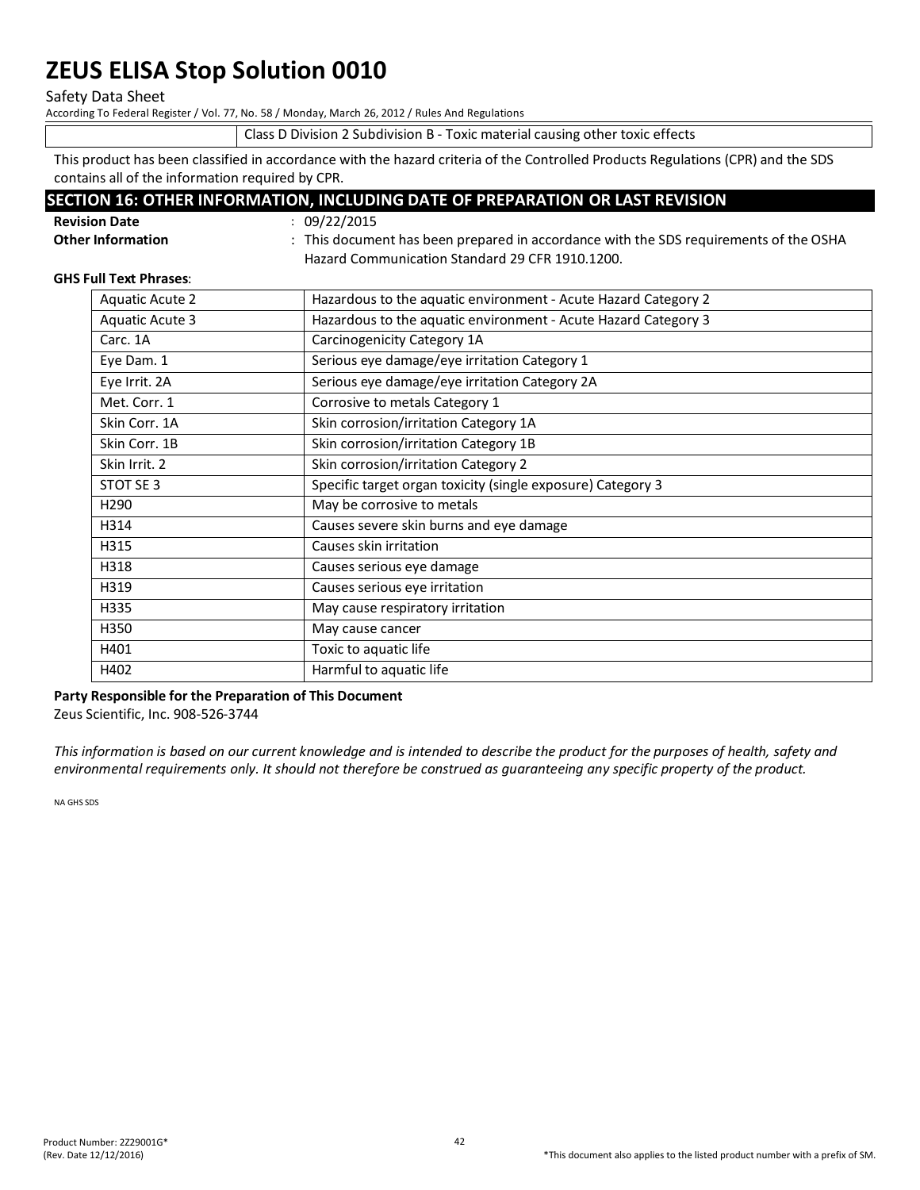# ZEUS ELISA Stop Solution 0010

Safety Data Sheet

According To Federal Register / Vol. 77, No. 58 / Monday, March 26, 2012 / Rules And Regulations

| | |
|---|---|
| | Class D Division 2 Subdivision B - Toxic material causing other toxic effects |

This product has been classified in accordance with the hazard criteria of the Controlled Products Regulations (CPR) and the SDS contains all of the information required by CPR.

## SECTION 16: OTHER INFORMATION, INCLUDING DATE OF PREPARATION OR LAST REVISION

**Revision Date** : 09/22/2015

**Other Information** : This document has been prepared in accordance with the SDS requirements of the OSHA Hazard Communication Standard 29 CFR 1910.1200.

**GHS Full Text Phrases**:

| | |
|---|---|
| Aquatic Acute 2 | Hazardous to the aquatic environment - Acute Hazard Category 2 |
| Aquatic Acute 3 | Hazardous to the aquatic environment - Acute Hazard Category 3 |
| Carc. 1A | Carcinogenicity Category 1A |
| Eye Dam. 1 | Serious eye damage/eye irritation Category 1 |
| Eye Irrit. 2A | Serious eye damage/eye irritation Category 2A |
| Met. Corr. 1 | Corrosive to metals Category 1 |
| Skin Corr. 1A | Skin corrosion/irritation Category 1A |
| Skin Corr. 1B | Skin corrosion/irritation Category 1B |
| Skin Irrit. 2 | Skin corrosion/irritation Category 2 |
| STOT SE 3 | Specific target organ toxicity (single exposure) Category 3 |
| H290 | May be corrosive to metals |
| H314 | Causes severe skin burns and eye damage |
| H315 | Causes skin irritation |
| H318 | Causes serious eye damage |
| H319 | Causes serious eye irritation |
| H335 | May cause respiratory irritation |
| H350 | May cause cancer |
| H401 | Toxic to aquatic life |
| H402 | Harmful to aquatic life |

**Party Responsible for the Preparation of This Document**

Zeus Scientific, Inc. 908-526-3744

*This information is based on our current knowledge and is intended to describe the product for the purposes of health, safety and environmental requirements only. It should not therefore be construed as guaranteeing any specific property of the product.*

NA GHS SDS

Product Number: 2Z29001G*
(Rev. Date 12/12/2016)

*This document also applies to the listed product number with a prefix of SM.